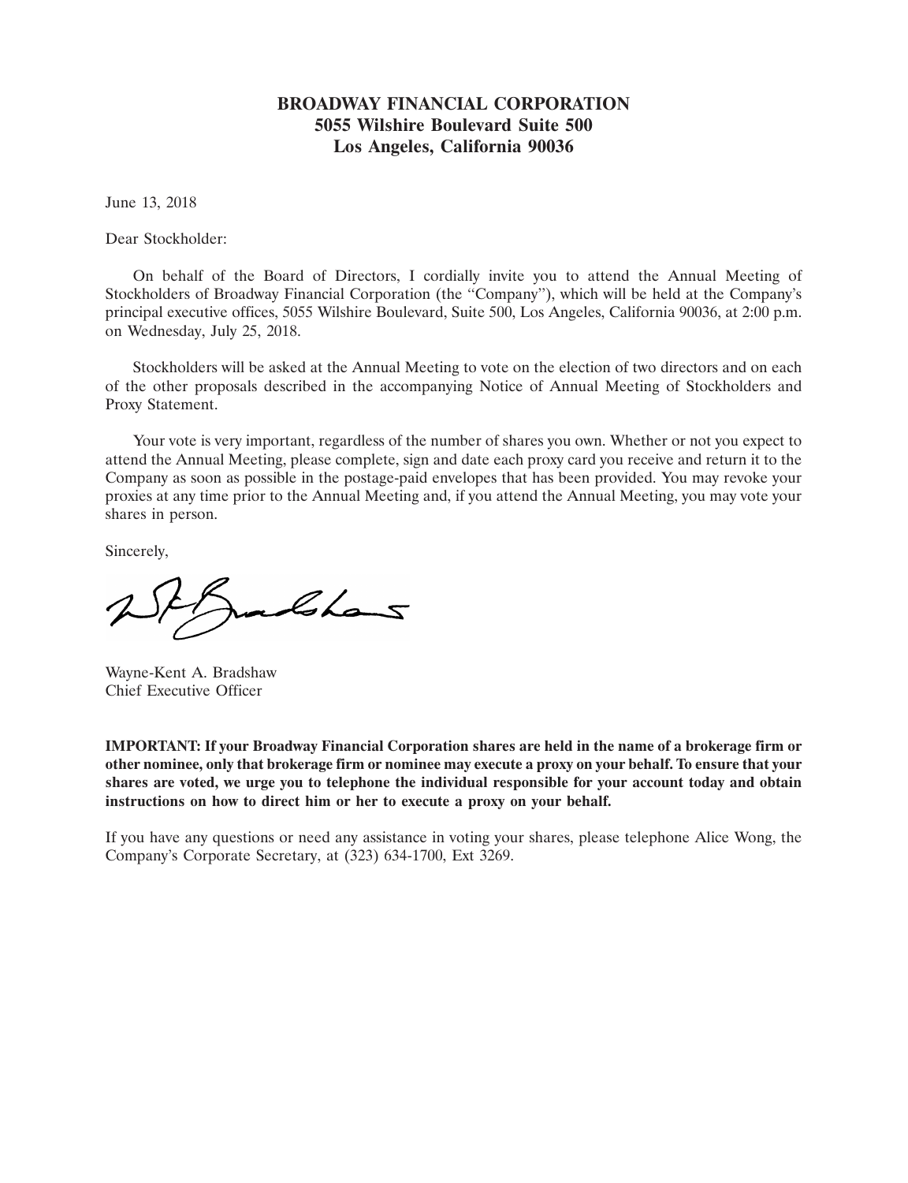**BROADWAY FINANCIAL CORPORATION**
**5055 Wilshire Boulevard Suite 500**
**Los Angeles, California 90036**

June 13, 2018

Dear Stockholder:

On behalf of the Board of Directors, I cordially invite you to attend the Annual Meeting of Stockholders of Broadway Financial Corporation (the "Company"), which will be held at the Company's principal executive offices, 5055 Wilshire Boulevard, Suite 500, Los Angeles, California 90036, at 2:00 p.m. on Wednesday, July 25, 2018.

Stockholders will be asked at the Annual Meeting to vote on the election of two directors and on each of the other proposals described in the accompanying Notice of Annual Meeting of Stockholders and Proxy Statement.

Your vote is very important, regardless of the number of shares you own. Whether or not you expect to attend the Annual Meeting, please complete, sign and date each proxy card you receive and return it to the Company as soon as possible in the postage-paid envelopes that has been provided. You may revoke your proxies at any time prior to the Annual Meeting and, if you attend the Annual Meeting, you may vote your shares in person.

Sincerely,

Wayne-Kent A. Bradshaw
Chief Executive Officer

**IMPORTANT: If your Broadway Financial Corporation shares are held in the name of a brokerage firm or other nominee, only that brokerage firm or nominee may execute a proxy on your behalf. To ensure that your shares are voted, we urge you to telephone the individual responsible for your account today and obtain instructions on how to direct him or her to execute a proxy on your behalf.**

If you have any questions or need any assistance in voting your shares, please telephone Alice Wong, the Company's Corporate Secretary, at (323) 634-1700, Ext 3269.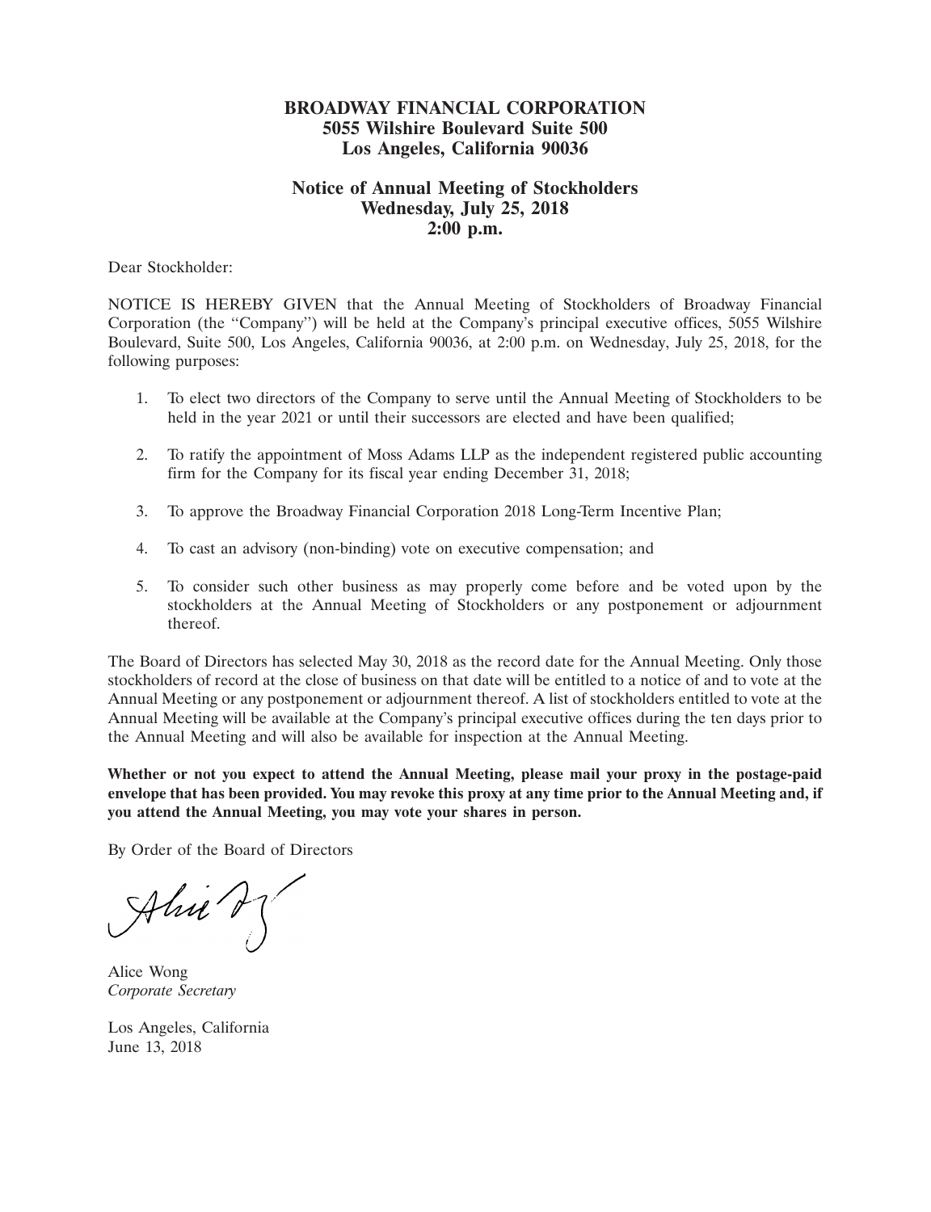**BROADWAY FINANCIAL CORPORATION**
**5055 Wilshire Boulevard Suite 500**
**Los Angeles, California 90036**

**Notice of Annual Meeting of Stockholders**
**Wednesday, July 25, 2018**
**2:00 p.m.**

Dear Stockholder:

NOTICE IS HEREBY GIVEN that the Annual Meeting of Stockholders of Broadway Financial Corporation (the "Company") will be held at the Company's principal executive offices, 5055 Wilshire Boulevard, Suite 500, Los Angeles, California 90036, at 2:00 p.m. on Wednesday, July 25, 2018, for the following purposes:

1. To elect two directors of the Company to serve until the Annual Meeting of Stockholders to be held in the year 2021 or until their successors are elected and have been qualified;

2. To ratify the appointment of Moss Adams LLP as the independent registered public accounting firm for the Company for its fiscal year ending December 31, 2018;

3. To approve the Broadway Financial Corporation 2018 Long-Term Incentive Plan;

4. To cast an advisory (non-binding) vote on executive compensation; and

5. To consider such other business as may properly come before and be voted upon by the stockholders at the Annual Meeting of Stockholders or any postponement or adjournment thereof.

The Board of Directors has selected May 30, 2018 as the record date for the Annual Meeting. Only those stockholders of record at the close of business on that date will be entitled to a notice of and to vote at the Annual Meeting or any postponement or adjournment thereof. A list of stockholders entitled to vote at the Annual Meeting will be available at the Company's principal executive offices during the ten days prior to the Annual Meeting and will also be available for inspection at the Annual Meeting.

**Whether or not you expect to attend the Annual Meeting, please mail your proxy in the postage-paid envelope that has been provided. You may revoke this proxy at any time prior to the Annual Meeting and, if you attend the Annual Meeting, you may vote your shares in person.**

By Order of the Board of Directors

Alice Wong
*Corporate Secretary*

Los Angeles, California
June 13, 2018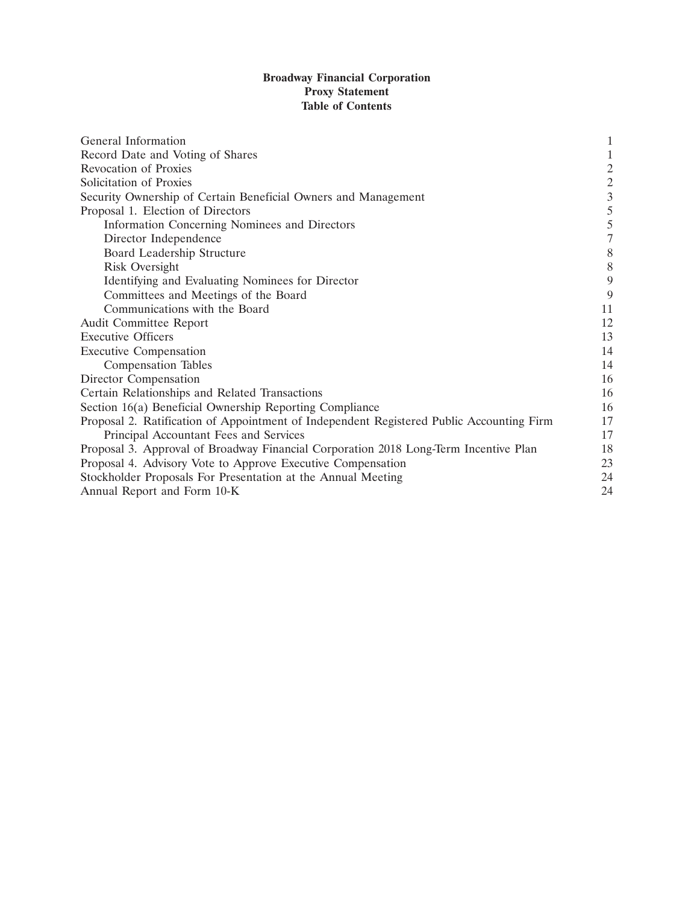**Broadway Financial Corporation**
**Proxy Statement**
**Table of Contents**

| | |
|---|---|
| General Information | 1 |
| Record Date and Voting of Shares | 1 |
| Revocation of Proxies | 2 |
| Solicitation of Proxies | 2 |
| Security Ownership of Certain Beneficial Owners and Management | 3 |
| Proposal 1. Election of Directors | 5 |
| Information Concerning Nominees and Directors | 5 |
| Director Independence | 7 |
| Board Leadership Structure | 8 |
| Risk Oversight | 8 |
| Identifying and Evaluating Nominees for Director | 9 |
| Committees and Meetings of the Board | 9 |
| Communications with the Board | 11 |
| Audit Committee Report | 12 |
| Executive Officers | 13 |
| Executive Compensation | 14 |
| Compensation Tables | 14 |
| Director Compensation | 16 |
| Certain Relationships and Related Transactions | 16 |
| Section 16(a) Beneficial Ownership Reporting Compliance | 16 |
| Proposal 2. Ratification of Appointment of Independent Registered Public Accounting Firm | 17 |
| Principal Accountant Fees and Services | 17 |
| Proposal 3. Approval of Broadway Financial Corporation 2018 Long-Term Incentive Plan | 18 |
| Proposal 4. Advisory Vote to Approve Executive Compensation | 23 |
| Stockholder Proposals For Presentation at the Annual Meeting | 24 |
| Annual Report and Form 10-K | 24 |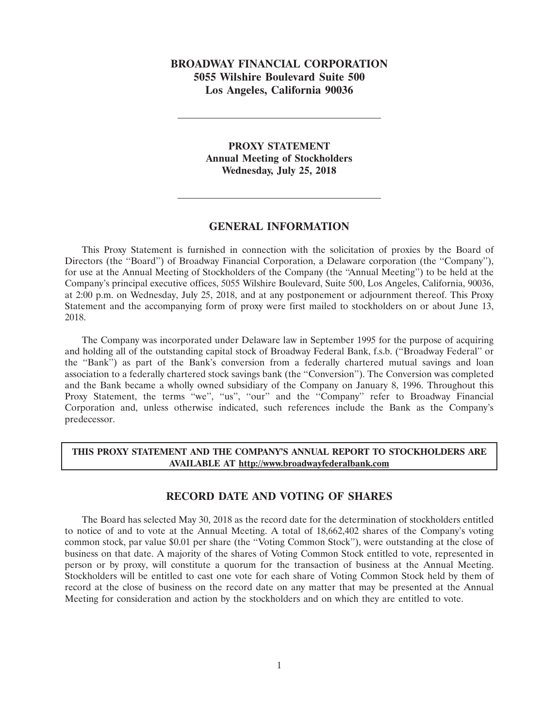**BROADWAY FINANCIAL CORPORATION**
**5055 Wilshire Boulevard Suite 500**
**Los Angeles, California 90036**

---

**PROXY STATEMENT**
**Annual Meeting of Stockholders**
**Wednesday, July 25, 2018**

---

## GENERAL INFORMATION

This Proxy Statement is furnished in connection with the solicitation of proxies by the Board of Directors (the "Board") of Broadway Financial Corporation, a Delaware corporation (the "Company"), for use at the Annual Meeting of Stockholders of the Company (the "Annual Meeting") to be held at the Company's principal executive offices, 5055 Wilshire Boulevard, Suite 500, Los Angeles, California, 90036, at 2:00 p.m. on Wednesday, July 25, 2018, and at any postponement or adjournment thereof. This Proxy Statement and the accompanying form of proxy were first mailed to stockholders on or about June 13, 2018.

The Company was incorporated under Delaware law in September 1995 for the purpose of acquiring and holding all of the outstanding capital stock of Broadway Federal Bank, f.s.b. ("Broadway Federal" or the "Bank") as part of the Bank's conversion from a federally chartered mutual savings and loan association to a federally chartered stock savings bank (the "Conversion"). The Conversion was completed and the Bank became a wholly owned subsidiary of the Company on January 8, 1996. Throughout this Proxy Statement, the terms "we", "us", "our" and the "Company" refer to Broadway Financial Corporation and, unless otherwise indicated, such references include the Bank as the Company's predecessor.

**THIS PROXY STATEMENT AND THE COMPANY'S ANNUAL REPORT TO STOCKHOLDERS ARE AVAILABLE AT http://www.broadwayfederalbank.com**

## RECORD DATE AND VOTING OF SHARES

The Board has selected May 30, 2018 as the record date for the determination of stockholders entitled to notice of and to vote at the Annual Meeting. A total of 18,662,402 shares of the Company's voting common stock, par value $0.01 per share (the "Voting Common Stock"), were outstanding at the close of business on that date. A majority of the shares of Voting Common Stock entitled to vote, represented in person or by proxy, will constitute a quorum for the transaction of business at the Annual Meeting. Stockholders will be entitled to cast one vote for each share of Voting Common Stock held by them of record at the close of business on the record date on any matter that may be presented at the Annual Meeting for consideration and action by the stockholders and on which they are entitled to vote.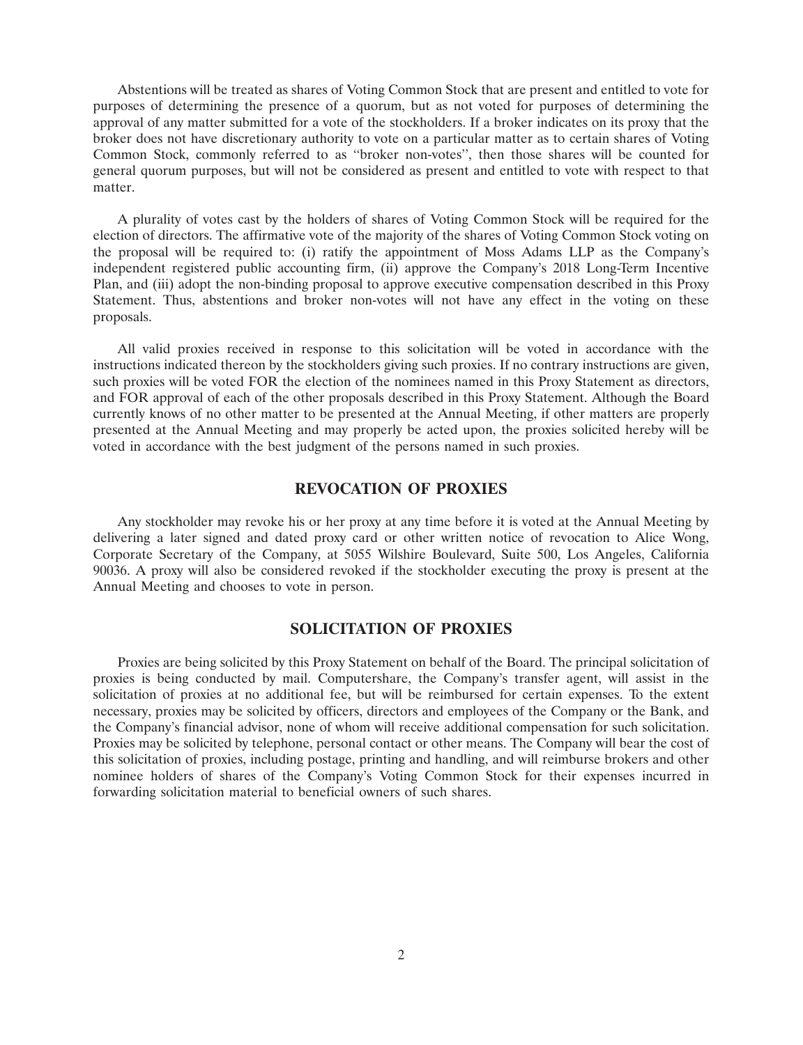Abstentions will be treated as shares of Voting Common Stock that are present and entitled to vote for purposes of determining the presence of a quorum, but as not voted for purposes of determining the approval of any matter submitted for a vote of the stockholders. If a broker indicates on its proxy that the broker does not have discretionary authority to vote on a particular matter as to certain shares of Voting Common Stock, commonly referred to as ''broker non-votes'', then those shares will be counted for general quorum purposes, but will not be considered as present and entitled to vote with respect to that matter.

A plurality of votes cast by the holders of shares of Voting Common Stock will be required for the election of directors. The affirmative vote of the majority of the shares of Voting Common Stock voting on the proposal will be required to: (i) ratify the appointment of Moss Adams LLP as the Company's independent registered public accounting firm, (ii) approve the Company's 2018 Long-Term Incentive Plan, and (iii) adopt the non-binding proposal to approve executive compensation described in this Proxy Statement. Thus, abstentions and broker non-votes will not have any effect in the voting on these proposals.

All valid proxies received in response to this solicitation will be voted in accordance with the instructions indicated thereon by the stockholders giving such proxies. If no contrary instructions are given, such proxies will be voted FOR the election of the nominees named in this Proxy Statement as directors, and FOR approval of each of the other proposals described in this Proxy Statement. Although the Board currently knows of no other matter to be presented at the Annual Meeting, if other matters are properly presented at the Annual Meeting and may properly be acted upon, the proxies solicited hereby will be voted in accordance with the best judgment of the persons named in such proxies.

## REVOCATION OF PROXIES

Any stockholder may revoke his or her proxy at any time before it is voted at the Annual Meeting by delivering a later signed and dated proxy card or other written notice of revocation to Alice Wong, Corporate Secretary of the Company, at 5055 Wilshire Boulevard, Suite 500, Los Angeles, California 90036. A proxy will also be considered revoked if the stockholder executing the proxy is present at the Annual Meeting and chooses to vote in person.

## SOLICITATION OF PROXIES

Proxies are being solicited by this Proxy Statement on behalf of the Board. The principal solicitation of proxies is being conducted by mail. Computershare, the Company's transfer agent, will assist in the solicitation of proxies at no additional fee, but will be reimbursed for certain expenses. To the extent necessary, proxies may be solicited by officers, directors and employees of the Company or the Bank, and the Company's financial advisor, none of whom will receive additional compensation for such solicitation. Proxies may be solicited by telephone, personal contact or other means. The Company will bear the cost of this solicitation of proxies, including postage, printing and handling, and will reimburse brokers and other nominee holders of shares of the Company's Voting Common Stock for their expenses incurred in forwarding solicitation material to beneficial owners of such shares.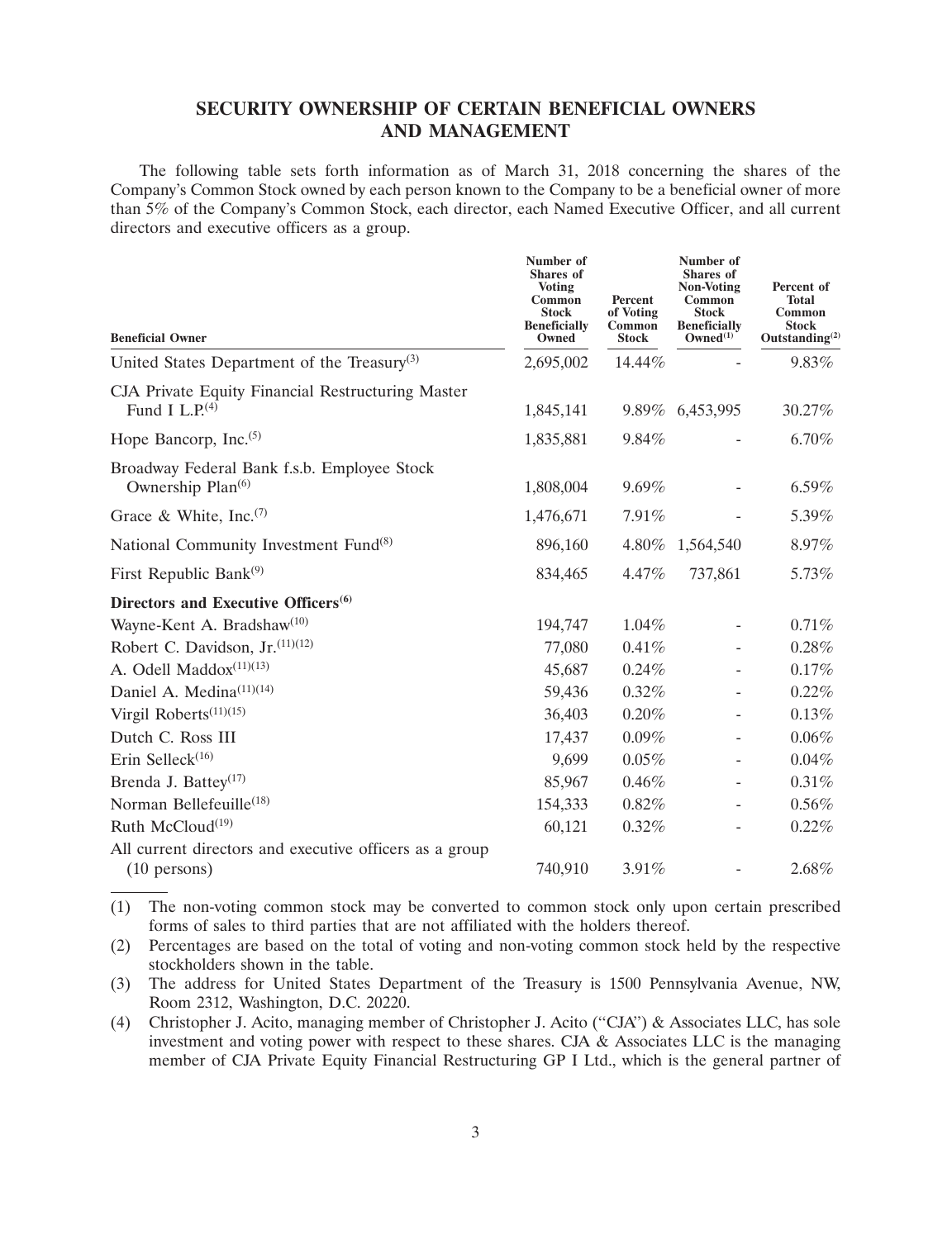## SECURITY OWNERSHIP OF CERTAIN BENEFICIAL OWNERS AND MANAGEMENT

The following table sets forth information as of March 31, 2018 concerning the shares of the Company's Common Stock owned by each person known to the Company to be a beneficial owner of more than 5% of the Company's Common Stock, each director, each Named Executive Officer, and all current directors and executive officers as a group.

| Beneficial Owner | Number of Shares of Voting Common Stock Beneficially Owned | Percent of Voting Common Stock | Number of Shares of Non-Voting Common Stock Beneficially Owned[(1)] | Percent of Total Common Stock Outstanding[(2)] |
|---|---|---|---|---|
| United States Department of the Treasury[(3)] | 2,695,002 | 14.44% | - | 9.83% |
| CJA Private Equity Financial Restructuring Master Fund I L.P.[(4)] | 1,845,141 | 9.89% | 6,453,995 | 30.27% |
| Hope Bancorp, Inc.[(5)] | 1,835,881 | 9.84% | - | 6.70% |
| Broadway Federal Bank f.s.b. Employee Stock Ownership Plan[(6)] | 1,808,004 | 9.69% | - | 6.59% |
| Grace & White, Inc.[(7)] | 1,476,671 | 7.91% | - | 5.39% |
| National Community Investment Fund[(8)] | 896,160 | 4.80% | 1,564,540 | 8.97% |
| First Republic Bank[(9)] | 834,465 | 4.47% | 737,861 | 5.73% |
| **Directors and Executive Officers[(6)]** | | | | |
| Wayne-Kent A. Bradshaw[(10)] | 194,747 | 1.04% | - | 0.71% |
| Robert C. Davidson, Jr.[(11)(12)] | 77,080 | 0.41% | - | 0.28% |
| A. Odell Maddox[(11)(13)] | 45,687 | 0.24% | - | 0.17% |
| Daniel A. Medina[(11)(14)] | 59,436 | 0.32% | - | 0.22% |
| Virgil Roberts[(11)(15)] | 36,403 | 0.20% | - | 0.13% |
| Dutch C. Ross III | 17,437 | 0.09% | - | 0.06% |
| Erin Selleck[(16)] | 9,699 | 0.05% | - | 0.04% |
| Brenda J. Battey[(17)] | 85,967 | 0.46% | - | 0.31% |
| Norman Bellefeuille[(18)] | 154,333 | 0.82% | - | 0.56% |
| Ruth McCloud[(19)] | 60,121 | 0.32% | - | 0.22% |
| All current directors and executive officers as a group (10 persons) | 740,910 | 3.91% | - | 2.68% |

(1) The non-voting common stock may be converted to common stock only upon certain prescribed forms of sales to third parties that are not affiliated with the holders thereof.

(2) Percentages are based on the total of voting and non-voting common stock held by the respective stockholders shown in the table.

(3) The address for United States Department of the Treasury is 1500 Pennsylvania Avenue, NW, Room 2312, Washington, D.C. 20220.

(4) Christopher J. Acito, managing member of Christopher J. Acito ("CJA") & Associates LLC, has sole investment and voting power with respect to these shares. CJA & Associates LLC is the managing member of CJA Private Equity Financial Restructuring GP I Ltd., which is the general partner of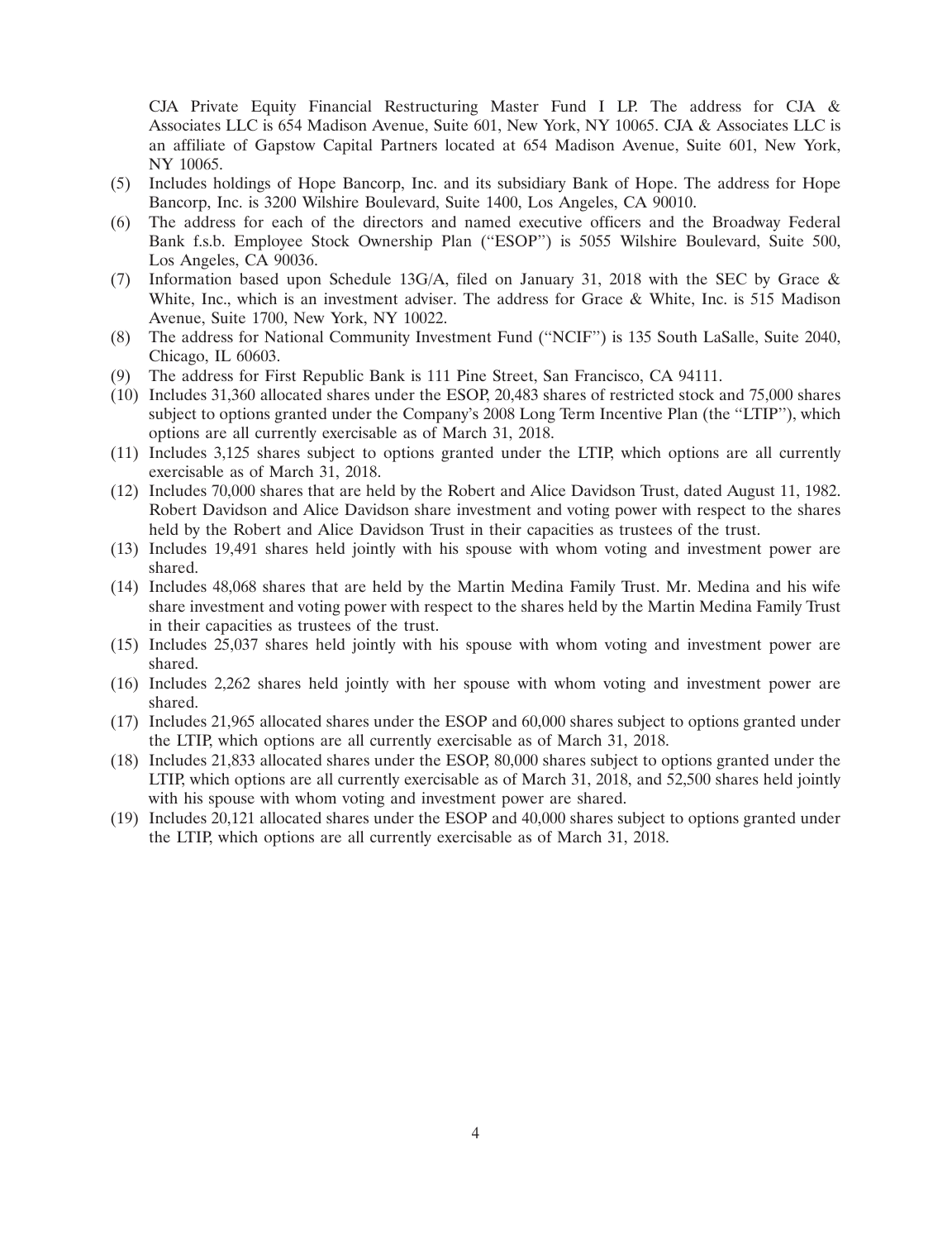CJA Private Equity Financial Restructuring Master Fund I LP. The address for CJA & Associates LLC is 654 Madison Avenue, Suite 601, New York, NY 10065. CJA & Associates LLC is an affiliate of Gapstow Capital Partners located at 654 Madison Avenue, Suite 601, New York, NY 10065.

(5) Includes holdings of Hope Bancorp, Inc. and its subsidiary Bank of Hope. The address for Hope Bancorp, Inc. is 3200 Wilshire Boulevard, Suite 1400, Los Angeles, CA 90010.

(6) The address for each of the directors and named executive officers and the Broadway Federal Bank f.s.b. Employee Stock Ownership Plan ("ESOP") is 5055 Wilshire Boulevard, Suite 500, Los Angeles, CA 90036.

(7) Information based upon Schedule 13G/A, filed on January 31, 2018 with the SEC by Grace & White, Inc., which is an investment adviser. The address for Grace & White, Inc. is 515 Madison Avenue, Suite 1700, New York, NY 10022.

(8) The address for National Community Investment Fund ("NCIF") is 135 South LaSalle, Suite 2040, Chicago, IL 60603.

(9) The address for First Republic Bank is 111 Pine Street, San Francisco, CA 94111.

(10) Includes 31,360 allocated shares under the ESOP, 20,483 shares of restricted stock and 75,000 shares subject to options granted under the Company's 2008 Long Term Incentive Plan (the "LTIP"), which options are all currently exercisable as of March 31, 2018.

(11) Includes 3,125 shares subject to options granted under the LTIP, which options are all currently exercisable as of March 31, 2018.

(12) Includes 70,000 shares that are held by the Robert and Alice Davidson Trust, dated August 11, 1982. Robert Davidson and Alice Davidson share investment and voting power with respect to the shares held by the Robert and Alice Davidson Trust in their capacities as trustees of the trust.

(13) Includes 19,491 shares held jointly with his spouse with whom voting and investment power are shared.

(14) Includes 48,068 shares that are held by the Martin Medina Family Trust. Mr. Medina and his wife share investment and voting power with respect to the shares held by the Martin Medina Family Trust in their capacities as trustees of the trust.

(15) Includes 25,037 shares held jointly with his spouse with whom voting and investment power are shared.

(16) Includes 2,262 shares held jointly with her spouse with whom voting and investment power are shared.

(17) Includes 21,965 allocated shares under the ESOP and 60,000 shares subject to options granted under the LTIP, which options are all currently exercisable as of March 31, 2018.

(18) Includes 21,833 allocated shares under the ESOP, 80,000 shares subject to options granted under the LTIP, which options are all currently exercisable as of March 31, 2018, and 52,500 shares held jointly with his spouse with whom voting and investment power are shared.

(19) Includes 20,121 allocated shares under the ESOP and 40,000 shares subject to options granted under the LTIP, which options are all currently exercisable as of March 31, 2018.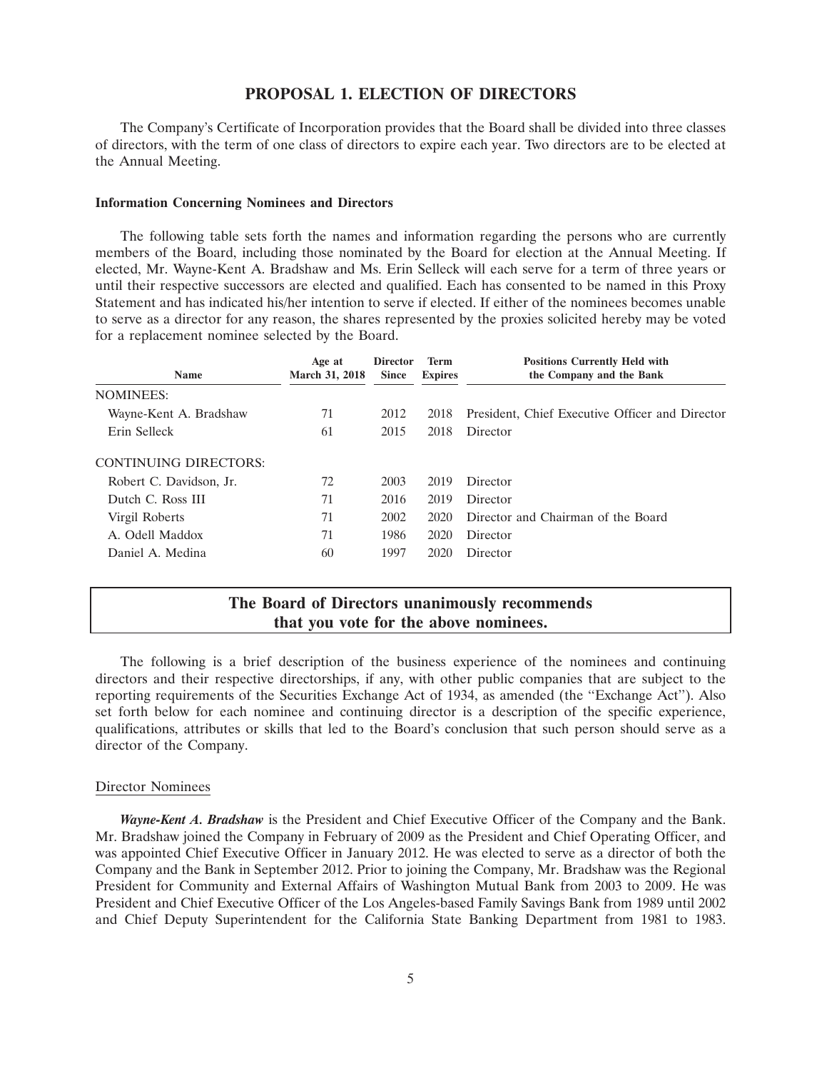## PROPOSAL 1. ELECTION OF DIRECTORS

The Company's Certificate of Incorporation provides that the Board shall be divided into three classes of directors, with the term of one class of directors to expire each year. Two directors are to be elected at the Annual Meeting.

### Information Concerning Nominees and Directors

The following table sets forth the names and information regarding the persons who are currently members of the Board, including those nominated by the Board for election at the Annual Meeting. If elected, Mr. Wayne-Kent A. Bradshaw and Ms. Erin Selleck will each serve for a term of three years or until their respective successors are elected and qualified. Each has consented to be named in this Proxy Statement and has indicated his/her intention to serve if elected. If either of the nominees becomes unable to serve as a director for any reason, the shares represented by the proxies solicited hereby may be voted for a replacement nominee selected by the Board.

| Name | Age at March 31, 2018 | Director Since | Term Expires | Positions Currently Held with the Company and the Bank |
|---|---|---|---|---|
| NOMINEES: | | | | |
| Wayne-Kent A. Bradshaw | 71 | 2012 | 2018 | President, Chief Executive Officer and Director |
| Erin Selleck | 61 | 2015 | 2018 | Director |
| CONTINUING DIRECTORS: | | | | |
| Robert C. Davidson, Jr. | 72 | 2003 | 2019 | Director |
| Dutch C. Ross III | 71 | 2016 | 2019 | Director |
| Virgil Roberts | 71 | 2002 | 2020 | Director and Chairman of the Board |
| A. Odell Maddox | 71 | 1986 | 2020 | Director |
| Daniel A. Medina | 60 | 1997 | 2020 | Director |

**The Board of Directors unanimously recommends that you vote for the above nominees.**

The following is a brief description of the business experience of the nominees and continuing directors and their respective directorships, if any, with other public companies that are subject to the reporting requirements of the Securities Exchange Act of 1934, as amended (the "Exchange Act"). Also set forth below for each nominee and continuing director is a description of the specific experience, qualifications, attributes or skills that led to the Board's conclusion that such person should serve as a director of the Company.

#### Director Nominees

***Wayne-Kent A. Bradshaw*** is the President and Chief Executive Officer of the Company and the Bank. Mr. Bradshaw joined the Company in February of 2009 as the President and Chief Operating Officer, and was appointed Chief Executive Officer in January 2012. He was elected to serve as a director of both the Company and the Bank in September 2012. Prior to joining the Company, Mr. Bradshaw was the Regional President for Community and External Affairs of Washington Mutual Bank from 2003 to 2009. He was President and Chief Executive Officer of the Los Angeles-based Family Savings Bank from 1989 until 2002 and Chief Deputy Superintendent for the California State Banking Department from 1981 to 1983.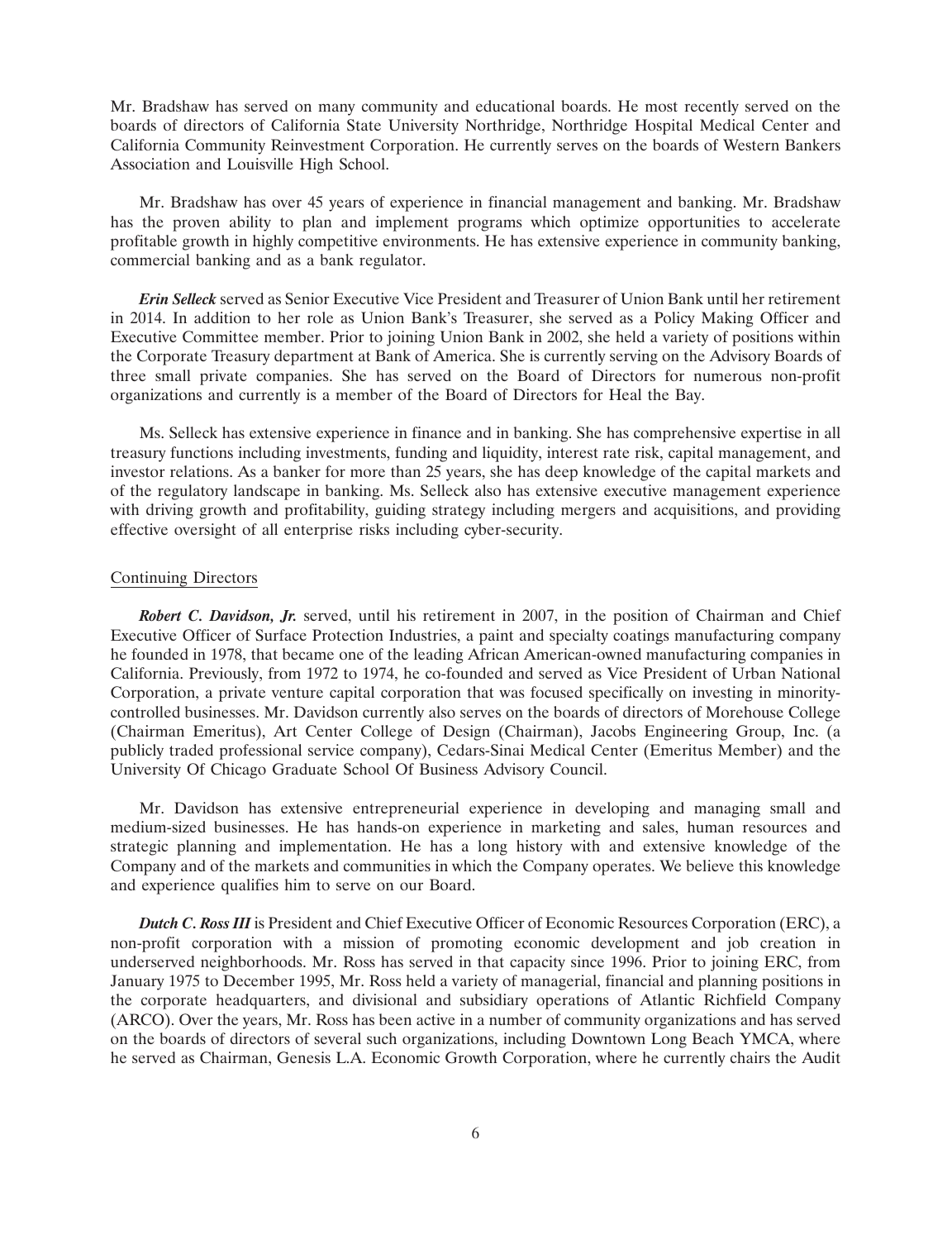Mr. Bradshaw has served on many community and educational boards. He most recently served on the boards of directors of California State University Northridge, Northridge Hospital Medical Center and California Community Reinvestment Corporation. He currently serves on the boards of Western Bankers Association and Louisville High School.

Mr. Bradshaw has over 45 years of experience in financial management and banking. Mr. Bradshaw has the proven ability to plan and implement programs which optimize opportunities to accelerate profitable growth in highly competitive environments. He has extensive experience in community banking, commercial banking and as a bank regulator.

***Erin Selleck*** served as Senior Executive Vice President and Treasurer of Union Bank until her retirement in 2014. In addition to her role as Union Bank's Treasurer, she served as a Policy Making Officer and Executive Committee member. Prior to joining Union Bank in 2002, she held a variety of positions within the Corporate Treasury department at Bank of America. She is currently serving on the Advisory Boards of three small private companies. She has served on the Board of Directors for numerous non-profit organizations and currently is a member of the Board of Directors for Heal the Bay.

Ms. Selleck has extensive experience in finance and in banking. She has comprehensive expertise in all treasury functions including investments, funding and liquidity, interest rate risk, capital management, and investor relations. As a banker for more than 25 years, she has deep knowledge of the capital markets and of the regulatory landscape in banking. Ms. Selleck also has extensive executive management experience with driving growth and profitability, guiding strategy including mergers and acquisitions, and providing effective oversight of all enterprise risks including cyber-security.

Continuing Directors

***Robert C. Davidson, Jr.*** served, until his retirement in 2007, in the position of Chairman and Chief Executive Officer of Surface Protection Industries, a paint and specialty coatings manufacturing company he founded in 1978, that became one of the leading African American-owned manufacturing companies in California. Previously, from 1972 to 1974, he co-founded and served as Vice President of Urban National Corporation, a private venture capital corporation that was focused specifically on investing in minority-controlled businesses. Mr. Davidson currently also serves on the boards of directors of Morehouse College (Chairman Emeritus), Art Center College of Design (Chairman), Jacobs Engineering Group, Inc. (a publicly traded professional service company), Cedars-Sinai Medical Center (Emeritus Member) and the University Of Chicago Graduate School Of Business Advisory Council.

Mr. Davidson has extensive entrepreneurial experience in developing and managing small and medium-sized businesses. He has hands-on experience in marketing and sales, human resources and strategic planning and implementation. He has a long history with and extensive knowledge of the Company and of the markets and communities in which the Company operates. We believe this knowledge and experience qualifies him to serve on our Board.

***Dutch C. Ross III*** is President and Chief Executive Officer of Economic Resources Corporation (ERC), a non-profit corporation with a mission of promoting economic development and job creation in underserved neighborhoods. Mr. Ross has served in that capacity since 1996. Prior to joining ERC, from January 1975 to December 1995, Mr. Ross held a variety of managerial, financial and planning positions in the corporate headquarters, and divisional and subsidiary operations of Atlantic Richfield Company (ARCO). Over the years, Mr. Ross has been active in a number of community organizations and has served on the boards of directors of several such organizations, including Downtown Long Beach YMCA, where he served as Chairman, Genesis L.A. Economic Growth Corporation, where he currently chairs the Audit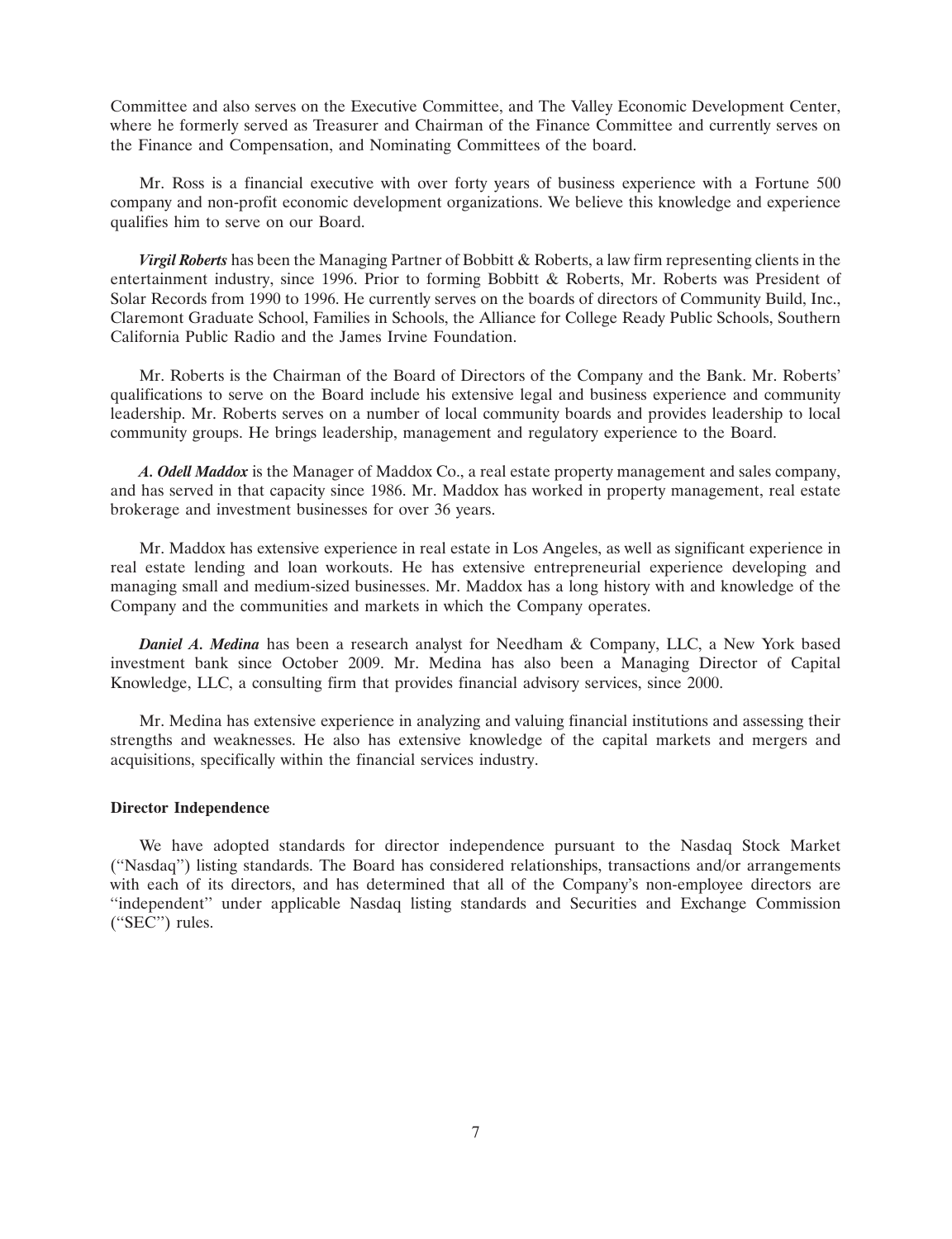Committee and also serves on the Executive Committee, and The Valley Economic Development Center, where he formerly served as Treasurer and Chairman of the Finance Committee and currently serves on the Finance and Compensation, and Nominating Committees of the board.

Mr. Ross is a financial executive with over forty years of business experience with a Fortune 500 company and non-profit economic development organizations. We believe this knowledge and experience qualifies him to serve on our Board.

***Virgil Roberts*** has been the Managing Partner of Bobbitt & Roberts, a law firm representing clients in the entertainment industry, since 1996. Prior to forming Bobbitt & Roberts, Mr. Roberts was President of Solar Records from 1990 to 1996. He currently serves on the boards of directors of Community Build, Inc., Claremont Graduate School, Families in Schools, the Alliance for College Ready Public Schools, Southern California Public Radio and the James Irvine Foundation.

Mr. Roberts is the Chairman of the Board of Directors of the Company and the Bank. Mr. Roberts' qualifications to serve on the Board include his extensive legal and business experience and community leadership. Mr. Roberts serves on a number of local community boards and provides leadership to local community groups. He brings leadership, management and regulatory experience to the Board.

***A. Odell Maddox*** is the Manager of Maddox Co., a real estate property management and sales company, and has served in that capacity since 1986. Mr. Maddox has worked in property management, real estate brokerage and investment businesses for over 36 years.

Mr. Maddox has extensive experience in real estate in Los Angeles, as well as significant experience in real estate lending and loan workouts. He has extensive entrepreneurial experience developing and managing small and medium-sized businesses. Mr. Maddox has a long history with and knowledge of the Company and the communities and markets in which the Company operates.

***Daniel A. Medina*** has been a research analyst for Needham & Company, LLC, a New York based investment bank since October 2009. Mr. Medina has also been a Managing Director of Capital Knowledge, LLC, a consulting firm that provides financial advisory services, since 2000.

Mr. Medina has extensive experience in analyzing and valuing financial institutions and assessing their strengths and weaknesses. He also has extensive knowledge of the capital markets and mergers and acquisitions, specifically within the financial services industry.

**Director Independence**

We have adopted standards for director independence pursuant to the Nasdaq Stock Market ("Nasdaq") listing standards. The Board has considered relationships, transactions and/or arrangements with each of its directors, and has determined that all of the Company's non-employee directors are "independent" under applicable Nasdaq listing standards and Securities and Exchange Commission ("SEC") rules.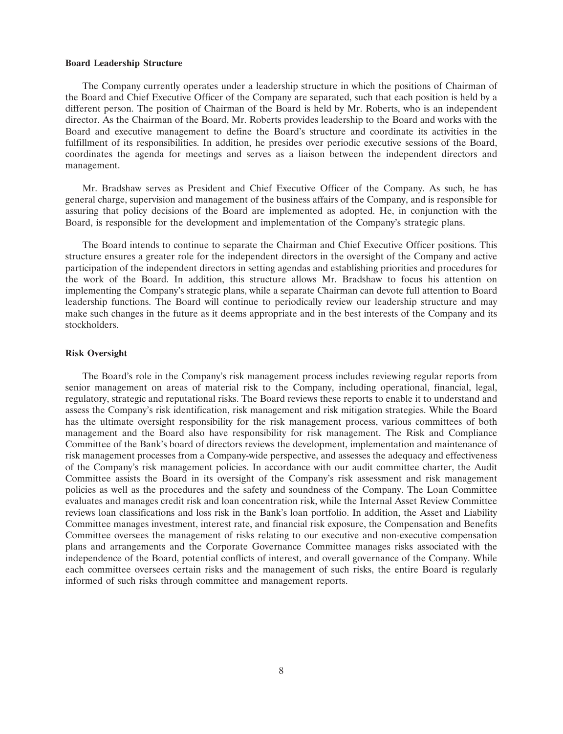**Board Leadership Structure**

The Company currently operates under a leadership structure in which the positions of Chairman of the Board and Chief Executive Officer of the Company are separated, such that each position is held by a different person. The position of Chairman of the Board is held by Mr. Roberts, who is an independent director. As the Chairman of the Board, Mr. Roberts provides leadership to the Board and works with the Board and executive management to define the Board's structure and coordinate its activities in the fulfillment of its responsibilities. In addition, he presides over periodic executive sessions of the Board, coordinates the agenda for meetings and serves as a liaison between the independent directors and management.

Mr. Bradshaw serves as President and Chief Executive Officer of the Company. As such, he has general charge, supervision and management of the business affairs of the Company, and is responsible for assuring that policy decisions of the Board are implemented as adopted. He, in conjunction with the Board, is responsible for the development and implementation of the Company's strategic plans.

The Board intends to continue to separate the Chairman and Chief Executive Officer positions. This structure ensures a greater role for the independent directors in the oversight of the Company and active participation of the independent directors in setting agendas and establishing priorities and procedures for the work of the Board. In addition, this structure allows Mr. Bradshaw to focus his attention on implementing the Company's strategic plans, while a separate Chairman can devote full attention to Board leadership functions. The Board will continue to periodically review our leadership structure and may make such changes in the future as it deems appropriate and in the best interests of the Company and its stockholders.

**Risk Oversight**

The Board's role in the Company's risk management process includes reviewing regular reports from senior management on areas of material risk to the Company, including operational, financial, legal, regulatory, strategic and reputational risks. The Board reviews these reports to enable it to understand and assess the Company's risk identification, risk management and risk mitigation strategies. While the Board has the ultimate oversight responsibility for the risk management process, various committees of both management and the Board also have responsibility for risk management. The Risk and Compliance Committee of the Bank's board of directors reviews the development, implementation and maintenance of risk management processes from a Company-wide perspective, and assesses the adequacy and effectiveness of the Company's risk management policies. In accordance with our audit committee charter, the Audit Committee assists the Board in its oversight of the Company's risk assessment and risk management policies as well as the procedures and the safety and soundness of the Company. The Loan Committee evaluates and manages credit risk and loan concentration risk, while the Internal Asset Review Committee reviews loan classifications and loss risk in the Bank's loan portfolio. In addition, the Asset and Liability Committee manages investment, interest rate, and financial risk exposure, the Compensation and Benefits Committee oversees the management of risks relating to our executive and non-executive compensation plans and arrangements and the Corporate Governance Committee manages risks associated with the independence of the Board, potential conflicts of interest, and overall governance of the Company. While each committee oversees certain risks and the management of such risks, the entire Board is regularly informed of such risks through committee and management reports.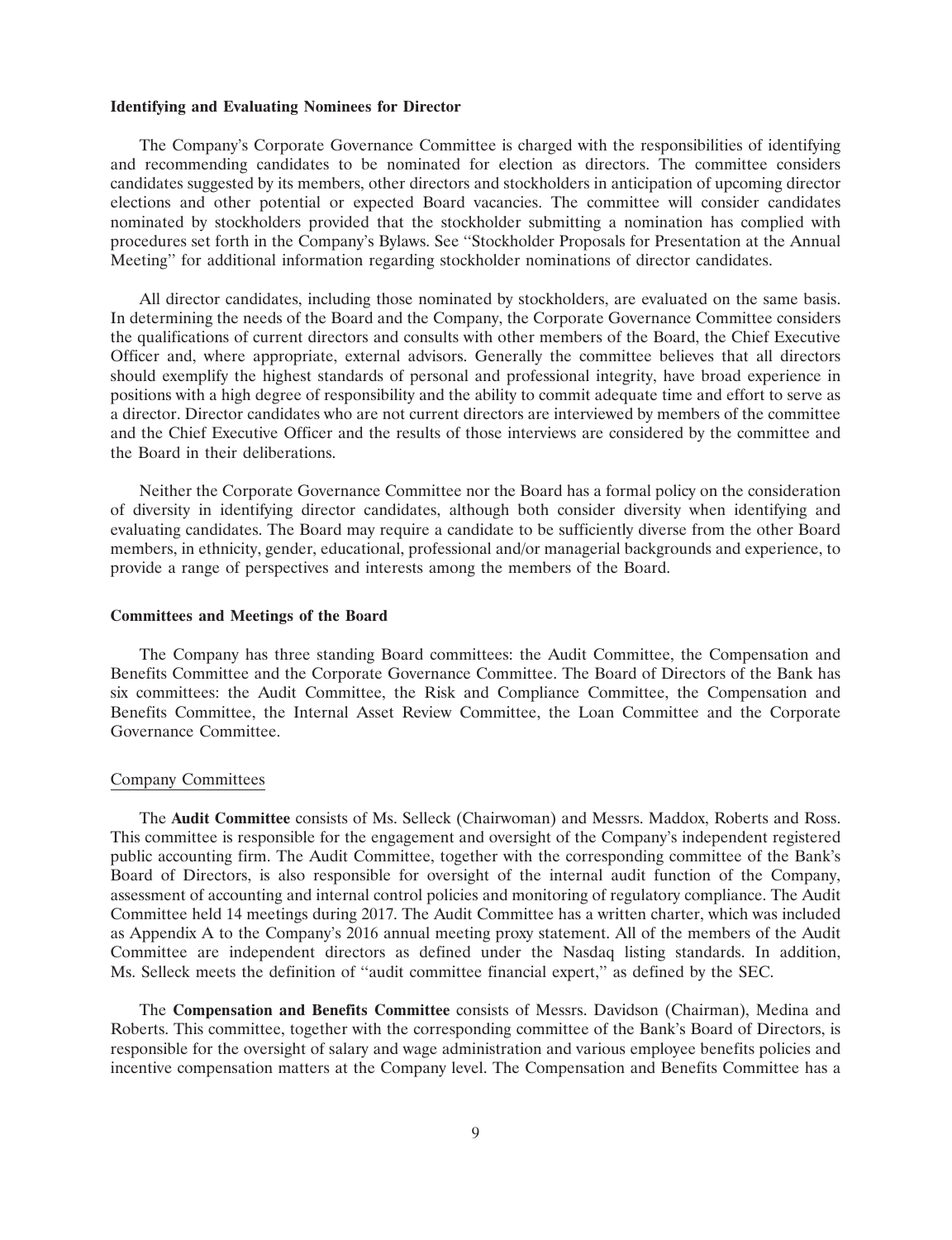### Identifying and Evaluating Nominees for Director

The Company's Corporate Governance Committee is charged with the responsibilities of identifying and recommending candidates to be nominated for election as directors. The committee considers candidates suggested by its members, other directors and stockholders in anticipation of upcoming director elections and other potential or expected Board vacancies. The committee will consider candidates nominated by stockholders provided that the stockholder submitting a nomination has complied with procedures set forth in the Company's Bylaws. See ''Stockholder Proposals for Presentation at the Annual Meeting'' for additional information regarding stockholder nominations of director candidates.

All director candidates, including those nominated by stockholders, are evaluated on the same basis. In determining the needs of the Board and the Company, the Corporate Governance Committee considers the qualifications of current directors and consults with other members of the Board, the Chief Executive Officer and, where appropriate, external advisors. Generally the committee believes that all directors should exemplify the highest standards of personal and professional integrity, have broad experience in positions with a high degree of responsibility and the ability to commit adequate time and effort to serve as a director. Director candidates who are not current directors are interviewed by members of the committee and the Chief Executive Officer and the results of those interviews are considered by the committee and the Board in their deliberations.

Neither the Corporate Governance Committee nor the Board has a formal policy on the consideration of diversity in identifying director candidates, although both consider diversity when identifying and evaluating candidates. The Board may require a candidate to be sufficiently diverse from the other Board members, in ethnicity, gender, educational, professional and/or managerial backgrounds and experience, to provide a range of perspectives and interests among the members of the Board.

### Committees and Meetings of the Board

The Company has three standing Board committees: the Audit Committee, the Compensation and Benefits Committee and the Corporate Governance Committee. The Board of Directors of the Bank has six committees: the Audit Committee, the Risk and Compliance Committee, the Compensation and Benefits Committee, the Internal Asset Review Committee, the Loan Committee and the Corporate Governance Committee.

#### Company Committees

The **Audit Committee** consists of Ms. Selleck (Chairwoman) and Messrs. Maddox, Roberts and Ross. This committee is responsible for the engagement and oversight of the Company's independent registered public accounting firm. The Audit Committee, together with the corresponding committee of the Bank's Board of Directors, is also responsible for oversight of the internal audit function of the Company, assessment of accounting and internal control policies and monitoring of regulatory compliance. The Audit Committee held 14 meetings during 2017. The Audit Committee has a written charter, which was included as Appendix A to the Company's 2016 annual meeting proxy statement. All of the members of the Audit Committee are independent directors as defined under the Nasdaq listing standards. In addition, Ms. Selleck meets the definition of ''audit committee financial expert,'' as defined by the SEC.

The **Compensation and Benefits Committee** consists of Messrs. Davidson (Chairman), Medina and Roberts. This committee, together with the corresponding committee of the Bank's Board of Directors, is responsible for the oversight of salary and wage administration and various employee benefits policies and incentive compensation matters at the Company level. The Compensation and Benefits Committee has a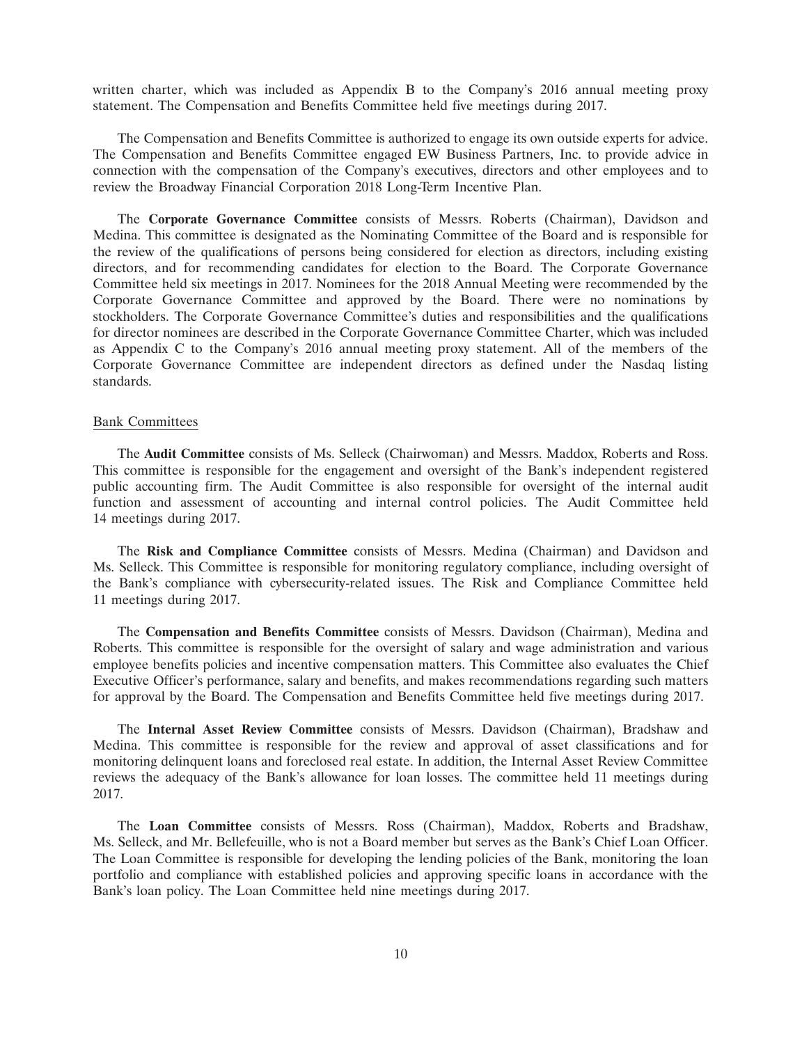written charter, which was included as Appendix B to the Company's 2016 annual meeting proxy statement. The Compensation and Benefits Committee held five meetings during 2017.

The Compensation and Benefits Committee is authorized to engage its own outside experts for advice. The Compensation and Benefits Committee engaged EW Business Partners, Inc. to provide advice in connection with the compensation of the Company's executives, directors and other employees and to review the Broadway Financial Corporation 2018 Long-Term Incentive Plan.

The **Corporate Governance Committee** consists of Messrs. Roberts (Chairman), Davidson and Medina. This committee is designated as the Nominating Committee of the Board and is responsible for the review of the qualifications of persons being considered for election as directors, including existing directors, and for recommending candidates for election to the Board. The Corporate Governance Committee held six meetings in 2017. Nominees for the 2018 Annual Meeting were recommended by the Corporate Governance Committee and approved by the Board. There were no nominations by stockholders. The Corporate Governance Committee's duties and responsibilities and the qualifications for director nominees are described in the Corporate Governance Committee Charter, which was included as Appendix C to the Company's 2016 annual meeting proxy statement. All of the members of the Corporate Governance Committee are independent directors as defined under the Nasdaq listing standards.

Bank Committees

The **Audit Committee** consists of Ms. Selleck (Chairwoman) and Messrs. Maddox, Roberts and Ross. This committee is responsible for the engagement and oversight of the Bank's independent registered public accounting firm. The Audit Committee is also responsible for oversight of the internal audit function and assessment of accounting and internal control policies. The Audit Committee held 14 meetings during 2017.

The **Risk and Compliance Committee** consists of Messrs. Medina (Chairman) and Davidson and Ms. Selleck. This Committee is responsible for monitoring regulatory compliance, including oversight of the Bank's compliance with cybersecurity-related issues. The Risk and Compliance Committee held 11 meetings during 2017.

The **Compensation and Benefits Committee** consists of Messrs. Davidson (Chairman), Medina and Roberts. This committee is responsible for the oversight of salary and wage administration and various employee benefits policies and incentive compensation matters. This Committee also evaluates the Chief Executive Officer's performance, salary and benefits, and makes recommendations regarding such matters for approval by the Board. The Compensation and Benefits Committee held five meetings during 2017.

The **Internal Asset Review Committee** consists of Messrs. Davidson (Chairman), Bradshaw and Medina. This committee is responsible for the review and approval of asset classifications and for monitoring delinquent loans and foreclosed real estate. In addition, the Internal Asset Review Committee reviews the adequacy of the Bank's allowance for loan losses. The committee held 11 meetings during 2017.

The **Loan Committee** consists of Messrs. Ross (Chairman), Maddox, Roberts and Bradshaw, Ms. Selleck, and Mr. Bellefeuille, who is not a Board member but serves as the Bank's Chief Loan Officer. The Loan Committee is responsible for developing the lending policies of the Bank, monitoring the loan portfolio and compliance with established policies and approving specific loans in accordance with the Bank's loan policy. The Loan Committee held nine meetings during 2017.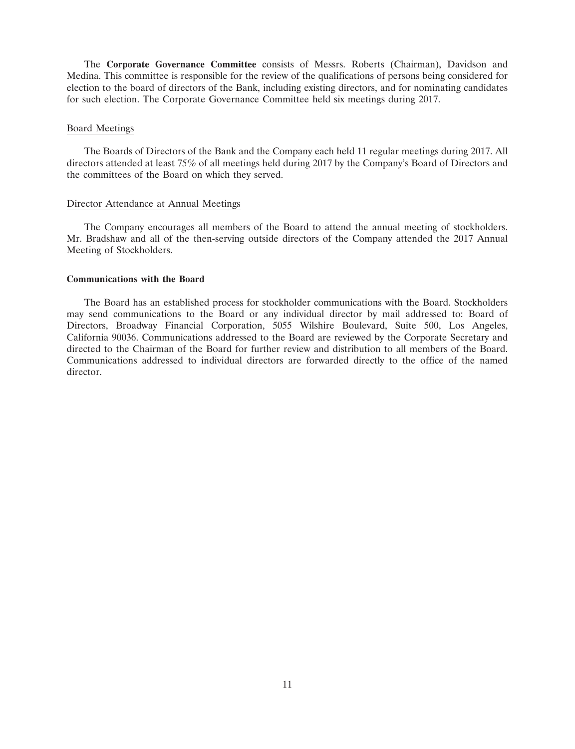The **Corporate Governance Committee** consists of Messrs. Roberts (Chairman), Davidson and Medina. This committee is responsible for the review of the qualifications of persons being considered for election to the board of directors of the Bank, including existing directors, and for nominating candidates for such election. The Corporate Governance Committee held six meetings during 2017.

### Board Meetings

The Boards of Directors of the Bank and the Company each held 11 regular meetings during 2017. All directors attended at least 75% of all meetings held during 2017 by the Company's Board of Directors and the committees of the Board on which they served.

### Director Attendance at Annual Meetings

The Company encourages all members of the Board to attend the annual meeting of stockholders. Mr. Bradshaw and all of the then-serving outside directors of the Company attended the 2017 Annual Meeting of Stockholders.

## Communications with the Board

The Board has an established process for stockholder communications with the Board. Stockholders may send communications to the Board or any individual director by mail addressed to: Board of Directors, Broadway Financial Corporation, 5055 Wilshire Boulevard, Suite 500, Los Angeles, California 90036. Communications addressed to the Board are reviewed by the Corporate Secretary and directed to the Chairman of the Board for further review and distribution to all members of the Board. Communications addressed to individual directors are forwarded directly to the office of the named director.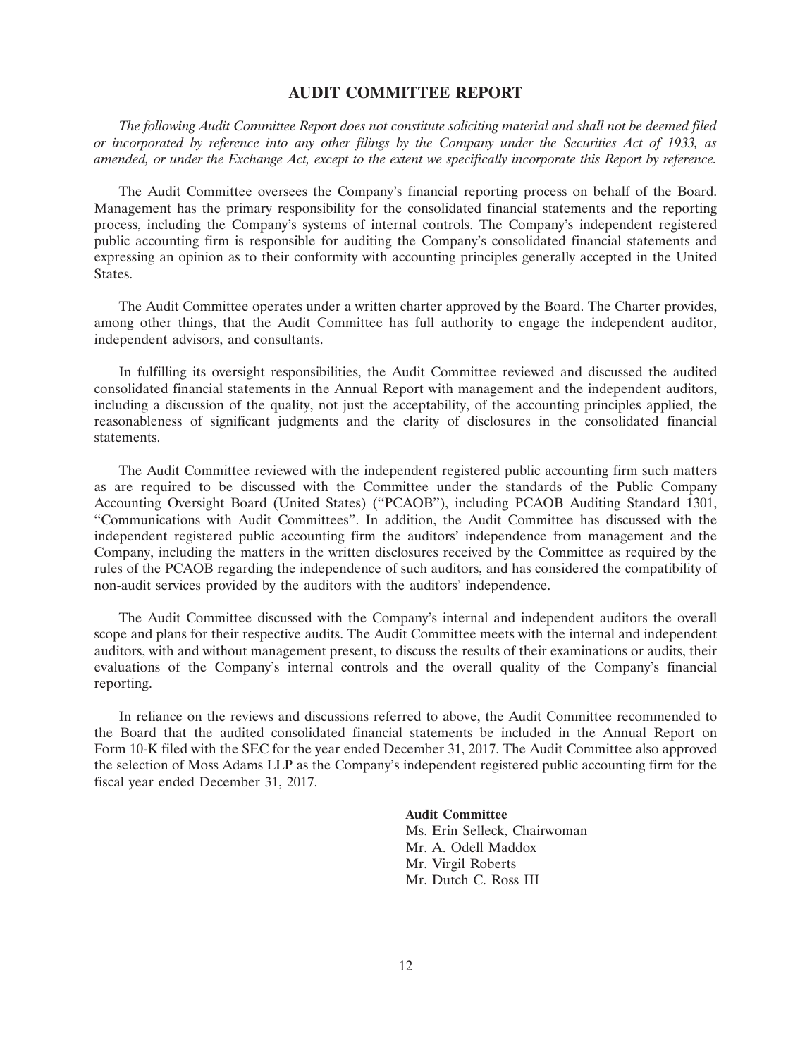## AUDIT COMMITTEE REPORT

*The following Audit Committee Report does not constitute soliciting material and shall not be deemed filed or incorporated by reference into any other filings by the Company under the Securities Act of 1933, as amended, or under the Exchange Act, except to the extent we specifically incorporate this Report by reference.*

The Audit Committee oversees the Company's financial reporting process on behalf of the Board. Management has the primary responsibility for the consolidated financial statements and the reporting process, including the Company's systems of internal controls. The Company's independent registered public accounting firm is responsible for auditing the Company's consolidated financial statements and expressing an opinion as to their conformity with accounting principles generally accepted in the United States.

The Audit Committee operates under a written charter approved by the Board. The Charter provides, among other things, that the Audit Committee has full authority to engage the independent auditor, independent advisors, and consultants.

In fulfilling its oversight responsibilities, the Audit Committee reviewed and discussed the audited consolidated financial statements in the Annual Report with management and the independent auditors, including a discussion of the quality, not just the acceptability, of the accounting principles applied, the reasonableness of significant judgments and the clarity of disclosures in the consolidated financial statements.

The Audit Committee reviewed with the independent registered public accounting firm such matters as are required to be discussed with the Committee under the standards of the Public Company Accounting Oversight Board (United States) ("PCAOB"), including PCAOB Auditing Standard 1301, "Communications with Audit Committees". In addition, the Audit Committee has discussed with the independent registered public accounting firm the auditors' independence from management and the Company, including the matters in the written disclosures received by the Committee as required by the rules of the PCAOB regarding the independence of such auditors, and has considered the compatibility of non-audit services provided by the auditors with the auditors' independence.

The Audit Committee discussed with the Company's internal and independent auditors the overall scope and plans for their respective audits. The Audit Committee meets with the internal and independent auditors, with and without management present, to discuss the results of their examinations or audits, their evaluations of the Company's internal controls and the overall quality of the Company's financial reporting.

In reliance on the reviews and discussions referred to above, the Audit Committee recommended to the Board that the audited consolidated financial statements be included in the Annual Report on Form 10-K filed with the SEC for the year ended December 31, 2017. The Audit Committee also approved the selection of Moss Adams LLP as the Company's independent registered public accounting firm for the fiscal year ended December 31, 2017.

**Audit Committee**
Ms. Erin Selleck, Chairwoman
Mr. A. Odell Maddox
Mr. Virgil Roberts
Mr. Dutch C. Ross III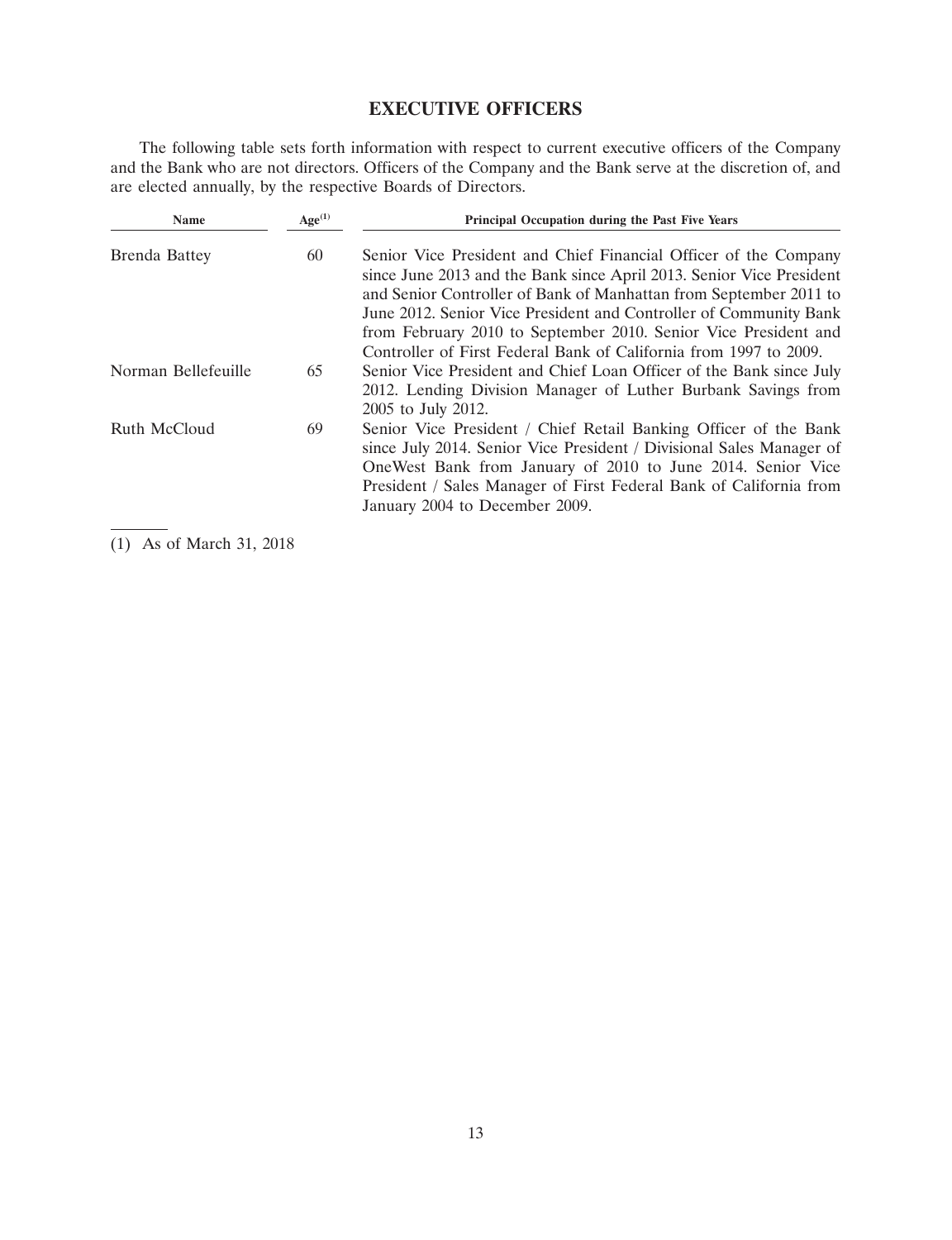# EXECUTIVE OFFICERS

The following table sets forth information with respect to current executive officers of the Company and the Bank who are not directors. Officers of the Company and the Bank serve at the discretion of, and are elected annually, by the respective Boards of Directors.

| Name | Age[1] | Principal Occupation during the Past Five Years |
|---|---|---|
| Brenda Battey | 60 | Senior Vice President and Chief Financial Officer of the Company since June 2013 and the Bank since April 2013. Senior Vice President and Senior Controller of Bank of Manhattan from September 2011 to June 2012. Senior Vice President and Controller of Community Bank from February 2010 to September 2010. Senior Vice President and Controller of First Federal Bank of California from 1997 to 2009. |
| Norman Bellefeuille | 65 | Senior Vice President and Chief Loan Officer of the Bank since July 2012. Lending Division Manager of Luther Burbank Savings from 2005 to July 2012. |
| Ruth McCloud | 69 | Senior Vice President / Chief Retail Banking Officer of the Bank since July 2014. Senior Vice President / Divisional Sales Manager of OneWest Bank from January of 2010 to June 2014. Senior Vice President / Sales Manager of First Federal Bank of California from January 2004 to December 2009. |

(1) As of March 31, 2018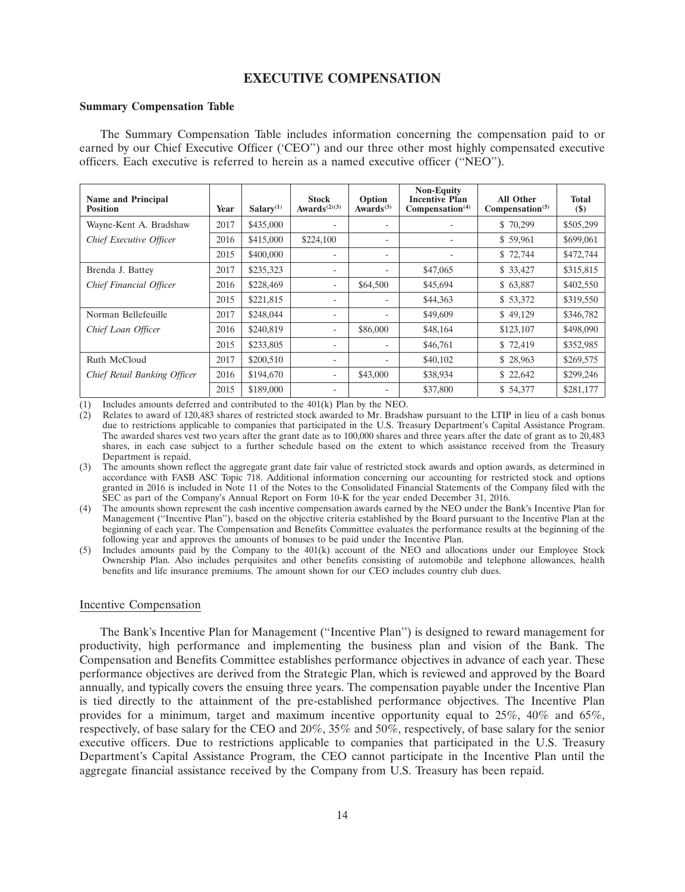# EXECUTIVE COMPENSATION

### Summary Compensation Table

The Summary Compensation Table includes information concerning the compensation paid to or earned by our Chief Executive Officer ('CEO") and our three other most highly compensated executive officers. Each executive is referred to herein as a named executive officer ("NEO").

| Name and Principal Position | Year | Salary[(1)] | Stock Awards[(2)(3)] | Option Awards[(3)] | Non-Equity Incentive Plan Compensation[(4)] | All Other Compensation[(5)] | Total ($) |
|---|---|---|---|---|---|---|---|
| Wayne-Kent A. Bradshaw | 2017 | $435,000 | - | - | - | $ 70,299 | $505,299 |
| *Chief Executive Officer* | 2016 | $415,000 | $224,100 | - | - | $ 59,961 | $699,061 |
| | 2015 | $400,000 | - | - | - | $ 72,744 | $472,744 |
| Brenda J. Battey | 2017 | $235,323 | - | - | $47,065 | $ 33,427 | $315,815 |
| *Chief Financial Officer* | 2016 | $228,469 | - | $64,500 | $45,694 | $ 63,887 | $402,550 |
| | 2015 | $221,815 | - | - | $44,363 | $ 53,372 | $319,550 |
| Norman Bellefeuille | 2017 | $248,044 | - | - | $49,609 | $ 49,129 | $346,782 |
| *Chief Loan Officer* | 2016 | $240,819 | - | $86,000 | $48,164 | $123,107 | $498,090 |
| | 2015 | $233,805 | - | - | $46,761 | $ 72,419 | $352,985 |
| Ruth McCloud | 2017 | $200,510 | - | - | $40,102 | $ 28,963 | $269,575 |
| *Chief Retail Banking Officer* | 2016 | $194,670 | - | $43,000 | $38,934 | $ 22,642 | $299,246 |
| | 2015 | $189,000 | - | - | $37,800 | $ 54,377 | $281,177 |

(1) Includes amounts deferred and contributed to the 401(k) Plan by the NEO.

(2) Relates to award of 120,483 shares of restricted stock awarded to Mr. Bradshaw pursuant to the LTIP in lieu of a cash bonus due to restrictions applicable to companies that participated in the U.S. Treasury Department's Capital Assistance Program. The awarded shares vest two years after the grant date as to 100,000 shares and three years after the date of grant as to 20,483 shares, in each case subject to a further schedule based on the extent to which assistance received from the Treasury Department is repaid.

(3) The amounts shown reflect the aggregate grant date fair value of restricted stock awards and option awards, as determined in accordance with FASB ASC Topic 718. Additional information concerning our accounting for restricted stock and options granted in 2016 is included in Note 11 of the Notes to the Consolidated Financial Statements of the Company filed with the SEC as part of the Company's Annual Report on Form 10-K for the year ended December 31, 2016.

(4) The amounts shown represent the cash incentive compensation awards earned by the NEO under the Bank's Incentive Plan for Management ("Incentive Plan"), based on the objective criteria established by the Board pursuant to the Incentive Plan at the beginning of each year. The Compensation and Benefits Committee evaluates the performance results at the beginning of the following year and approves the amounts of bonuses to be paid under the Incentive Plan.

(5) Includes amounts paid by the Company to the 401(k) account of the NEO and allocations under our Employee Stock Ownership Plan. Also includes perquisites and other benefits consisting of automobile and telephone allowances, health benefits and life insurance premiums. The amount shown for our CEO includes country club dues.

#### Incentive Compensation

The Bank's Incentive Plan for Management ("Incentive Plan") is designed to reward management for productivity, high performance and implementing the business plan and vision of the Bank. The Compensation and Benefits Committee establishes performance objectives in advance of each year. These performance objectives are derived from the Strategic Plan, which is reviewed and approved by the Board annually, and typically covers the ensuing three years. The compensation payable under the Incentive Plan is tied directly to the attainment of the pre-established performance objectives. The Incentive Plan provides for a minimum, target and maximum incentive opportunity equal to 25%, 40% and 65%, respectively, of base salary for the CEO and 20%, 35% and 50%, respectively, of base salary for the senior executive officers. Due to restrictions applicable to companies that participated in the U.S. Treasury Department's Capital Assistance Program, the CEO cannot participate in the Incentive Plan until the aggregate financial assistance received by the Company from U.S. Treasury has been repaid.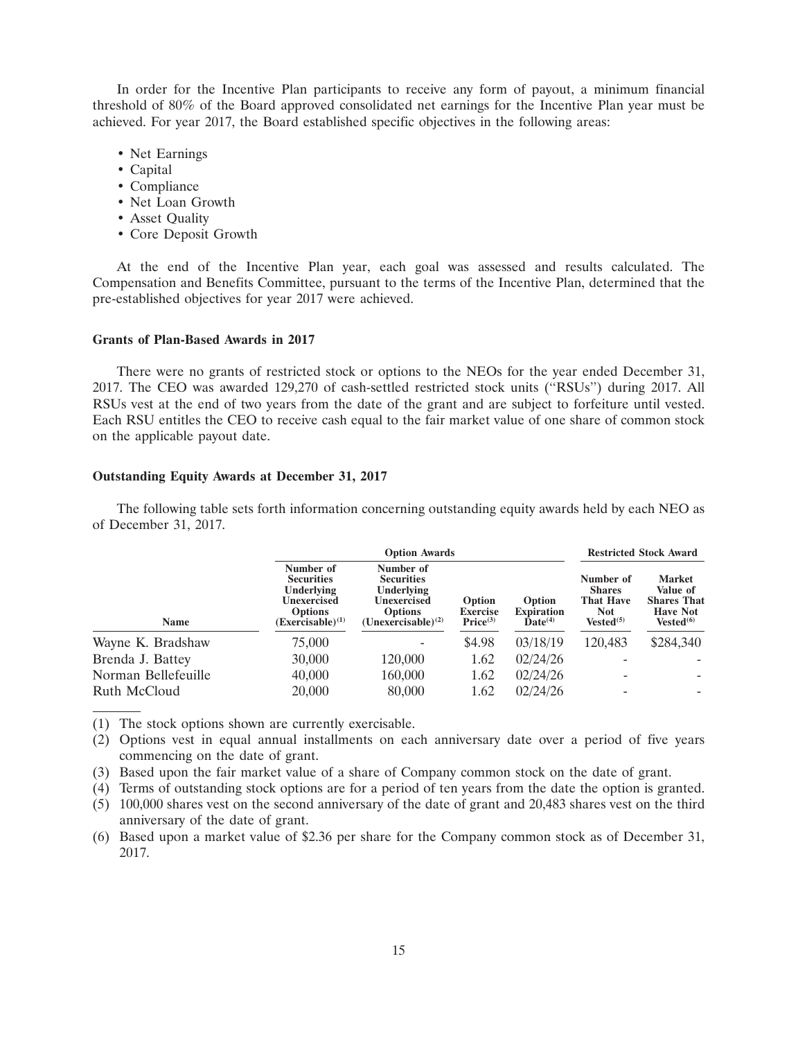In order for the Incentive Plan participants to receive any form of payout, a minimum financial threshold of 80% of the Board approved consolidated net earnings for the Incentive Plan year must be achieved. For year 2017, the Board established specific objectives in the following areas:

- Net Earnings
- Capital
- Compliance
- Net Loan Growth
- Asset Quality
- Core Deposit Growth

At the end of the Incentive Plan year, each goal was assessed and results calculated. The Compensation and Benefits Committee, pursuant to the terms of the Incentive Plan, determined that the pre-established objectives for year 2017 were achieved.

**Grants of Plan-Based Awards in 2017**

There were no grants of restricted stock or options to the NEOs for the year ended December 31, 2017. The CEO was awarded 129,270 of cash-settled restricted stock units ("RSUs") during 2017. All RSUs vest at the end of two years from the date of the grant and are subject to forfeiture until vested. Each RSU entitles the CEO to receive cash equal to the fair market value of one share of common stock on the applicable payout date.

**Outstanding Equity Awards at December 31, 2017**

The following table sets forth information concerning outstanding equity awards held by each NEO as of December 31, 2017.

| | Option Awards | | | | Restricted Stock Award | |
|---|---|---|---|---|---|---|
| Name | Number of Securities Underlying Unexercised Options (Exercisable)[1] | Number of Securities Underlying Unexercised Options (Unexercisable)[2] | Option Exercise Price[3] | Option Expiration Date[4] | Number of Shares That Have Not Vested[5] | Market Value of Shares That Have Not Vested[6] |
| Wayne K. Bradshaw | 75,000 | - | $4.98 | 03/18/19 | 120,483 | $284,340 |
| Brenda J. Battey | 30,000 | 120,000 | 1.62 | 02/24/26 | - | - |
| Norman Bellefeuille | 40,000 | 160,000 | 1.62 | 02/24/26 | - | - |
| Ruth McCloud | 20,000 | 80,000 | 1.62 | 02/24/26 | - | - |

(1) The stock options shown are currently exercisable.

(2) Options vest in equal annual installments on each anniversary date over a period of five years commencing on the date of grant.

(3) Based upon the fair market value of a share of Company common stock on the date of grant.

(4) Terms of outstanding stock options are for a period of ten years from the date the option is granted.

(5) 100,000 shares vest on the second anniversary of the date of grant and 20,483 shares vest on the third anniversary of the date of grant.

(6) Based upon a market value of $2.36 per share for the Company common stock as of December 31, 2017.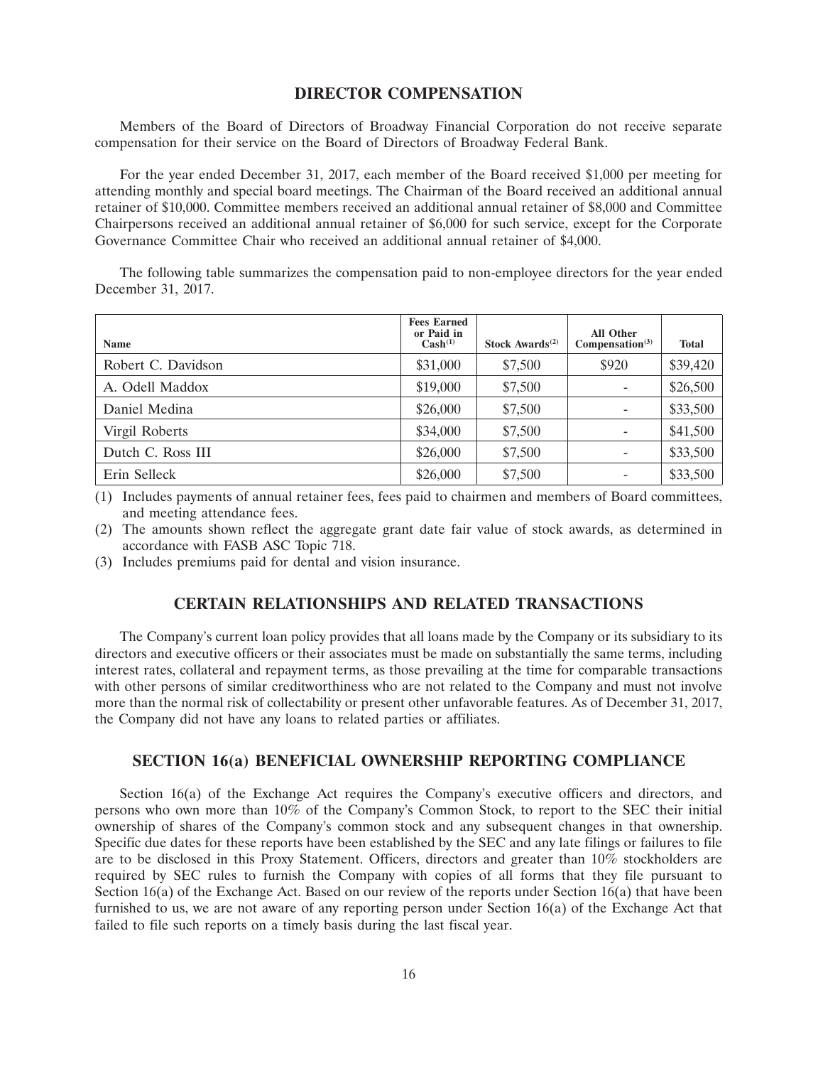## DIRECTOR COMPENSATION

Members of the Board of Directors of Broadway Financial Corporation do not receive separate compensation for their service on the Board of Directors of Broadway Federal Bank.

For the year ended December 31, 2017, each member of the Board received $1,000 per meeting for attending monthly and special board meetings. The Chairman of the Board received an additional annual retainer of $10,000. Committee members received an additional annual retainer of $8,000 and Committee Chairpersons received an additional annual retainer of $6,000 for such service, except for the Corporate Governance Committee Chair who received an additional annual retainer of $4,000.

The following table summarizes the compensation paid to non-employee directors for the year ended December 31, 2017.

| Name | Fees Earned or Paid in Cash(1) | Stock Awards(2) | All Other Compensation(3) | Total |
|---|---|---|---|---|
| Robert C. Davidson | $31,000 | $7,500 | $920 | $39,420 |
| A. Odell Maddox | $19,000 | $7,500 | - | $26,500 |
| Daniel Medina | $26,000 | $7,500 | - | $33,500 |
| Virgil Roberts | $34,000 | $7,500 | - | $41,500 |
| Dutch C. Ross III | $26,000 | $7,500 | - | $33,500 |
| Erin Selleck | $26,000 | $7,500 | - | $33,500 |

(1) Includes payments of annual retainer fees, fees paid to chairmen and members of Board committees, and meeting attendance fees.

(2) The amounts shown reflect the aggregate grant date fair value of stock awards, as determined in accordance with FASB ASC Topic 718.

(3) Includes premiums paid for dental and vision insurance.

## CERTAIN RELATIONSHIPS AND RELATED TRANSACTIONS

The Company's current loan policy provides that all loans made by the Company or its subsidiary to its directors and executive officers or their associates must be made on substantially the same terms, including interest rates, collateral and repayment terms, as those prevailing at the time for comparable transactions with other persons of similar creditworthiness who are not related to the Company and must not involve more than the normal risk of collectability or present other unfavorable features. As of December 31, 2017, the Company did not have any loans to related parties or affiliates.

## SECTION 16(a) BENEFICIAL OWNERSHIP REPORTING COMPLIANCE

Section 16(a) of the Exchange Act requires the Company's executive officers and directors, and persons who own more than 10% of the Company's Common Stock, to report to the SEC their initial ownership of shares of the Company's common stock and any subsequent changes in that ownership. Specific due dates for these reports have been established by the SEC and any late filings or failures to file are to be disclosed in this Proxy Statement. Officers, directors and greater than 10% stockholders are required by SEC rules to furnish the Company with copies of all forms that they file pursuant to Section 16(a) of the Exchange Act. Based on our review of the reports under Section 16(a) that have been furnished to us, we are not aware of any reporting person under Section 16(a) of the Exchange Act that failed to file such reports on a timely basis during the last fiscal year.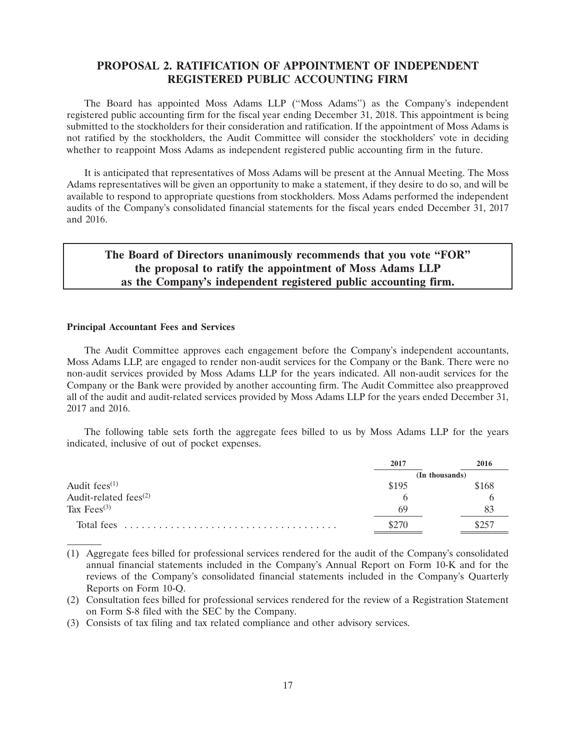## PROPOSAL 2. RATIFICATION OF APPOINTMENT OF INDEPENDENT REGISTERED PUBLIC ACCOUNTING FIRM

The Board has appointed Moss Adams LLP ("Moss Adams") as the Company's independent registered public accounting firm for the fiscal year ending December 31, 2018. This appointment is being submitted to the stockholders for their consideration and ratification. If the appointment of Moss Adams is not ratified by the stockholders, the Audit Committee will consider the stockholders' vote in deciding whether to reappoint Moss Adams as independent registered public accounting firm in the future.

It is anticipated that representatives of Moss Adams will be present at the Annual Meeting. The Moss Adams representatives will be given an opportunity to make a statement, if they desire to do so, and will be available to respond to appropriate questions from stockholders. Moss Adams performed the independent audits of the Company's consolidated financial statements for the fiscal years ended December 31, 2017 and 2016.

**The Board of Directors unanimously recommends that you vote "FOR" the proposal to ratify the appointment of Moss Adams LLP as the Company's independent registered public accounting firm.**

**Principal Accountant Fees and Services**

The Audit Committee approves each engagement before the Company's independent accountants, Moss Adams LLP, are engaged to render non-audit services for the Company or the Bank. There were no non-audit services provided by Moss Adams LLP for the years indicated. All non-audit services for the Company or the Bank were provided by another accounting firm. The Audit Committee also preapproved all of the audit and audit-related services provided by Moss Adams LLP for the years ended December 31, 2017 and 2016.

The following table sets forth the aggregate fees billed to us by Moss Adams LLP for the years indicated, inclusive of out of pocket expenses.

| | 2017 | 2016 |
|---|---|---|
| | (In thousands) | |
| Audit fees[(1)] | $195 | $168 |
| Audit-related fees[(2)] | 6 | 6 |
| Tax Fees[(3)] | 69 | 83 |
| Total fees | $270 | $257 |

(1) Aggregate fees billed for professional services rendered for the audit of the Company's consolidated annual financial statements included in the Company's Annual Report on Form 10-K and for the reviews of the Company's consolidated financial statements included in the Company's Quarterly Reports on Form 10-Q.

(2) Consultation fees billed for professional services rendered for the review of a Registration Statement on Form S-8 filed with the SEC by the Company.

(3) Consists of tax filing and tax related compliance and other advisory services.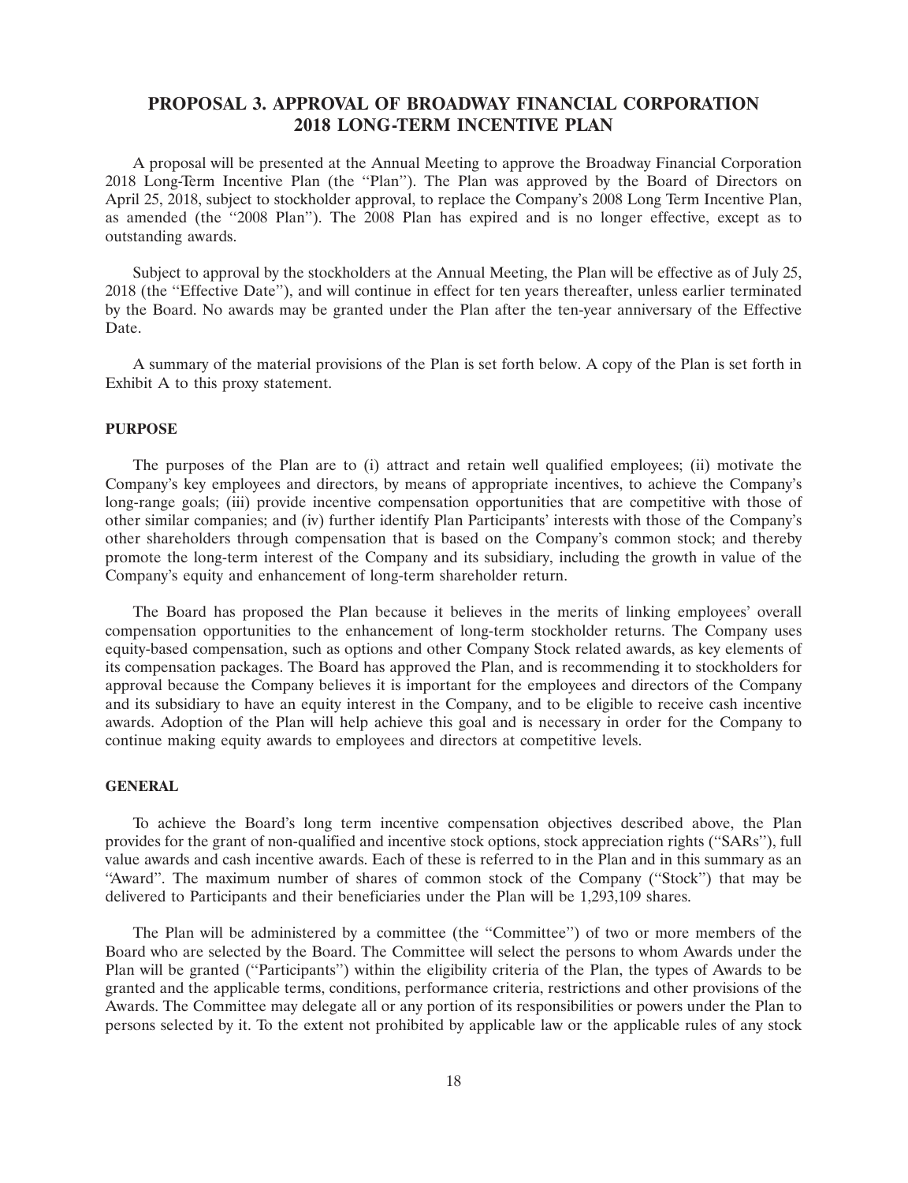# PROPOSAL 3. APPROVAL OF BROADWAY FINANCIAL CORPORATION 2018 LONG-TERM INCENTIVE PLAN

A proposal will be presented at the Annual Meeting to approve the Broadway Financial Corporation 2018 Long-Term Incentive Plan (the ''Plan''). The Plan was approved by the Board of Directors on April 25, 2018, subject to stockholder approval, to replace the Company's 2008 Long Term Incentive Plan, as amended (the ''2008 Plan''). The 2008 Plan has expired and is no longer effective, except as to outstanding awards.

Subject to approval by the stockholders at the Annual Meeting, the Plan will be effective as of July 25, 2018 (the ''Effective Date''), and will continue in effect for ten years thereafter, unless earlier terminated by the Board. No awards may be granted under the Plan after the ten-year anniversary of the Effective Date.

A summary of the material provisions of the Plan is set forth below. A copy of the Plan is set forth in Exhibit A to this proxy statement.

### PURPOSE

The purposes of the Plan are to (i) attract and retain well qualified employees; (ii) motivate the Company's key employees and directors, by means of appropriate incentives, to achieve the Company's long-range goals; (iii) provide incentive compensation opportunities that are competitive with those of other similar companies; and (iv) further identify Plan Participants' interests with those of the Company's other shareholders through compensation that is based on the Company's common stock; and thereby promote the long-term interest of the Company and its subsidiary, including the growth in value of the Company's equity and enhancement of long-term shareholder return.

The Board has proposed the Plan because it believes in the merits of linking employees' overall compensation opportunities to the enhancement of long-term stockholder returns. The Company uses equity-based compensation, such as options and other Company Stock related awards, as key elements of its compensation packages. The Board has approved the Plan, and is recommending it to stockholders for approval because the Company believes it is important for the employees and directors of the Company and its subsidiary to have an equity interest in the Company, and to be eligible to receive cash incentive awards. Adoption of the Plan will help achieve this goal and is necessary in order for the Company to continue making equity awards to employees and directors at competitive levels.

### GENERAL

To achieve the Board's long term incentive compensation objectives described above, the Plan provides for the grant of non-qualified and incentive stock options, stock appreciation rights (''SARs''), full value awards and cash incentive awards. Each of these is referred to in the Plan and in this summary as an ''Award''. The maximum number of shares of common stock of the Company (''Stock'') that may be delivered to Participants and their beneficiaries under the Plan will be 1,293,109 shares.

The Plan will be administered by a committee (the ''Committee'') of two or more members of the Board who are selected by the Board. The Committee will select the persons to whom Awards under the Plan will be granted (''Participants'') within the eligibility criteria of the Plan, the types of Awards to be granted and the applicable terms, conditions, performance criteria, restrictions and other provisions of the Awards. The Committee may delegate all or any portion of its responsibilities or powers under the Plan to persons selected by it. To the extent not prohibited by applicable law or the applicable rules of any stock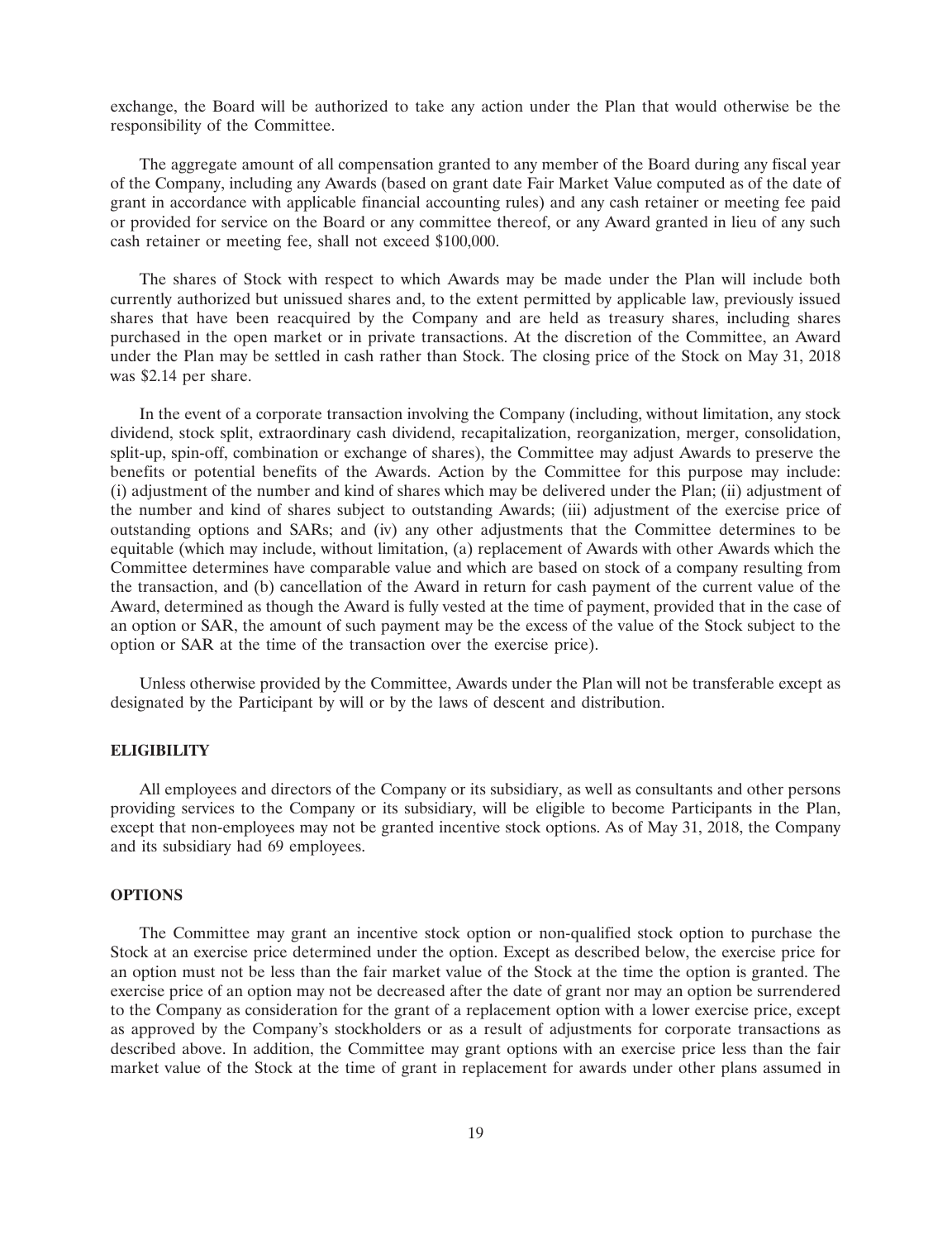exchange, the Board will be authorized to take any action under the Plan that would otherwise be the responsibility of the Committee.

The aggregate amount of all compensation granted to any member of the Board during any fiscal year of the Company, including any Awards (based on grant date Fair Market Value computed as of the date of grant in accordance with applicable financial accounting rules) and any cash retainer or meeting fee paid or provided for service on the Board or any committee thereof, or any Award granted in lieu of any such cash retainer or meeting fee, shall not exceed $100,000.

The shares of Stock with respect to which Awards may be made under the Plan will include both currently authorized but unissued shares and, to the extent permitted by applicable law, previously issued shares that have been reacquired by the Company and are held as treasury shares, including shares purchased in the open market or in private transactions. At the discretion of the Committee, an Award under the Plan may be settled in cash rather than Stock. The closing price of the Stock on May 31, 2018 was $2.14 per share.

In the event of a corporate transaction involving the Company (including, without limitation, any stock dividend, stock split, extraordinary cash dividend, recapitalization, reorganization, merger, consolidation, split-up, spin-off, combination or exchange of shares), the Committee may adjust Awards to preserve the benefits or potential benefits of the Awards. Action by the Committee for this purpose may include: (i) adjustment of the number and kind of shares which may be delivered under the Plan; (ii) adjustment of the number and kind of shares subject to outstanding Awards; (iii) adjustment of the exercise price of outstanding options and SARs; and (iv) any other adjustments that the Committee determines to be equitable (which may include, without limitation, (a) replacement of Awards with other Awards which the Committee determines have comparable value and which are based on stock of a company resulting from the transaction, and (b) cancellation of the Award in return for cash payment of the current value of the Award, determined as though the Award is fully vested at the time of payment, provided that in the case of an option or SAR, the amount of such payment may be the excess of the value of the Stock subject to the option or SAR at the time of the transaction over the exercise price).

Unless otherwise provided by the Committee, Awards under the Plan will not be transferable except as designated by the Participant by will or by the laws of descent and distribution.

## ELIGIBILITY

All employees and directors of the Company or its subsidiary, as well as consultants and other persons providing services to the Company or its subsidiary, will be eligible to become Participants in the Plan, except that non-employees may not be granted incentive stock options. As of May 31, 2018, the Company and its subsidiary had 69 employees.

## OPTIONS

The Committee may grant an incentive stock option or non-qualified stock option to purchase the Stock at an exercise price determined under the option. Except as described below, the exercise price for an option must not be less than the fair market value of the Stock at the time the option is granted. The exercise price of an option may not be decreased after the date of grant nor may an option be surrendered to the Company as consideration for the grant of a replacement option with a lower exercise price, except as approved by the Company's stockholders or as a result of adjustments for corporate transactions as described above. In addition, the Committee may grant options with an exercise price less than the fair market value of the Stock at the time of grant in replacement for awards under other plans assumed in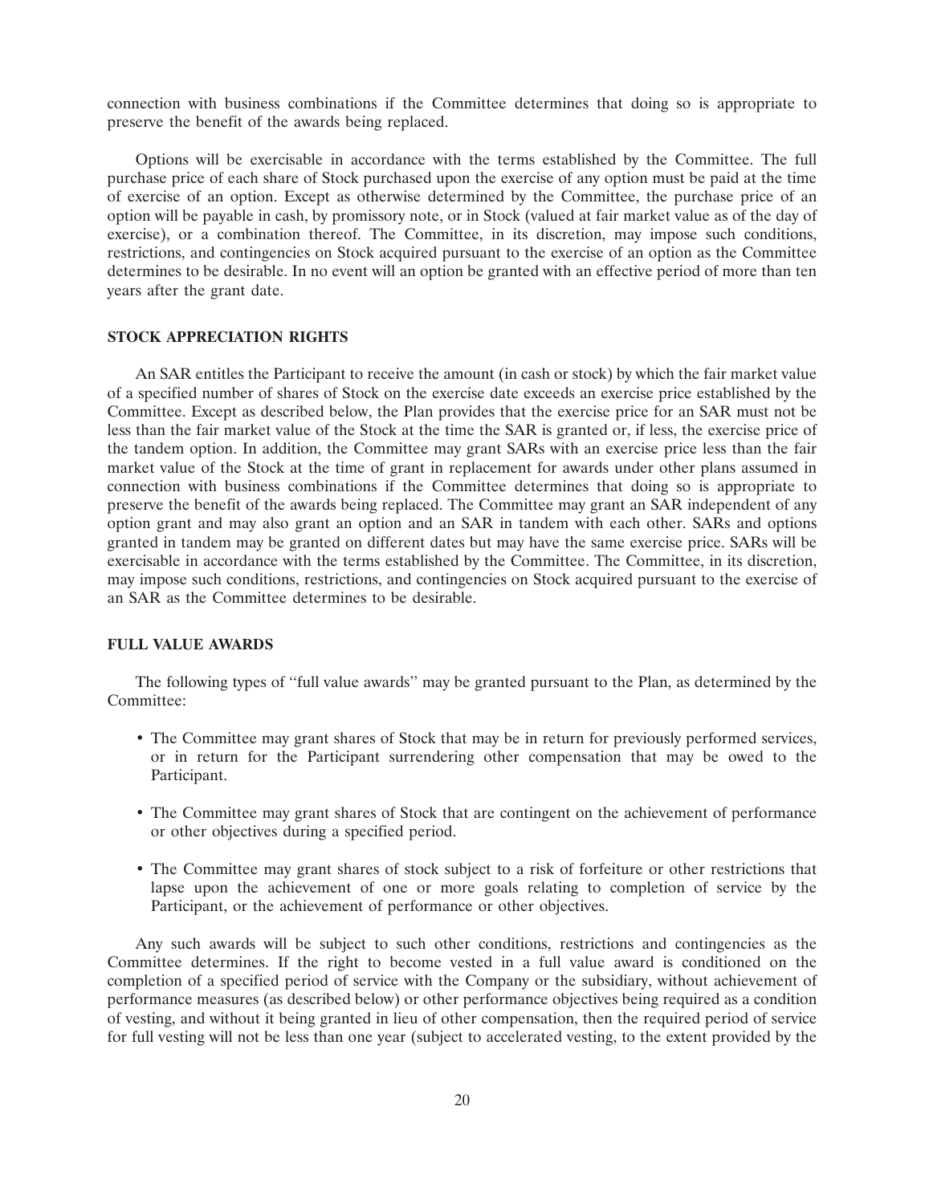connection with business combinations if the Committee determines that doing so is appropriate to preserve the benefit of the awards being replaced.

Options will be exercisable in accordance with the terms established by the Committee. The full purchase price of each share of Stock purchased upon the exercise of any option must be paid at the time of exercise of an option. Except as otherwise determined by the Committee, the purchase price of an option will be payable in cash, by promissory note, or in Stock (valued at fair market value as of the day of exercise), or a combination thereof. The Committee, in its discretion, may impose such conditions, restrictions, and contingencies on Stock acquired pursuant to the exercise of an option as the Committee determines to be desirable. In no event will an option be granted with an effective period of more than ten years after the grant date.

**STOCK APPRECIATION RIGHTS**

An SAR entitles the Participant to receive the amount (in cash or stock) by which the fair market value of a specified number of shares of Stock on the exercise date exceeds an exercise price established by the Committee. Except as described below, the Plan provides that the exercise price for an SAR must not be less than the fair market value of the Stock at the time the SAR is granted or, if less, the exercise price of the tandem option. In addition, the Committee may grant SARs with an exercise price less than the fair market value of the Stock at the time of grant in replacement for awards under other plans assumed in connection with business combinations if the Committee determines that doing so is appropriate to preserve the benefit of the awards being replaced. The Committee may grant an SAR independent of any option grant and may also grant an option and an SAR in tandem with each other. SARs and options granted in tandem may be granted on different dates but may have the same exercise price. SARs will be exercisable in accordance with the terms established by the Committee. The Committee, in its discretion, may impose such conditions, restrictions, and contingencies on Stock acquired pursuant to the exercise of an SAR as the Committee determines to be desirable.

**FULL VALUE AWARDS**

The following types of ''full value awards'' may be granted pursuant to the Plan, as determined by the Committee:

- The Committee may grant shares of Stock that may be in return for previously performed services, or in return for the Participant surrendering other compensation that may be owed to the Participant.
- The Committee may grant shares of Stock that are contingent on the achievement of performance or other objectives during a specified period.
- The Committee may grant shares of stock subject to a risk of forfeiture or other restrictions that lapse upon the achievement of one or more goals relating to completion of service by the Participant, or the achievement of performance or other objectives.

Any such awards will be subject to such other conditions, restrictions and contingencies as the Committee determines. If the right to become vested in a full value award is conditioned on the completion of a specified period of service with the Company or the subsidiary, without achievement of performance measures (as described below) or other performance objectives being required as a condition of vesting, and without it being granted in lieu of other compensation, then the required period of service for full vesting will not be less than one year (subject to accelerated vesting, to the extent provided by the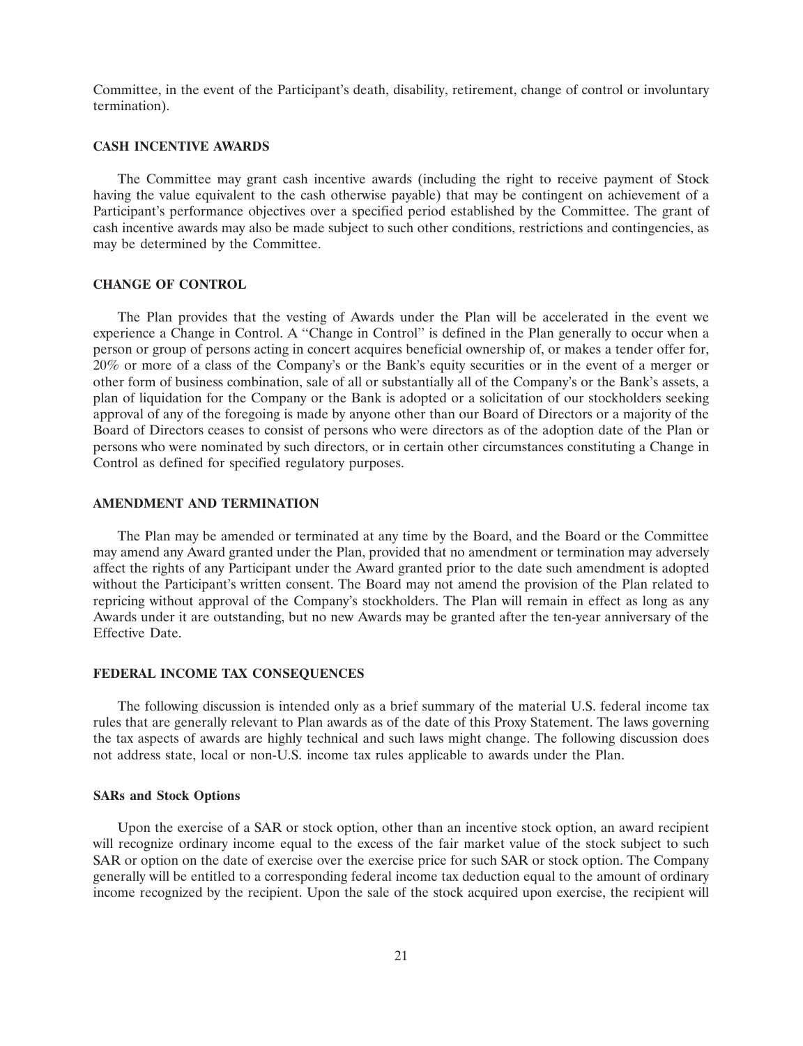Committee, in the event of the Participant's death, disability, retirement, change of control or involuntary termination).

## CASH INCENTIVE AWARDS

The Committee may grant cash incentive awards (including the right to receive payment of Stock having the value equivalent to the cash otherwise payable) that may be contingent on achievement of a Participant's performance objectives over a specified period established by the Committee. The grant of cash incentive awards may also be made subject to such other conditions, restrictions and contingencies, as may be determined by the Committee.

## CHANGE OF CONTROL

The Plan provides that the vesting of Awards under the Plan will be accelerated in the event we experience a Change in Control. A "Change in Control" is defined in the Plan generally to occur when a person or group of persons acting in concert acquires beneficial ownership of, or makes a tender offer for, 20% or more of a class of the Company's or the Bank's equity securities or in the event of a merger or other form of business combination, sale of all or substantially all of the Company's or the Bank's assets, a plan of liquidation for the Company or the Bank is adopted or a solicitation of our stockholders seeking approval of any of the foregoing is made by anyone other than our Board of Directors or a majority of the Board of Directors ceases to consist of persons who were directors as of the adoption date of the Plan or persons who were nominated by such directors, or in certain other circumstances constituting a Change in Control as defined for specified regulatory purposes.

## AMENDMENT AND TERMINATION

The Plan may be amended or terminated at any time by the Board, and the Board or the Committee may amend any Award granted under the Plan, provided that no amendment or termination may adversely affect the rights of any Participant under the Award granted prior to the date such amendment is adopted without the Participant's written consent. The Board may not amend the provision of the Plan related to repricing without approval of the Company's stockholders. The Plan will remain in effect as long as any Awards under it are outstanding, but no new Awards may be granted after the ten-year anniversary of the Effective Date.

## FEDERAL INCOME TAX CONSEQUENCES

The following discussion is intended only as a brief summary of the material U.S. federal income tax rules that are generally relevant to Plan awards as of the date of this Proxy Statement. The laws governing the tax aspects of awards are highly technical and such laws might change. The following discussion does not address state, local or non-U.S. income tax rules applicable to awards under the Plan.

### SARs and Stock Options

Upon the exercise of a SAR or stock option, other than an incentive stock option, an award recipient will recognize ordinary income equal to the excess of the fair market value of the stock subject to such SAR or option on the date of exercise over the exercise price for such SAR or stock option. The Company generally will be entitled to a corresponding federal income tax deduction equal to the amount of ordinary income recognized by the recipient. Upon the sale of the stock acquired upon exercise, the recipient will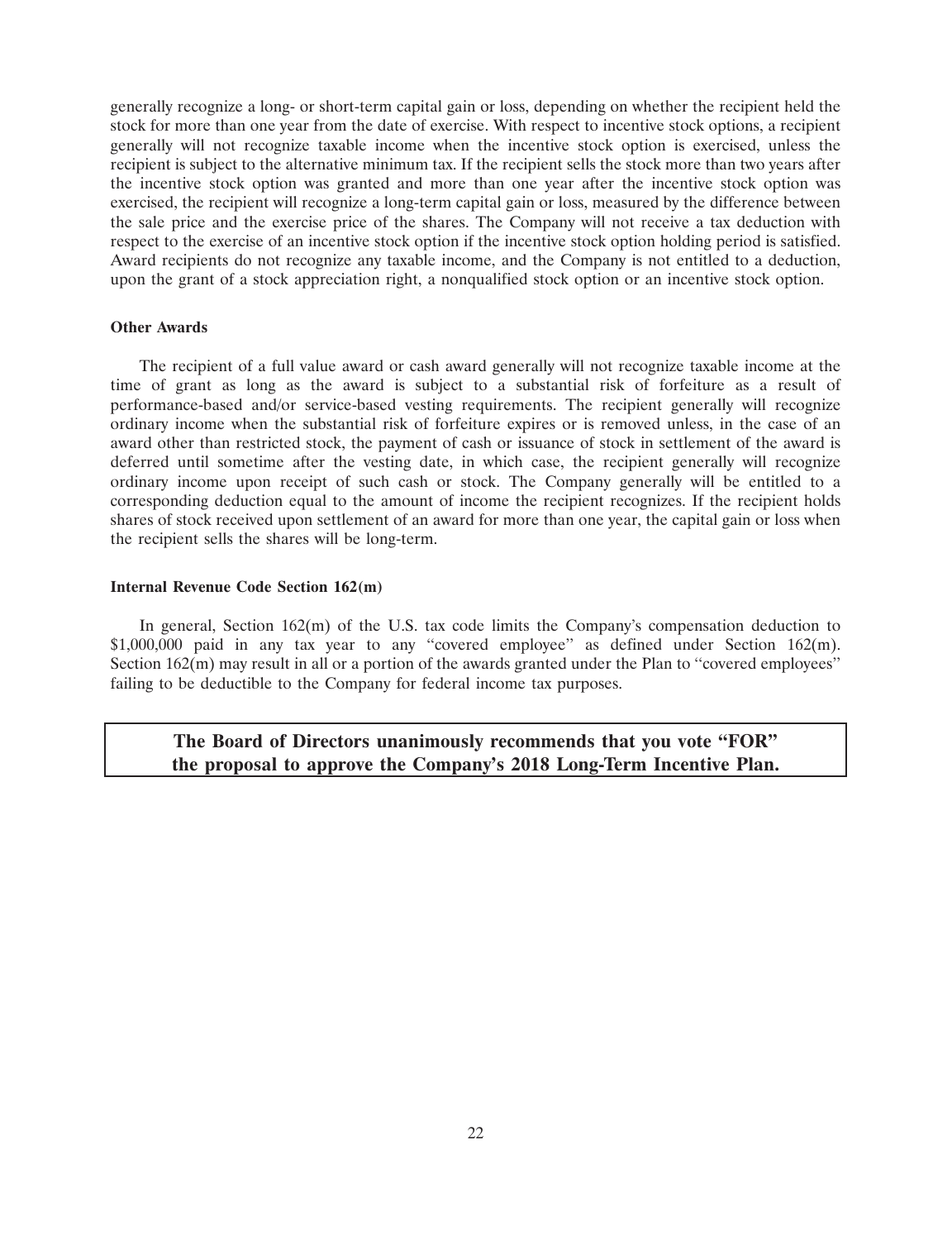generally recognize a long- or short-term capital gain or loss, depending on whether the recipient held the stock for more than one year from the date of exercise. With respect to incentive stock options, a recipient generally will not recognize taxable income when the incentive stock option is exercised, unless the recipient is subject to the alternative minimum tax. If the recipient sells the stock more than two years after the incentive stock option was granted and more than one year after the incentive stock option was exercised, the recipient will recognize a long-term capital gain or loss, measured by the difference between the sale price and the exercise price of the shares. The Company will not receive a tax deduction with respect to the exercise of an incentive stock option if the incentive stock option holding period is satisfied. Award recipients do not recognize any taxable income, and the Company is not entitled to a deduction, upon the grant of a stock appreciation right, a nonqualified stock option or an incentive stock option.

**Other Awards**

The recipient of a full value award or cash award generally will not recognize taxable income at the time of grant as long as the award is subject to a substantial risk of forfeiture as a result of performance-based and/or service-based vesting requirements. The recipient generally will recognize ordinary income when the substantial risk of forfeiture expires or is removed unless, in the case of an award other than restricted stock, the payment of cash or issuance of stock in settlement of the award is deferred until sometime after the vesting date, in which case, the recipient generally will recognize ordinary income upon receipt of such cash or stock. The Company generally will be entitled to a corresponding deduction equal to the amount of income the recipient recognizes. If the recipient holds shares of stock received upon settlement of an award for more than one year, the capital gain or loss when the recipient sells the shares will be long-term.

**Internal Revenue Code Section 162(m)**

In general, Section 162(m) of the U.S. tax code limits the Company's compensation deduction to $1,000,000 paid in any tax year to any "covered employee" as defined under Section 162(m). Section 162(m) may result in all or a portion of the awards granted under the Plan to "covered employees" failing to be deductible to the Company for federal income tax purposes.

**The Board of Directors unanimously recommends that you vote "FOR" the proposal to approve the Company's 2018 Long-Term Incentive Plan.**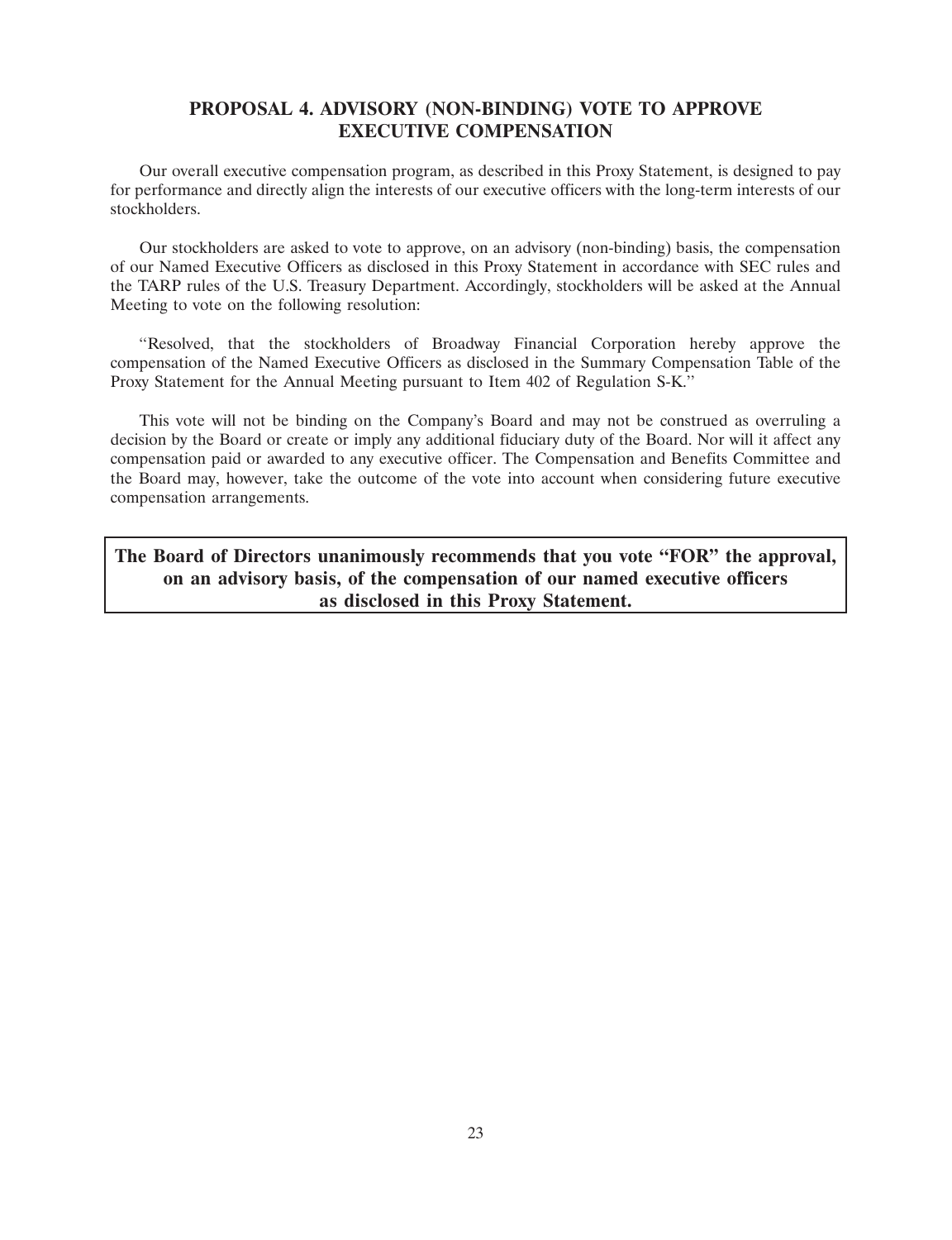## PROPOSAL 4. ADVISORY (NON-BINDING) VOTE TO APPROVE EXECUTIVE COMPENSATION

Our overall executive compensation program, as described in this Proxy Statement, is designed to pay for performance and directly align the interests of our executive officers with the long-term interests of our stockholders.

Our stockholders are asked to vote to approve, on an advisory (non-binding) basis, the compensation of our Named Executive Officers as disclosed in this Proxy Statement in accordance with SEC rules and the TARP rules of the U.S. Treasury Department. Accordingly, stockholders will be asked at the Annual Meeting to vote on the following resolution:

"Resolved, that the stockholders of Broadway Financial Corporation hereby approve the compensation of the Named Executive Officers as disclosed in the Summary Compensation Table of the Proxy Statement for the Annual Meeting pursuant to Item 402 of Regulation S-K."

This vote will not be binding on the Company's Board and may not be construed as overruling a decision by the Board or create or imply any additional fiduciary duty of the Board. Nor will it affect any compensation paid or awarded to any executive officer. The Compensation and Benefits Committee and the Board may, however, take the outcome of the vote into account when considering future executive compensation arrangements.

**The Board of Directors unanimously recommends that you vote "FOR" the approval, on an advisory basis, of the compensation of our named executive officers as disclosed in this Proxy Statement.**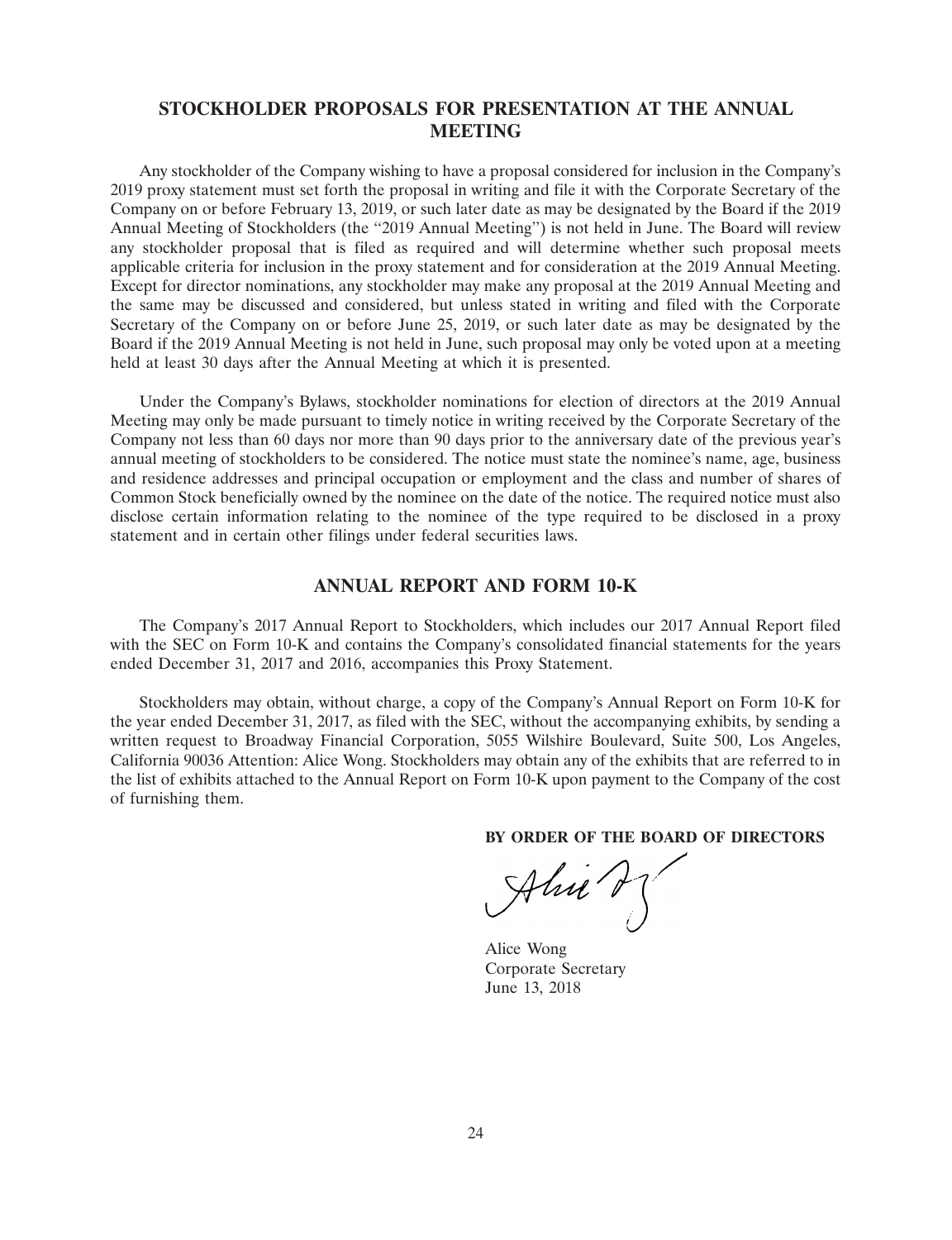## STOCKHOLDER PROPOSALS FOR PRESENTATION AT THE ANNUAL MEETING

Any stockholder of the Company wishing to have a proposal considered for inclusion in the Company's 2019 proxy statement must set forth the proposal in writing and file it with the Corporate Secretary of the Company on or before February 13, 2019, or such later date as may be designated by the Board if the 2019 Annual Meeting of Stockholders (the "2019 Annual Meeting") is not held in June. The Board will review any stockholder proposal that is filed as required and will determine whether such proposal meets applicable criteria for inclusion in the proxy statement and for consideration at the 2019 Annual Meeting. Except for director nominations, any stockholder may make any proposal at the 2019 Annual Meeting and the same may be discussed and considered, but unless stated in writing and filed with the Corporate Secretary of the Company on or before June 25, 2019, or such later date as may be designated by the Board if the 2019 Annual Meeting is not held in June, such proposal may only be voted upon at a meeting held at least 30 days after the Annual Meeting at which it is presented.

Under the Company's Bylaws, stockholder nominations for election of directors at the 2019 Annual Meeting may only be made pursuant to timely notice in writing received by the Corporate Secretary of the Company not less than 60 days nor more than 90 days prior to the anniversary date of the previous year's annual meeting of stockholders to be considered. The notice must state the nominee's name, age, business and residence addresses and principal occupation or employment and the class and number of shares of Common Stock beneficially owned by the nominee on the date of the notice. The required notice must also disclose certain information relating to the nominee of the type required to be disclosed in a proxy statement and in certain other filings under federal securities laws.

## ANNUAL REPORT AND FORM 10-K

The Company's 2017 Annual Report to Stockholders, which includes our 2017 Annual Report filed with the SEC on Form 10-K and contains the Company's consolidated financial statements for the years ended December 31, 2017 and 2016, accompanies this Proxy Statement.

Stockholders may obtain, without charge, a copy of the Company's Annual Report on Form 10-K for the year ended December 31, 2017, as filed with the SEC, without the accompanying exhibits, by sending a written request to Broadway Financial Corporation, 5055 Wilshire Boulevard, Suite 500, Los Angeles, California 90036 Attention: Alice Wong. Stockholders may obtain any of the exhibits that are referred to in the list of exhibits attached to the Annual Report on Form 10-K upon payment to the Company of the cost of furnishing them.

**BY ORDER OF THE BOARD OF DIRECTORS**

Alice Wong
Corporate Secretary
June 13, 2018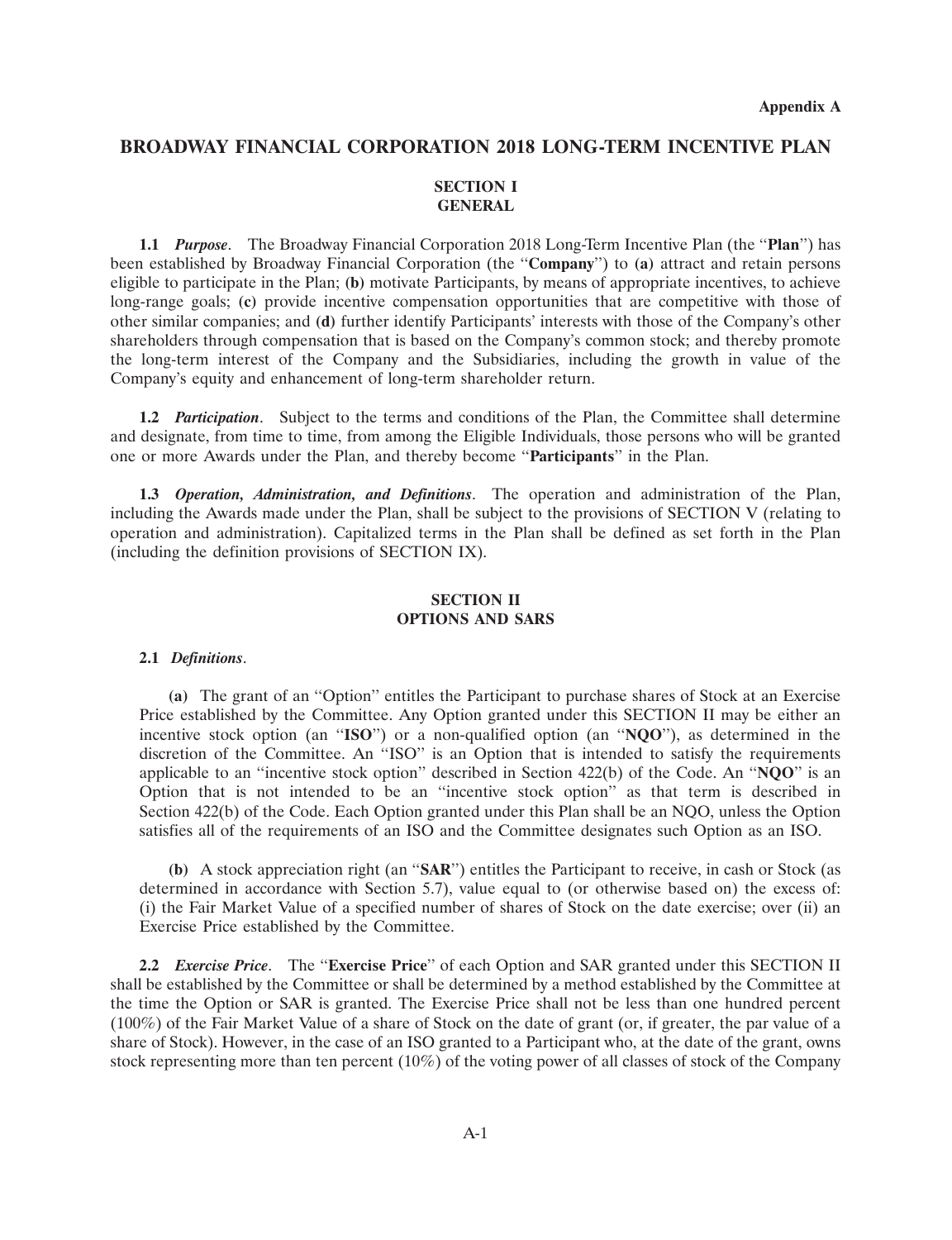**Appendix A**

# BROADWAY FINANCIAL CORPORATION 2018 LONG-TERM INCENTIVE PLAN

## SECTION I
## GENERAL

**1.1** ***Purpose***. The Broadway Financial Corporation 2018 Long-Term Incentive Plan (the "**Plan**") has been established by Broadway Financial Corporation (the "**Company**") to **(a)** attract and retain persons eligible to participate in the Plan; **(b)** motivate Participants, by means of appropriate incentives, to achieve long-range goals; **(c)** provide incentive compensation opportunities that are competitive with those of other similar companies; and **(d)** further identify Participants' interests with those of the Company's other shareholders through compensation that is based on the Company's common stock; and thereby promote the long-term interest of the Company and the Subsidiaries, including the growth in value of the Company's equity and enhancement of long-term shareholder return.

**1.2** ***Participation***. Subject to the terms and conditions of the Plan, the Committee shall determine and designate, from time to time, from among the Eligible Individuals, those persons who will be granted one or more Awards under the Plan, and thereby become "**Participants**" in the Plan.

**1.3** ***Operation, Administration, and Definitions***. The operation and administration of the Plan, including the Awards made under the Plan, shall be subject to the provisions of SECTION V (relating to operation and administration). Capitalized terms in the Plan shall be defined as set forth in the Plan (including the definition provisions of SECTION IX).

## SECTION II
## OPTIONS AND SARS

**2.1** ***Definitions***.

**(a)** The grant of an "Option" entitles the Participant to purchase shares of Stock at an Exercise Price established by the Committee. Any Option granted under this SECTION II may be either an incentive stock option (an "**ISO**") or a non-qualified option (an "**NQO**"), as determined in the discretion of the Committee. An "ISO" is an Option that is intended to satisfy the requirements applicable to an "incentive stock option" described in Section 422(b) of the Code. An "**NQO**" is an Option that is not intended to be an "incentive stock option" as that term is described in Section 422(b) of the Code. Each Option granted under this Plan shall be an NQO, unless the Option satisfies all of the requirements of an ISO and the Committee designates such Option as an ISO.

**(b)** A stock appreciation right (an "**SAR**") entitles the Participant to receive, in cash or Stock (as determined in accordance with Section 5.7), value equal to (or otherwise based on) the excess of: (i) the Fair Market Value of a specified number of shares of Stock on the date exercise; over (ii) an Exercise Price established by the Committee.

**2.2** ***Exercise Price***. The "**Exercise Price**" of each Option and SAR granted under this SECTION II shall be established by the Committee or shall be determined by a method established by the Committee at the time the Option or SAR is granted. The Exercise Price shall not be less than one hundred percent (100%) of the Fair Market Value of a share of Stock on the date of grant (or, if greater, the par value of a share of Stock). However, in the case of an ISO granted to a Participant who, at the date of the grant, owns stock representing more than ten percent (10%) of the voting power of all classes of stock of the Company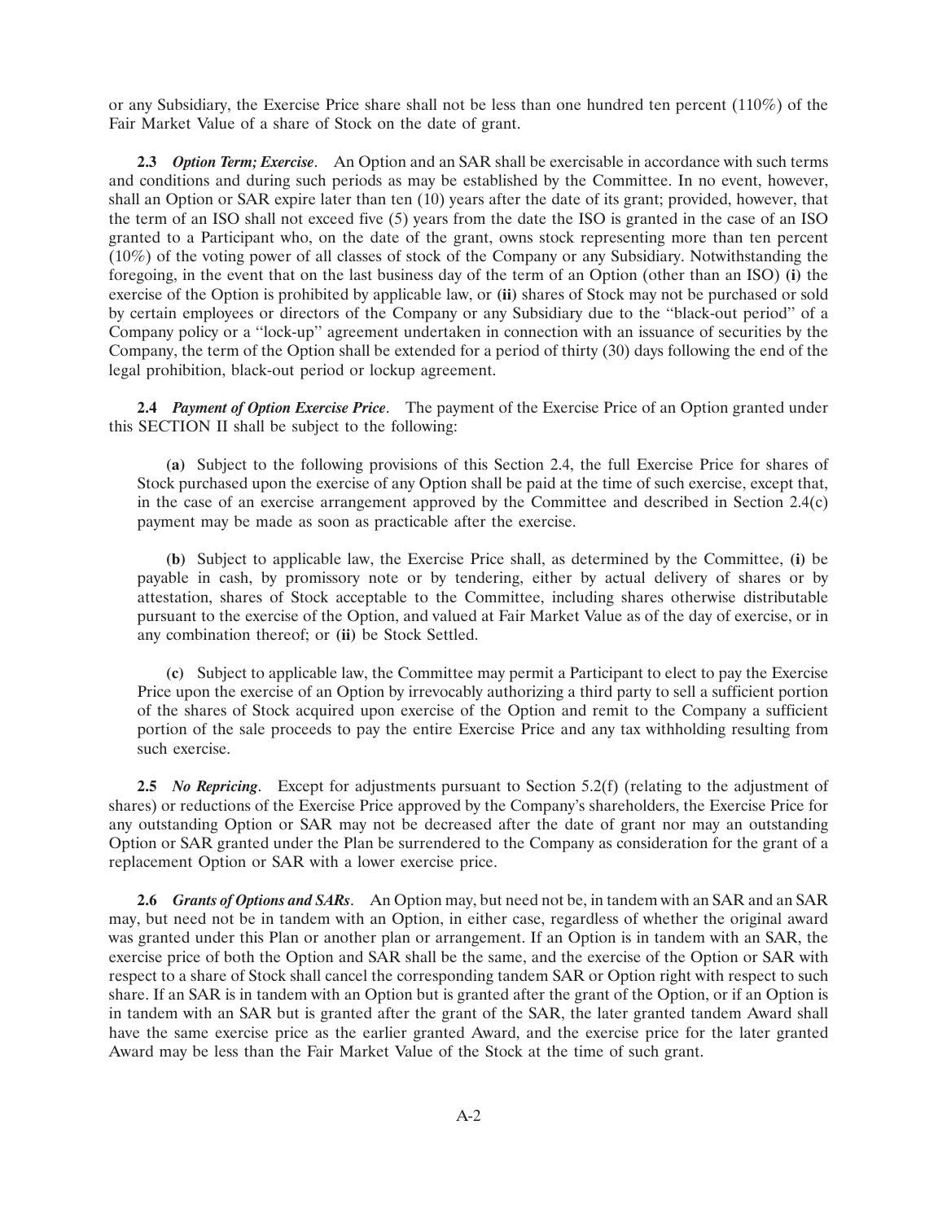or any Subsidiary, the Exercise Price share shall not be less than one hundred ten percent (110%) of the Fair Market Value of a share of Stock on the date of grant.

**2.3** ***Option Term; Exercise***. An Option and an SAR shall be exercisable in accordance with such terms and conditions and during such periods as may be established by the Committee. In no event, however, shall an Option or SAR expire later than ten (10) years after the date of its grant; provided, however, that the term of an ISO shall not exceed five (5) years from the date the ISO is granted in the case of an ISO granted to a Participant who, on the date of the grant, owns stock representing more than ten percent (10%) of the voting power of all classes of stock of the Company or any Subsidiary. Notwithstanding the foregoing, in the event that on the last business day of the term of an Option (other than an ISO) **(i)** the exercise of the Option is prohibited by applicable law, or **(ii)** shares of Stock may not be purchased or sold by certain employees or directors of the Company or any Subsidiary due to the "black-out period" of a Company policy or a "lock-up" agreement undertaken in connection with an issuance of securities by the Company, the term of the Option shall be extended for a period of thirty (30) days following the end of the legal prohibition, black-out period or lockup agreement.

**2.4** ***Payment of Option Exercise Price***. The payment of the Exercise Price of an Option granted under this SECTION II shall be subject to the following:

**(a)** Subject to the following provisions of this Section 2.4, the full Exercise Price for shares of Stock purchased upon the exercise of any Option shall be paid at the time of such exercise, except that, in the case of an exercise arrangement approved by the Committee and described in Section 2.4(c) payment may be made as soon as practicable after the exercise.

**(b)** Subject to applicable law, the Exercise Price shall, as determined by the Committee, **(i)** be payable in cash, by promissory note or by tendering, either by actual delivery of shares or by attestation, shares of Stock acceptable to the Committee, including shares otherwise distributable pursuant to the exercise of the Option, and valued at Fair Market Value as of the day of exercise, or in any combination thereof; or **(ii)** be Stock Settled.

**(c)** Subject to applicable law, the Committee may permit a Participant to elect to pay the Exercise Price upon the exercise of an Option by irrevocably authorizing a third party to sell a sufficient portion of the shares of Stock acquired upon exercise of the Option and remit to the Company a sufficient portion of the sale proceeds to pay the entire Exercise Price and any tax withholding resulting from such exercise.

**2.5** ***No Repricing***. Except for adjustments pursuant to Section 5.2(f) (relating to the adjustment of shares) or reductions of the Exercise Price approved by the Company's shareholders, the Exercise Price for any outstanding Option or SAR may not be decreased after the date of grant nor may an outstanding Option or SAR granted under the Plan be surrendered to the Company as consideration for the grant of a replacement Option or SAR with a lower exercise price.

**2.6** ***Grants of Options and SARs***. An Option may, but need not be, in tandem with an SAR and an SAR may, but need not be in tandem with an Option, in either case, regardless of whether the original award was granted under this Plan or another plan or arrangement. If an Option is in tandem with an SAR, the exercise price of both the Option and SAR shall be the same, and the exercise of the Option or SAR with respect to a share of Stock shall cancel the corresponding tandem SAR or Option right with respect to such share. If an SAR is in tandem with an Option but is granted after the grant of the Option, or if an Option is in tandem with an SAR but is granted after the grant of the SAR, the later granted tandem Award shall have the same exercise price as the earlier granted Award, and the exercise price for the later granted Award may be less than the Fair Market Value of the Stock at the time of such grant.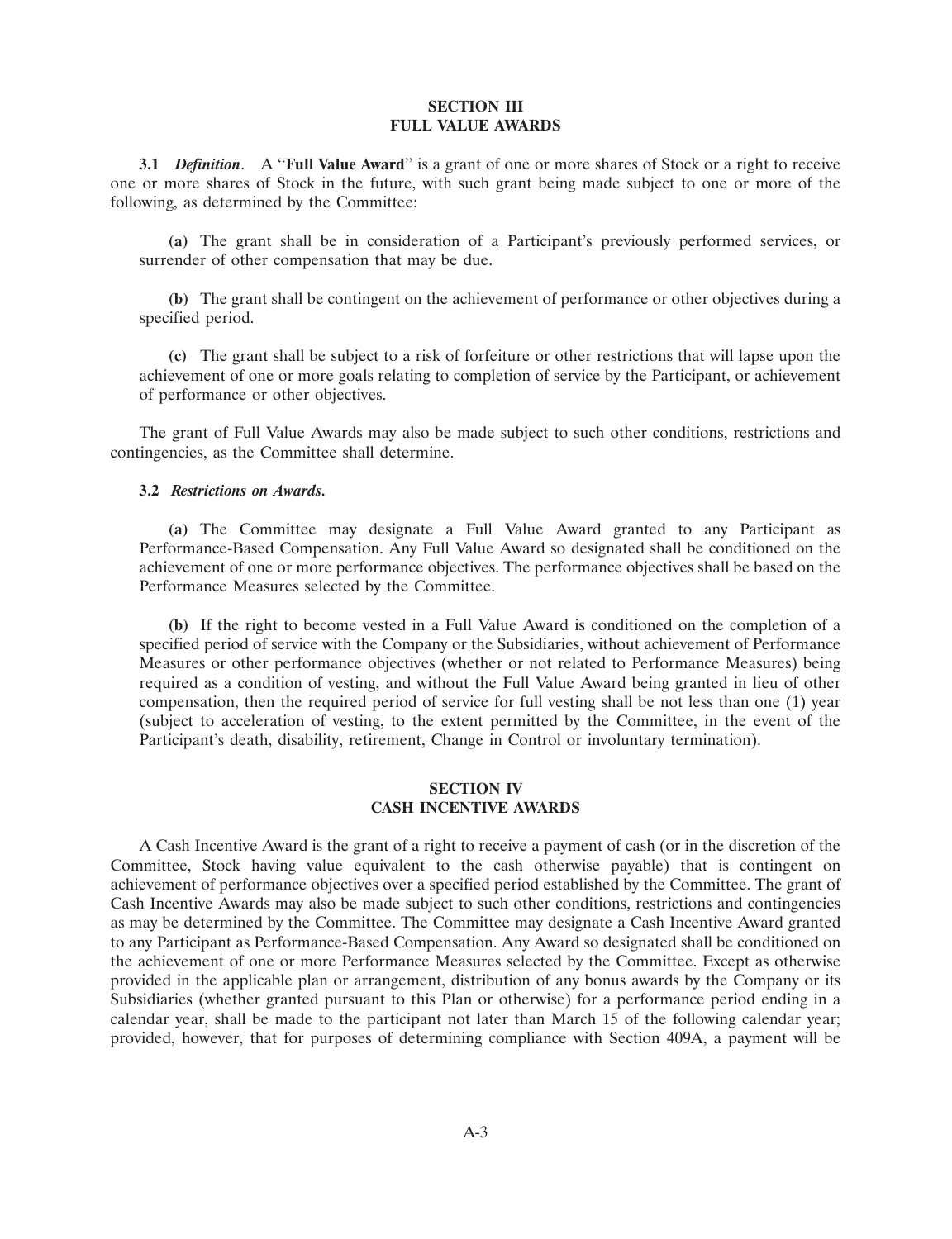## SECTION III
## FULL VALUE AWARDS

**3.1** ***Definition***. A "**Full Value Award**" is a grant of one or more shares of Stock or a right to receive one or more shares of Stock in the future, with such grant being made subject to one or more of the following, as determined by the Committee:

**(a)** The grant shall be in consideration of a Participant's previously performed services, or surrender of other compensation that may be due.

**(b)** The grant shall be contingent on the achievement of performance or other objectives during a specified period.

**(c)** The grant shall be subject to a risk of forfeiture or other restrictions that will lapse upon the achievement of one or more goals relating to completion of service by the Participant, or achievement of performance or other objectives.

The grant of Full Value Awards may also be made subject to such other conditions, restrictions and contingencies, as the Committee shall determine.

**3.2** ***Restrictions on Awards.***

**(a)** The Committee may designate a Full Value Award granted to any Participant as Performance-Based Compensation. Any Full Value Award so designated shall be conditioned on the achievement of one or more performance objectives. The performance objectives shall be based on the Performance Measures selected by the Committee.

**(b)** If the right to become vested in a Full Value Award is conditioned on the completion of a specified period of service with the Company or the Subsidiaries, without achievement of Performance Measures or other performance objectives (whether or not related to Performance Measures) being required as a condition of vesting, and without the Full Value Award being granted in lieu of other compensation, then the required period of service for full vesting shall be not less than one (1) year (subject to acceleration of vesting, to the extent permitted by the Committee, in the event of the Participant's death, disability, retirement, Change in Control or involuntary termination).

## SECTION IV
## CASH INCENTIVE AWARDS

A Cash Incentive Award is the grant of a right to receive a payment of cash (or in the discretion of the Committee, Stock having value equivalent to the cash otherwise payable) that is contingent on achievement of performance objectives over a specified period established by the Committee. The grant of Cash Incentive Awards may also be made subject to such other conditions, restrictions and contingencies as may be determined by the Committee. The Committee may designate a Cash Incentive Award granted to any Participant as Performance-Based Compensation. Any Award so designated shall be conditioned on the achievement of one or more Performance Measures selected by the Committee. Except as otherwise provided in the applicable plan or arrangement, distribution of any bonus awards by the Company or its Subsidiaries (whether granted pursuant to this Plan or otherwise) for a performance period ending in a calendar year, shall be made to the participant not later than March 15 of the following calendar year; provided, however, that for purposes of determining compliance with Section 409A, a payment will be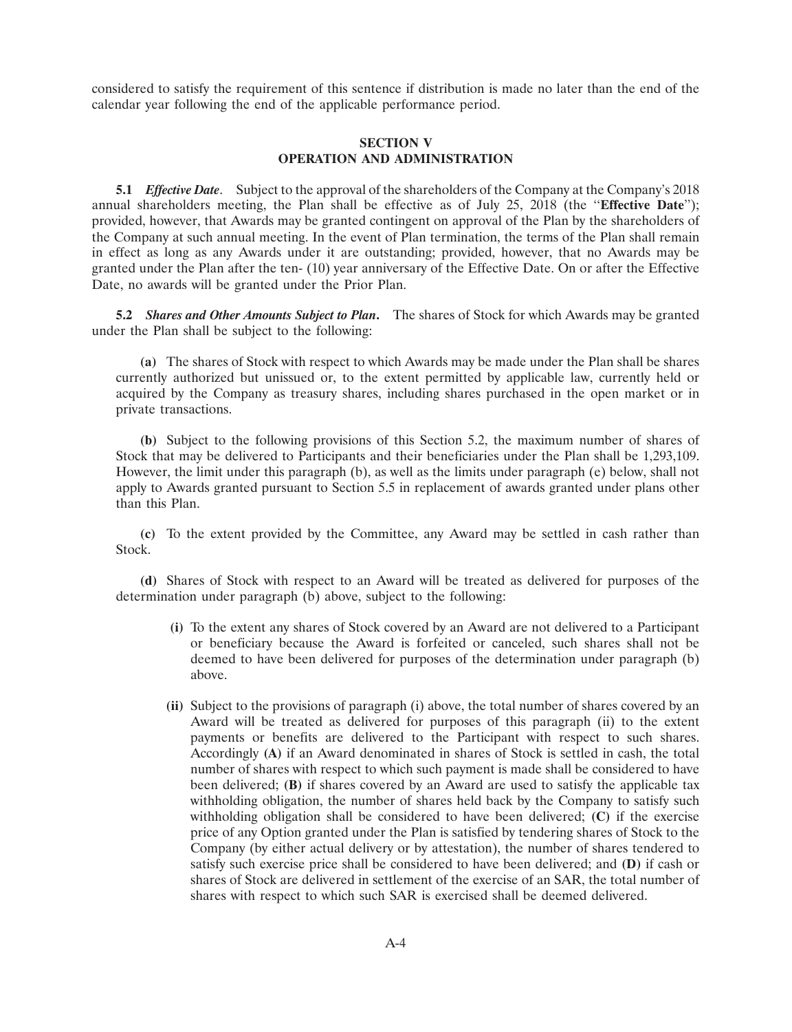considered to satisfy the requirement of this sentence if distribution is made no later than the end of the calendar year following the end of the applicable performance period.

## SECTION V
## OPERATION AND ADMINISTRATION

**5.1** ***Effective Date***. Subject to the approval of the shareholders of the Company at the Company's 2018 annual shareholders meeting, the Plan shall be effective as of July 25, 2018 (the "**Effective Date**"); provided, however, that Awards may be granted contingent on approval of the Plan by the shareholders of the Company at such annual meeting. In the event of Plan termination, the terms of the Plan shall remain in effect as long as any Awards under it are outstanding; provided, however, that no Awards may be granted under the Plan after the ten- (10) year anniversary of the Effective Date. On or after the Effective Date, no awards will be granted under the Prior Plan.

**5.2** ***Shares and Other Amounts Subject to Plan***. The shares of Stock for which Awards may be granted under the Plan shall be subject to the following:

**(a)** The shares of Stock with respect to which Awards may be made under the Plan shall be shares currently authorized but unissued or, to the extent permitted by applicable law, currently held or acquired by the Company as treasury shares, including shares purchased in the open market or in private transactions.

**(b)** Subject to the following provisions of this Section 5.2, the maximum number of shares of Stock that may be delivered to Participants and their beneficiaries under the Plan shall be 1,293,109. However, the limit under this paragraph (b), as well as the limits under paragraph (e) below, shall not apply to Awards granted pursuant to Section 5.5 in replacement of awards granted under plans other than this Plan.

**(c)** To the extent provided by the Committee, any Award may be settled in cash rather than Stock.

**(d)** Shares of Stock with respect to an Award will be treated as delivered for purposes of the determination under paragraph (b) above, subject to the following:

> **(i)** To the extent any shares of Stock covered by an Award are not delivered to a Participant or beneficiary because the Award is forfeited or canceled, such shares shall not be deemed to have been delivered for purposes of the determination under paragraph (b) above.
>
> **(ii)** Subject to the provisions of paragraph (i) above, the total number of shares covered by an Award will be treated as delivered for purposes of this paragraph (ii) to the extent payments or benefits are delivered to the Participant with respect to such shares. Accordingly **(A)** if an Award denominated in shares of Stock is settled in cash, the total number of shares with respect to which such payment is made shall be considered to have been delivered; **(B)** if shares covered by an Award are used to satisfy the applicable tax withholding obligation, the number of shares held back by the Company to satisfy such withholding obligation shall be considered to have been delivered; **(C)** if the exercise price of any Option granted under the Plan is satisfied by tendering shares of Stock to the Company (by either actual delivery or by attestation), the number of shares tendered to satisfy such exercise price shall be considered to have been delivered; and **(D)** if cash or shares of Stock are delivered in settlement of the exercise of an SAR, the total number of shares with respect to which such SAR is exercised shall be deemed delivered.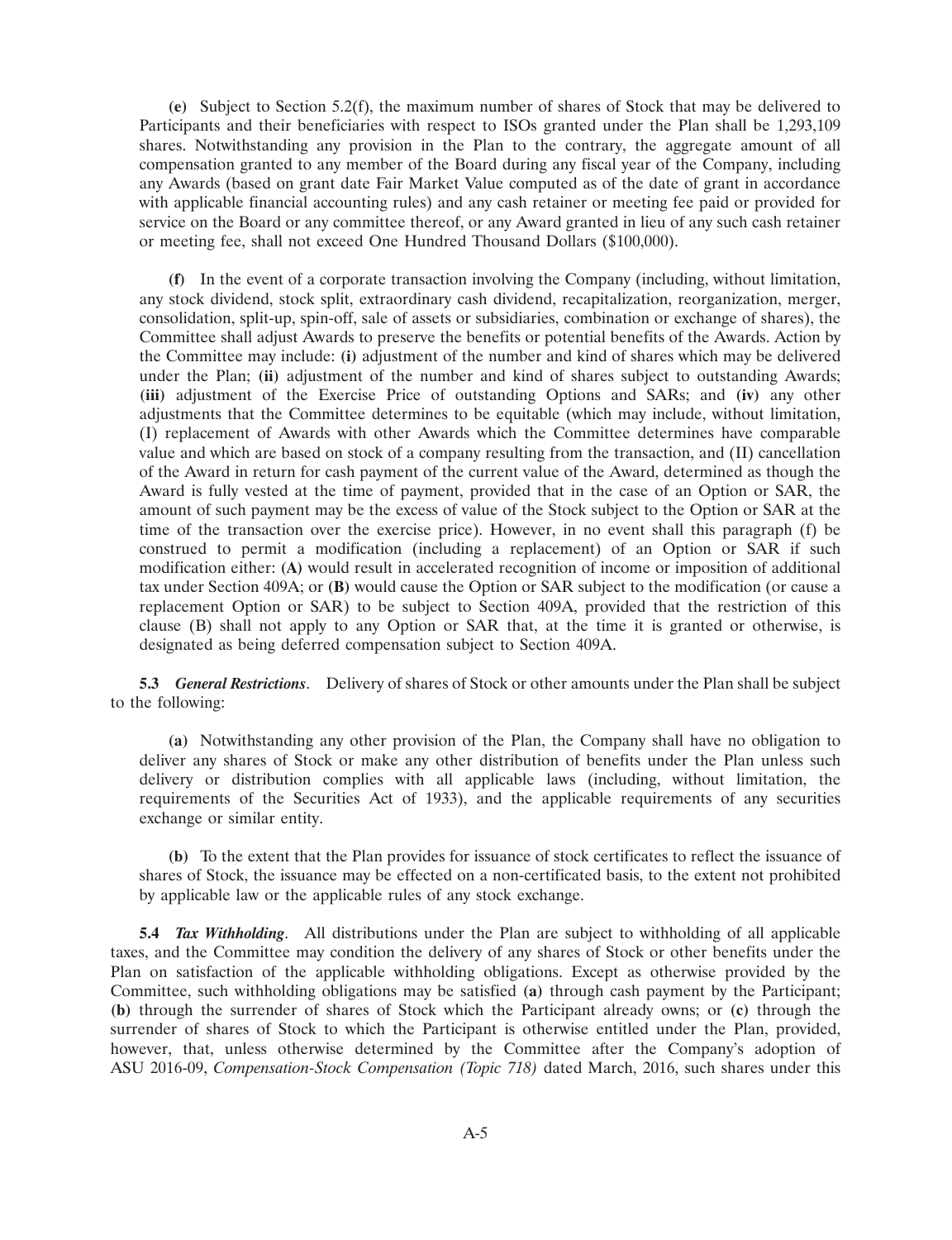**(e)** Subject to Section 5.2(f), the maximum number of shares of Stock that may be delivered to Participants and their beneficiaries with respect to ISOs granted under the Plan shall be 1,293,109 shares. Notwithstanding any provision in the Plan to the contrary, the aggregate amount of all compensation granted to any member of the Board during any fiscal year of the Company, including any Awards (based on grant date Fair Market Value computed as of the date of grant in accordance with applicable financial accounting rules) and any cash retainer or meeting fee paid or provided for service on the Board or any committee thereof, or any Award granted in lieu of any such cash retainer or meeting fee, shall not exceed One Hundred Thousand Dollars ($100,000).

**(f)** In the event of a corporate transaction involving the Company (including, without limitation, any stock dividend, stock split, extraordinary cash dividend, recapitalization, reorganization, merger, consolidation, split-up, spin-off, sale of assets or subsidiaries, combination or exchange of shares), the Committee shall adjust Awards to preserve the benefits or potential benefits of the Awards. Action by the Committee may include: **(i)** adjustment of the number and kind of shares which may be delivered under the Plan; **(ii)** adjustment of the number and kind of shares subject to outstanding Awards; **(iii)** adjustment of the Exercise Price of outstanding Options and SARs; and **(iv)** any other adjustments that the Committee determines to be equitable (which may include, without limitation, (I) replacement of Awards with other Awards which the Committee determines have comparable value and which are based on stock of a company resulting from the transaction, and (II) cancellation of the Award in return for cash payment of the current value of the Award, determined as though the Award is fully vested at the time of payment, provided that in the case of an Option or SAR, the amount of such payment may be the excess of value of the Stock subject to the Option or SAR at the time of the transaction over the exercise price). However, in no event shall this paragraph (f) be construed to permit a modification (including a replacement) of an Option or SAR if such modification either: **(A)** would result in accelerated recognition of income or imposition of additional tax under Section 409A; or **(B)** would cause the Option or SAR subject to the modification (or cause a replacement Option or SAR) to be subject to Section 409A, provided that the restriction of this clause (B) shall not apply to any Option or SAR that, at the time it is granted or otherwise, is designated as being deferred compensation subject to Section 409A.

**5.3** ***General Restrictions***. Delivery of shares of Stock or other amounts under the Plan shall be subject to the following:

**(a)** Notwithstanding any other provision of the Plan, the Company shall have no obligation to deliver any shares of Stock or make any other distribution of benefits under the Plan unless such delivery or distribution complies with all applicable laws (including, without limitation, the requirements of the Securities Act of 1933), and the applicable requirements of any securities exchange or similar entity.

**(b)** To the extent that the Plan provides for issuance of stock certificates to reflect the issuance of shares of Stock, the issuance may be effected on a non-certificated basis, to the extent not prohibited by applicable law or the applicable rules of any stock exchange.

**5.4** ***Tax Withholding***. All distributions under the Plan are subject to withholding of all applicable taxes, and the Committee may condition the delivery of any shares of Stock or other benefits under the Plan on satisfaction of the applicable withholding obligations. Except as otherwise provided by the Committee, such withholding obligations may be satisfied **(a)** through cash payment by the Participant; **(b)** through the surrender of shares of Stock which the Participant already owns; or **(c)** through the surrender of shares of Stock to which the Participant is otherwise entitled under the Plan, provided, however, that, unless otherwise determined by the Committee after the Company's adoption of ASU 2016-09, *Compensation-Stock Compensation (Topic 718)* dated March, 2016, such shares under this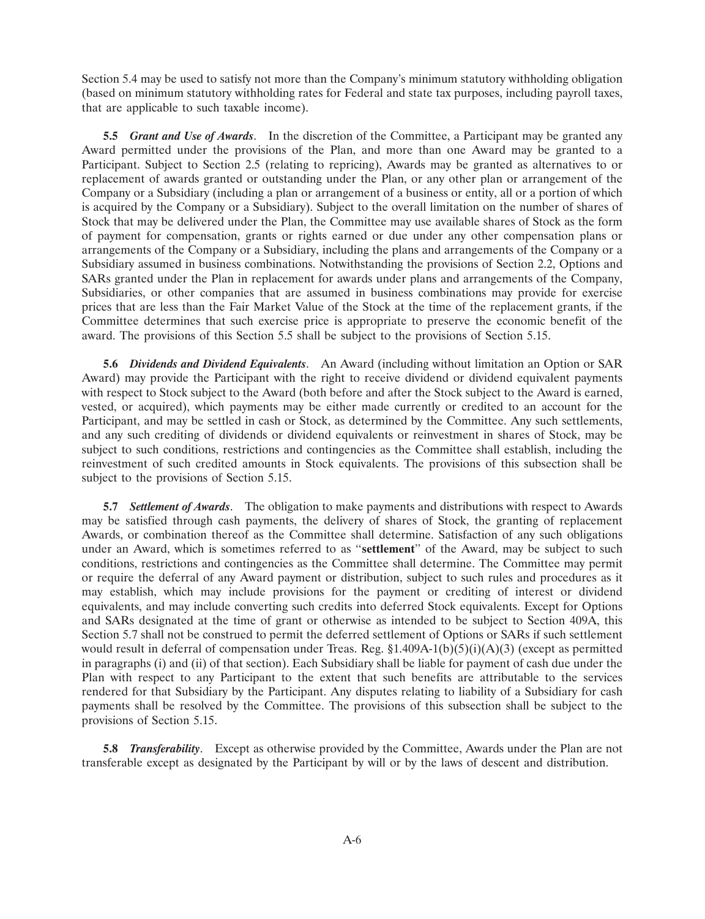Section 5.4 may be used to satisfy not more than the Company's minimum statutory withholding obligation (based on minimum statutory withholding rates for Federal and state tax purposes, including payroll taxes, that are applicable to such taxable income).

**5.5** ***Grant and Use of Awards***. In the discretion of the Committee, a Participant may be granted any Award permitted under the provisions of the Plan, and more than one Award may be granted to a Participant. Subject to Section 2.5 (relating to repricing), Awards may be granted as alternatives to or replacement of awards granted or outstanding under the Plan, or any other plan or arrangement of the Company or a Subsidiary (including a plan or arrangement of a business or entity, all or a portion of which is acquired by the Company or a Subsidiary). Subject to the overall limitation on the number of shares of Stock that may be delivered under the Plan, the Committee may use available shares of Stock as the form of payment for compensation, grants or rights earned or due under any other compensation plans or arrangements of the Company or a Subsidiary, including the plans and arrangements of the Company or a Subsidiary assumed in business combinations. Notwithstanding the provisions of Section 2.2, Options and SARs granted under the Plan in replacement for awards under plans and arrangements of the Company, Subsidiaries, or other companies that are assumed in business combinations may provide for exercise prices that are less than the Fair Market Value of the Stock at the time of the replacement grants, if the Committee determines that such exercise price is appropriate to preserve the economic benefit of the award. The provisions of this Section 5.5 shall be subject to the provisions of Section 5.15.

**5.6** ***Dividends and Dividend Equivalents***. An Award (including without limitation an Option or SAR Award) may provide the Participant with the right to receive dividend or dividend equivalent payments with respect to Stock subject to the Award (both before and after the Stock subject to the Award is earned, vested, or acquired), which payments may be either made currently or credited to an account for the Participant, and may be settled in cash or Stock, as determined by the Committee. Any such settlements, and any such crediting of dividends or dividend equivalents or reinvestment in shares of Stock, may be subject to such conditions, restrictions and contingencies as the Committee shall establish, including the reinvestment of such credited amounts in Stock equivalents. The provisions of this subsection shall be subject to the provisions of Section 5.15.

**5.7** ***Settlement of Awards***. The obligation to make payments and distributions with respect to Awards may be satisfied through cash payments, the delivery of shares of Stock, the granting of replacement Awards, or combination thereof as the Committee shall determine. Satisfaction of any such obligations under an Award, which is sometimes referred to as "**settlement**" of the Award, may be subject to such conditions, restrictions and contingencies as the Committee shall determine. The Committee may permit or require the deferral of any Award payment or distribution, subject to such rules and procedures as it may establish, which may include provisions for the payment or crediting of interest or dividend equivalents, and may include converting such credits into deferred Stock equivalents. Except for Options and SARs designated at the time of grant or otherwise as intended to be subject to Section 409A, this Section 5.7 shall not be construed to permit the deferred settlement of Options or SARs if such settlement would result in deferral of compensation under Treas. Reg. §1.409A-1(b)(5)(i)(A)(3) (except as permitted in paragraphs (i) and (ii) of that section). Each Subsidiary shall be liable for payment of cash due under the Plan with respect to any Participant to the extent that such benefits are attributable to the services rendered for that Subsidiary by the Participant. Any disputes relating to liability of a Subsidiary for cash payments shall be resolved by the Committee. The provisions of this subsection shall be subject to the provisions of Section 5.15.

**5.8** ***Transferability***. Except as otherwise provided by the Committee, Awards under the Plan are not transferable except as designated by the Participant by will or by the laws of descent and distribution.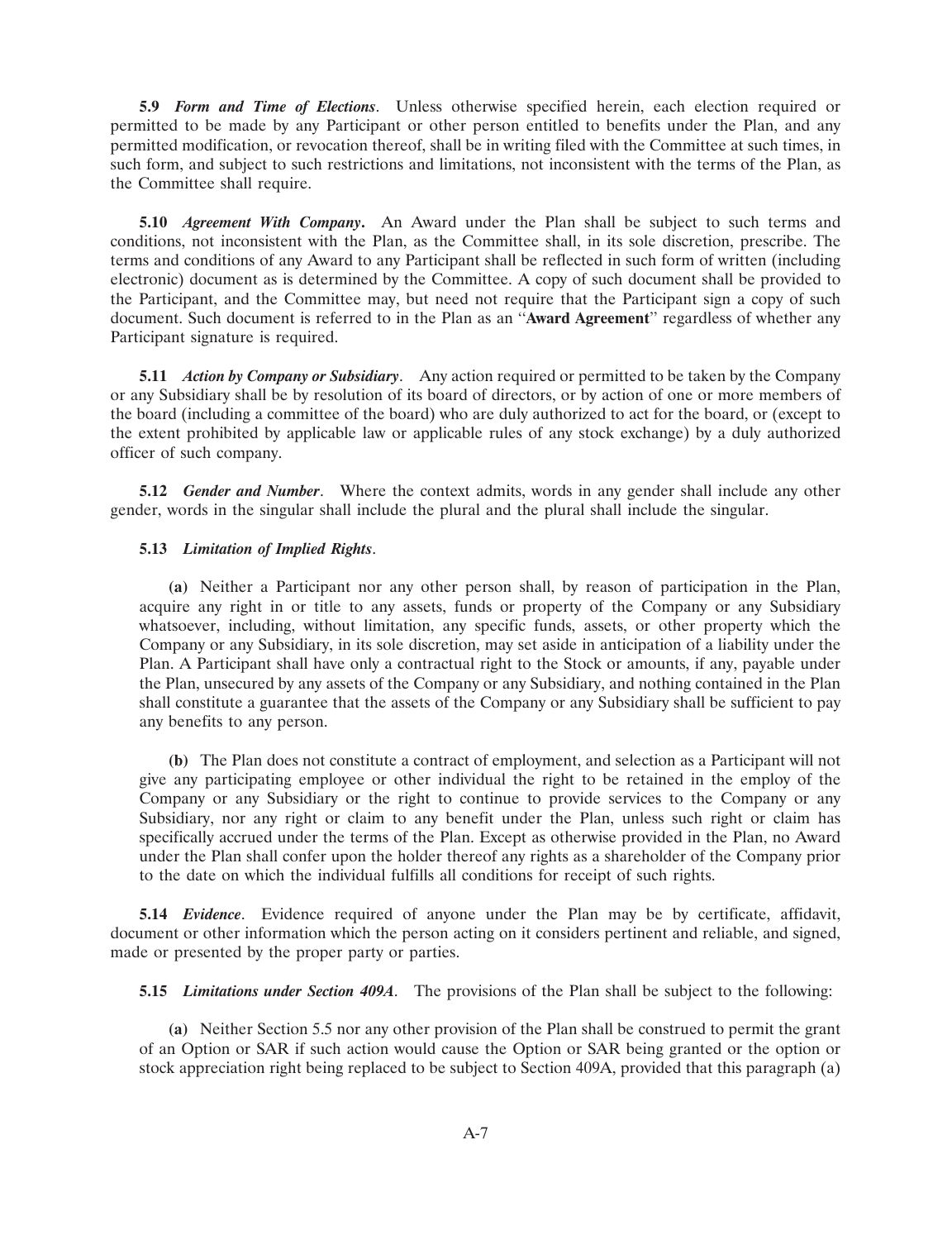**5.9** ***Form and Time of Elections***. Unless otherwise specified herein, each election required or permitted to be made by any Participant or other person entitled to benefits under the Plan, and any permitted modification, or revocation thereof, shall be in writing filed with the Committee at such times, in such form, and subject to such restrictions and limitations, not inconsistent with the terms of the Plan, as the Committee shall require.

**5.10** ***Agreement With Company***. An Award under the Plan shall be subject to such terms and conditions, not inconsistent with the Plan, as the Committee shall, in its sole discretion, prescribe. The terms and conditions of any Award to any Participant shall be reflected in such form of written (including electronic) document as is determined by the Committee. A copy of such document shall be provided to the Participant, and the Committee may, but need not require that the Participant sign a copy of such document. Such document is referred to in the Plan as an "**Award Agreement**" regardless of whether any Participant signature is required.

**5.11** ***Action by Company or Subsidiary***. Any action required or permitted to be taken by the Company or any Subsidiary shall be by resolution of its board of directors, or by action of one or more members of the board (including a committee of the board) who are duly authorized to act for the board, or (except to the extent prohibited by applicable law or applicable rules of any stock exchange) by a duly authorized officer of such company.

**5.12** ***Gender and Number***. Where the context admits, words in any gender shall include any other gender, words in the singular shall include the plural and the plural shall include the singular.

**5.13** ***Limitation of Implied Rights***.

**(a)** Neither a Participant nor any other person shall, by reason of participation in the Plan, acquire any right in or title to any assets, funds or property of the Company or any Subsidiary whatsoever, including, without limitation, any specific funds, assets, or other property which the Company or any Subsidiary, in its sole discretion, may set aside in anticipation of a liability under the Plan. A Participant shall have only a contractual right to the Stock or amounts, if any, payable under the Plan, unsecured by any assets of the Company or any Subsidiary, and nothing contained in the Plan shall constitute a guarantee that the assets of the Company or any Subsidiary shall be sufficient to pay any benefits to any person.

**(b)** The Plan does not constitute a contract of employment, and selection as a Participant will not give any participating employee or other individual the right to be retained in the employ of the Company or any Subsidiary or the right to continue to provide services to the Company or any Subsidiary, nor any right or claim to any benefit under the Plan, unless such right or claim has specifically accrued under the terms of the Plan. Except as otherwise provided in the Plan, no Award under the Plan shall confer upon the holder thereof any rights as a shareholder of the Company prior to the date on which the individual fulfills all conditions for receipt of such rights.

**5.14** ***Evidence***. Evidence required of anyone under the Plan may be by certificate, affidavit, document or other information which the person acting on it considers pertinent and reliable, and signed, made or presented by the proper party or parties.

**5.15** ***Limitations under Section 409A***. The provisions of the Plan shall be subject to the following:

**(a)** Neither Section 5.5 nor any other provision of the Plan shall be construed to permit the grant of an Option or SAR if such action would cause the Option or SAR being granted or the option or stock appreciation right being replaced to be subject to Section 409A, provided that this paragraph (a)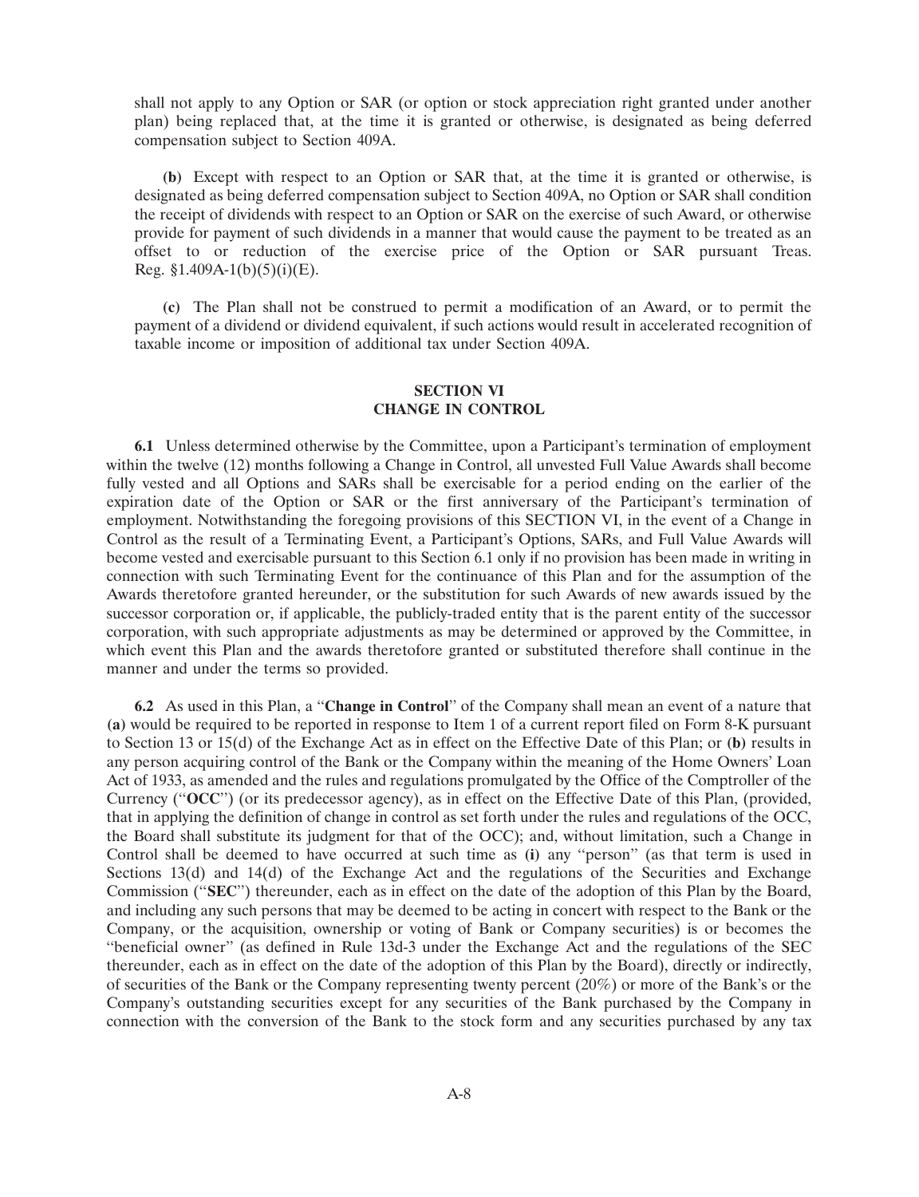shall not apply to any Option or SAR (or option or stock appreciation right granted under another plan) being replaced that, at the time it is granted or otherwise, is designated as being deferred compensation subject to Section 409A.

**(b)** Except with respect to an Option or SAR that, at the time it is granted or otherwise, is designated as being deferred compensation subject to Section 409A, no Option or SAR shall condition the receipt of dividends with respect to an Option or SAR on the exercise of such Award, or otherwise provide for payment of such dividends in a manner that would cause the payment to be treated as an offset to or reduction of the exercise price of the Option or SAR pursuant Treas. Reg. §1.409A-1(b)(5)(i)(E).

**(c)** The Plan shall not be construed to permit a modification of an Award, or to permit the payment of a dividend or dividend equivalent, if such actions would result in accelerated recognition of taxable income or imposition of additional tax under Section 409A.

## SECTION VI
## CHANGE IN CONTROL

**6.1** Unless determined otherwise by the Committee, upon a Participant's termination of employment within the twelve (12) months following a Change in Control, all unvested Full Value Awards shall become fully vested and all Options and SARs shall be exercisable for a period ending on the earlier of the expiration date of the Option or SAR or the first anniversary of the Participant's termination of employment. Notwithstanding the foregoing provisions of this SECTION VI, in the event of a Change in Control as the result of a Terminating Event, a Participant's Options, SARs, and Full Value Awards will become vested and exercisable pursuant to this Section 6.1 only if no provision has been made in writing in connection with such Terminating Event for the continuance of this Plan and for the assumption of the Awards theretofore granted hereunder, or the substitution for such Awards of new awards issued by the successor corporation or, if applicable, the publicly-traded entity that is the parent entity of the successor corporation, with such appropriate adjustments as may be determined or approved by the Committee, in which event this Plan and the awards theretofore granted or substituted therefore shall continue in the manner and under the terms so provided.

**6.2** As used in this Plan, a "**Change in Control**" of the Company shall mean an event of a nature that **(a)** would be required to be reported in response to Item 1 of a current report filed on Form 8-K pursuant to Section 13 or 15(d) of the Exchange Act as in effect on the Effective Date of this Plan; or **(b)** results in any person acquiring control of the Bank or the Company within the meaning of the Home Owners' Loan Act of 1933, as amended and the rules and regulations promulgated by the Office of the Comptroller of the Currency ("**OCC**") (or its predecessor agency), as in effect on the Effective Date of this Plan, (provided, that in applying the definition of change in control as set forth under the rules and regulations of the OCC, the Board shall substitute its judgment for that of the OCC); and, without limitation, such a Change in Control shall be deemed to have occurred at such time as **(i)** any "person" (as that term is used in Sections 13(d) and 14(d) of the Exchange Act and the regulations of the Securities and Exchange Commission ("**SEC**") thereunder, each as in effect on the date of the adoption of this Plan by the Board, and including any such persons that may be deemed to be acting in concert with respect to the Bank or the Company, or the acquisition, ownership or voting of Bank or Company securities) is or becomes the "beneficial owner" (as defined in Rule 13d-3 under the Exchange Act and the regulations of the SEC thereunder, each as in effect on the date of the adoption of this Plan by the Board), directly or indirectly, of securities of the Bank or the Company representing twenty percent (20%) or more of the Bank's or the Company's outstanding securities except for any securities of the Bank purchased by the Company in connection with the conversion of the Bank to the stock form and any securities purchased by any tax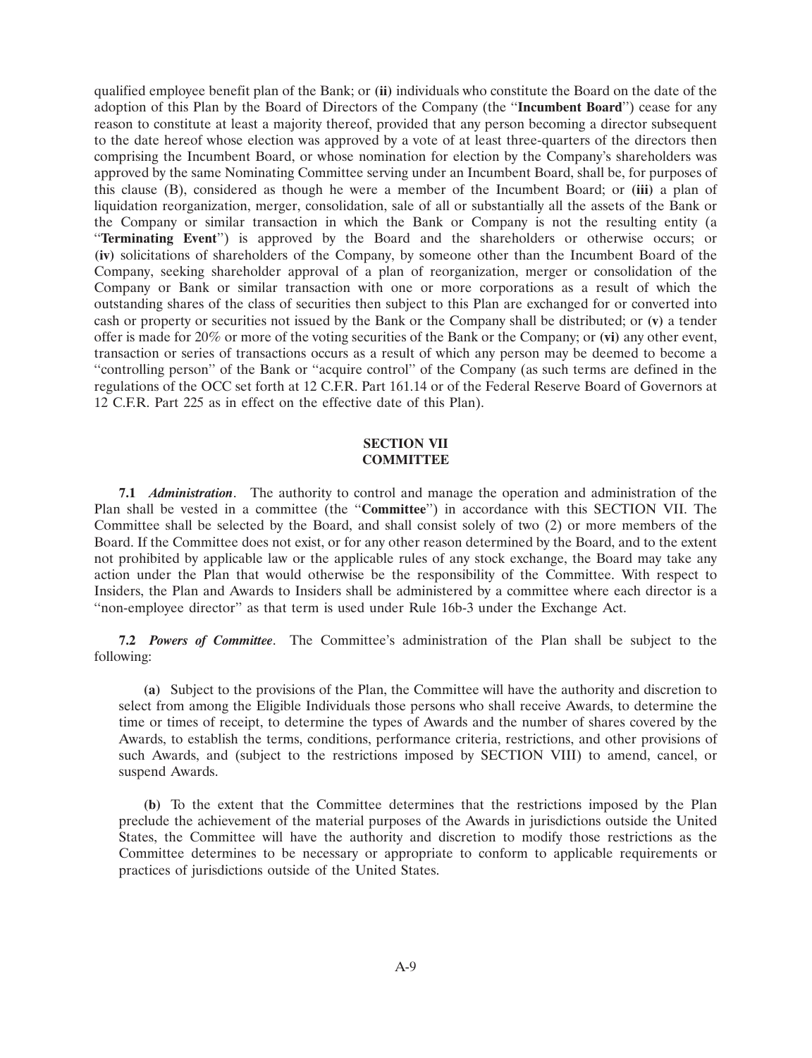qualified employee benefit plan of the Bank; or **(ii)** individuals who constitute the Board on the date of the adoption of this Plan by the Board of Directors of the Company (the "**Incumbent Board**") cease for any reason to constitute at least a majority thereof, provided that any person becoming a director subsequent to the date hereof whose election was approved by a vote of at least three-quarters of the directors then comprising the Incumbent Board, or whose nomination for election by the Company's shareholders was approved by the same Nominating Committee serving under an Incumbent Board, shall be, for purposes of this clause (B), considered as though he were a member of the Incumbent Board; or **(iii)** a plan of liquidation reorganization, merger, consolidation, sale of all or substantially all the assets of the Bank or the Company or similar transaction in which the Bank or Company is not the resulting entity (a "**Terminating Event**") is approved by the Board and the shareholders or otherwise occurs; or **(iv)** solicitations of shareholders of the Company, by someone other than the Incumbent Board of the Company, seeking shareholder approval of a plan of reorganization, merger or consolidation of the Company or Bank or similar transaction with one or more corporations as a result of which the outstanding shares of the class of securities then subject to this Plan are exchanged for or converted into cash or property or securities not issued by the Bank or the Company shall be distributed; or **(v)** a tender offer is made for 20% or more of the voting securities of the Bank or the Company; or **(vi)** any other event, transaction or series of transactions occurs as a result of which any person may be deemed to become a "controlling person" of the Bank or "acquire control" of the Company (as such terms are defined in the regulations of the OCC set forth at 12 C.F.R. Part 161.14 or of the Federal Reserve Board of Governors at 12 C.F.R. Part 225 as in effect on the effective date of this Plan).

## SECTION VII
## COMMITTEE

**7.1** ***Administration***. The authority to control and manage the operation and administration of the Plan shall be vested in a committee (the "**Committee**") in accordance with this SECTION VII. The Committee shall be selected by the Board, and shall consist solely of two (2) or more members of the Board. If the Committee does not exist, or for any other reason determined by the Board, and to the extent not prohibited by applicable law or the applicable rules of any stock exchange, the Board may take any action under the Plan that would otherwise be the responsibility of the Committee. With respect to Insiders, the Plan and Awards to Insiders shall be administered by a committee where each director is a "non-employee director" as that term is used under Rule 16b-3 under the Exchange Act.

**7.2** ***Powers of Committee***. The Committee's administration of the Plan shall be subject to the following:

**(a)** Subject to the provisions of the Plan, the Committee will have the authority and discretion to select from among the Eligible Individuals those persons who shall receive Awards, to determine the time or times of receipt, to determine the types of Awards and the number of shares covered by the Awards, to establish the terms, conditions, performance criteria, restrictions, and other provisions of such Awards, and (subject to the restrictions imposed by SECTION VIII) to amend, cancel, or suspend Awards.

**(b)** To the extent that the Committee determines that the restrictions imposed by the Plan preclude the achievement of the material purposes of the Awards in jurisdictions outside the United States, the Committee will have the authority and discretion to modify those restrictions as the Committee determines to be necessary or appropriate to conform to applicable requirements or practices of jurisdictions outside of the United States.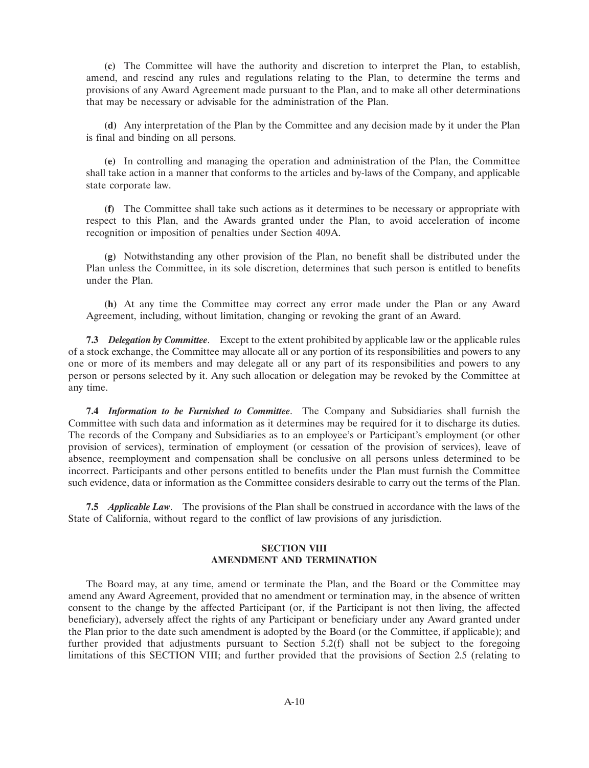**(c)** The Committee will have the authority and discretion to interpret the Plan, to establish, amend, and rescind any rules and regulations relating to the Plan, to determine the terms and provisions of any Award Agreement made pursuant to the Plan, and to make all other determinations that may be necessary or advisable for the administration of the Plan.

**(d)** Any interpretation of the Plan by the Committee and any decision made by it under the Plan is final and binding on all persons.

**(e)** In controlling and managing the operation and administration of the Plan, the Committee shall take action in a manner that conforms to the articles and by-laws of the Company, and applicable state corporate law.

**(f)** The Committee shall take such actions as it determines to be necessary or appropriate with respect to this Plan, and the Awards granted under the Plan, to avoid acceleration of income recognition or imposition of penalties under Section 409A.

**(g)** Notwithstanding any other provision of the Plan, no benefit shall be distributed under the Plan unless the Committee, in its sole discretion, determines that such person is entitled to benefits under the Plan.

**(h)** At any time the Committee may correct any error made under the Plan or any Award Agreement, including, without limitation, changing or revoking the grant of an Award.

**7.3** ***Delegation by Committee***. Except to the extent prohibited by applicable law or the applicable rules of a stock exchange, the Committee may allocate all or any portion of its responsibilities and powers to any one or more of its members and may delegate all or any part of its responsibilities and powers to any person or persons selected by it. Any such allocation or delegation may be revoked by the Committee at any time.

**7.4** ***Information to be Furnished to Committee***. The Company and Subsidiaries shall furnish the Committee with such data and information as it determines may be required for it to discharge its duties. The records of the Company and Subsidiaries as to an employee's or Participant's employment (or other provision of services), termination of employment (or cessation of the provision of services), leave of absence, reemployment and compensation shall be conclusive on all persons unless determined to be incorrect. Participants and other persons entitled to benefits under the Plan must furnish the Committee such evidence, data or information as the Committee considers desirable to carry out the terms of the Plan.

**7.5** ***Applicable Law***. The provisions of the Plan shall be construed in accordance with the laws of the State of California, without regard to the conflict of law provisions of any jurisdiction.

## SECTION VIII
## AMENDMENT AND TERMINATION

The Board may, at any time, amend or terminate the Plan, and the Board or the Committee may amend any Award Agreement, provided that no amendment or termination may, in the absence of written consent to the change by the affected Participant (or, if the Participant is not then living, the affected beneficiary), adversely affect the rights of any Participant or beneficiary under any Award granted under the Plan prior to the date such amendment is adopted by the Board (or the Committee, if applicable); and further provided that adjustments pursuant to Section 5.2(f) shall not be subject to the foregoing limitations of this SECTION VIII; and further provided that the provisions of Section 2.5 (relating to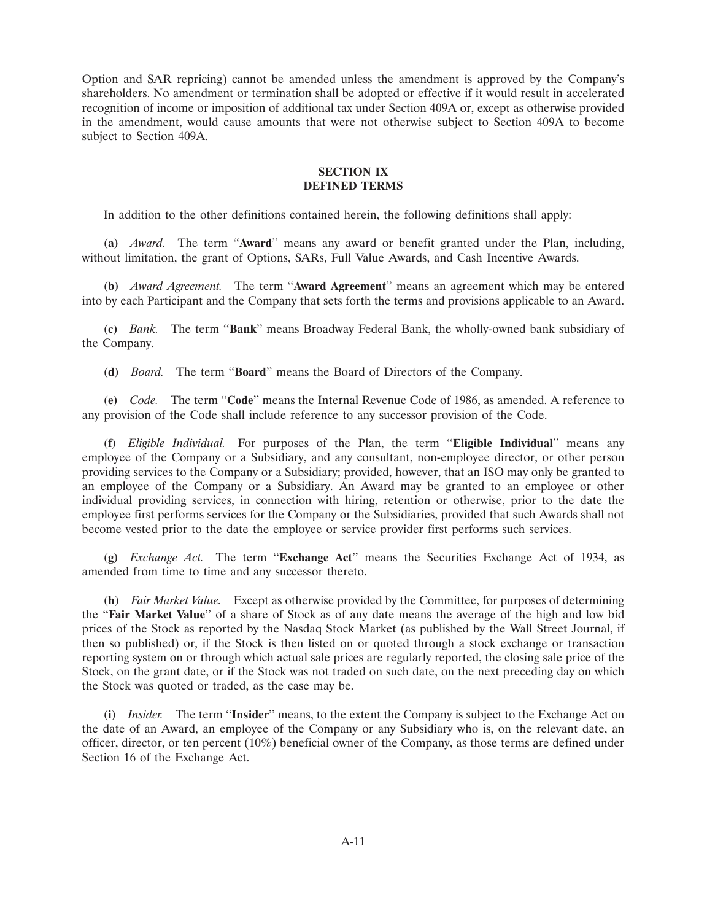Option and SAR repricing) cannot be amended unless the amendment is approved by the Company's shareholders. No amendment or termination shall be adopted or effective if it would result in accelerated recognition of income or imposition of additional tax under Section 409A or, except as otherwise provided in the amendment, would cause amounts that were not otherwise subject to Section 409A to become subject to Section 409A.

## SECTION IX
## DEFINED TERMS

In addition to the other definitions contained herein, the following definitions shall apply:

**(a)** *Award.* The term "**Award**" means any award or benefit granted under the Plan, including, without limitation, the grant of Options, SARs, Full Value Awards, and Cash Incentive Awards.

**(b)** *Award Agreement.* The term "**Award Agreement**" means an agreement which may be entered into by each Participant and the Company that sets forth the terms and provisions applicable to an Award.

**(c)** *Bank.* The term "**Bank**" means Broadway Federal Bank, the wholly-owned bank subsidiary of the Company.

**(d)** *Board.* The term "**Board**" means the Board of Directors of the Company.

**(e)** *Code.* The term "**Code**" means the Internal Revenue Code of 1986, as amended. A reference to any provision of the Code shall include reference to any successor provision of the Code.

**(f)** *Eligible Individual.* For purposes of the Plan, the term "**Eligible Individual**" means any employee of the Company or a Subsidiary, and any consultant, non-employee director, or other person providing services to the Company or a Subsidiary; provided, however, that an ISO may only be granted to an employee of the Company or a Subsidiary. An Award may be granted to an employee or other individual providing services, in connection with hiring, retention or otherwise, prior to the date the employee first performs services for the Company or the Subsidiaries, provided that such Awards shall not become vested prior to the date the employee or service provider first performs such services.

**(g)** *Exchange Act.* The term "**Exchange Act**" means the Securities Exchange Act of 1934, as amended from time to time and any successor thereto.

**(h)** *Fair Market Value.* Except as otherwise provided by the Committee, for purposes of determining the "**Fair Market Value**" of a share of Stock as of any date means the average of the high and low bid prices of the Stock as reported by the Nasdaq Stock Market (as published by the Wall Street Journal, if then so published) or, if the Stock is then listed on or quoted through a stock exchange or transaction reporting system on or through which actual sale prices are regularly reported, the closing sale price of the Stock, on the grant date, or if the Stock was not traded on such date, on the next preceding day on which the Stock was quoted or traded, as the case may be.

**(i)** *Insider.* The term "**Insider**" means, to the extent the Company is subject to the Exchange Act on the date of an Award, an employee of the Company or any Subsidiary who is, on the relevant date, an officer, director, or ten percent (10%) beneficial owner of the Company, as those terms are defined under Section 16 of the Exchange Act.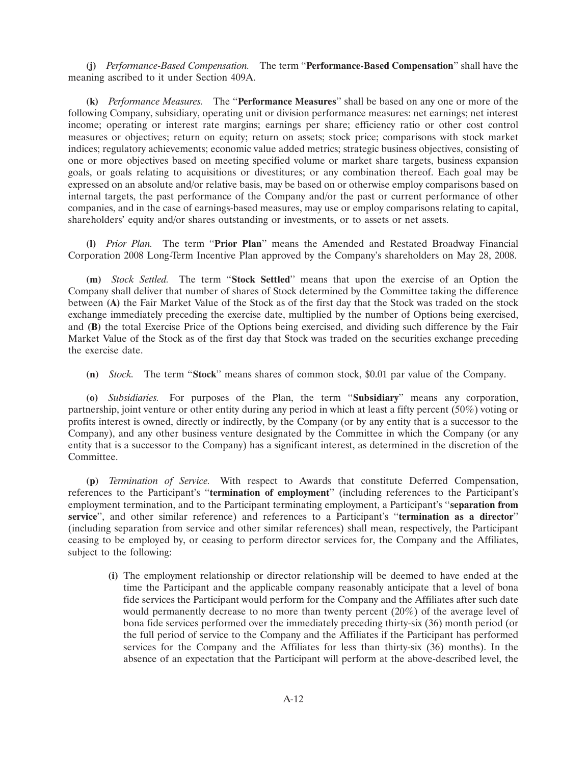**(j)** *Performance-Based Compensation.* The term "**Performance-Based Compensation**" shall have the meaning ascribed to it under Section 409A.

**(k)** *Performance Measures.* The "**Performance Measures**" shall be based on any one or more of the following Company, subsidiary, operating unit or division performance measures: net earnings; net interest income; operating or interest rate margins; earnings per share; efficiency ratio or other cost control measures or objectives; return on equity; return on assets; stock price; comparisons with stock market indices; regulatory achievements; economic value added metrics; strategic business objectives, consisting of one or more objectives based on meeting specified volume or market share targets, business expansion goals, or goals relating to acquisitions or divestitures; or any combination thereof. Each goal may be expressed on an absolute and/or relative basis, may be based on or otherwise employ comparisons based on internal targets, the past performance of the Company and/or the past or current performance of other companies, and in the case of earnings-based measures, may use or employ comparisons relating to capital, shareholders' equity and/or shares outstanding or investments, or to assets or net assets.

**(l)** *Prior Plan.* The term "**Prior Plan**" means the Amended and Restated Broadway Financial Corporation 2008 Long-Term Incentive Plan approved by the Company's shareholders on May 28, 2008.

**(m)** *Stock Settled.* The term "**Stock Settled**" means that upon the exercise of an Option the Company shall deliver that number of shares of Stock determined by the Committee taking the difference between **(A)** the Fair Market Value of the Stock as of the first day that the Stock was traded on the stock exchange immediately preceding the exercise date, multiplied by the number of Options being exercised, and **(B)** the total Exercise Price of the Options being exercised, and dividing such difference by the Fair Market Value of the Stock as of the first day that Stock was traded on the securities exchange preceding the exercise date.

**(n)** *Stock.* The term "**Stock**" means shares of common stock, $0.01 par value of the Company.

**(o)** *Subsidiaries.* For purposes of the Plan, the term "**Subsidiary**" means any corporation, partnership, joint venture or other entity during any period in which at least a fifty percent (50%) voting or profits interest is owned, directly or indirectly, by the Company (or by any entity that is a successor to the Company), and any other business venture designated by the Committee in which the Company (or any entity that is a successor to the Company) has a significant interest, as determined in the discretion of the Committee.

**(p)** *Termination of Service.* With respect to Awards that constitute Deferred Compensation, references to the Participant's "**termination of employment**" (including references to the Participant's employment termination, and to the Participant terminating employment, a Participant's "**separation from service**", and other similar reference) and references to a Participant's "**termination as a director**" (including separation from service and other similar references) shall mean, respectively, the Participant ceasing to be employed by, or ceasing to perform director services for, the Company and the Affiliates, subject to the following:

- **(i)** The employment relationship or director relationship will be deemed to have ended at the time the Participant and the applicable company reasonably anticipate that a level of bona fide services the Participant would perform for the Company and the Affiliates after such date would permanently decrease to no more than twenty percent (20%) of the average level of bona fide services performed over the immediately preceding thirty-six (36) month period (or the full period of service to the Company and the Affiliates if the Participant has performed services for the Company and the Affiliates for less than thirty-six (36) months). In the absence of an expectation that the Participant will perform at the above-described level, the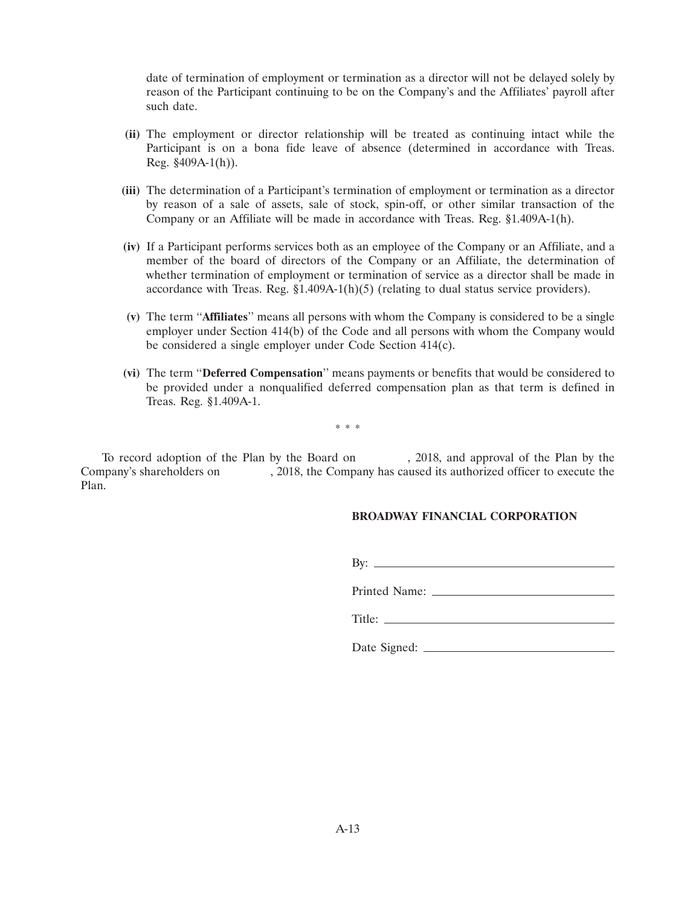date of termination of employment or termination as a director will not be delayed solely by reason of the Participant continuing to be on the Company's and the Affiliates' payroll after such date.

**(ii)** The employment or director relationship will be treated as continuing intact while the Participant is on a bona fide leave of absence (determined in accordance with Treas. Reg. §409A-1(h)).

**(iii)** The determination of a Participant's termination of employment or termination as a director by reason of a sale of assets, sale of stock, spin-off, or other similar transaction of the Company or an Affiliate will be made in accordance with Treas. Reg. §1.409A-1(h).

**(iv)** If a Participant performs services both as an employee of the Company or an Affiliate, and a member of the board of directors of the Company or an Affiliate, the determination of whether termination of employment or termination of service as a director shall be made in accordance with Treas. Reg. §1.409A-1(h)(5) (relating to dual status service providers).

**(v)** The term "**Affiliates**" means all persons with whom the Company is considered to be a single employer under Section 414(b) of the Code and all persons with whom the Company would be considered a single employer under Code Section 414(c).

**(vi)** The term "**Deferred Compensation**" means payments or benefits that would be considered to be provided under a nonqualified deferred compensation plan as that term is defined in Treas. Reg. §1.409A-1.

\* \* \*

To record adoption of the Plan by the Board on , 2018, and approval of the Plan by the Company's shareholders on , 2018, the Company has caused its authorized officer to execute the Plan.

**BROADWAY FINANCIAL CORPORATION**

By: \_\_\_\_\_\_\_\_\_\_\_\_\_\_\_\_\_\_\_\_\_\_\_\_\_\_\_\_\_\_\_\_\_\_\_\_

Printed Name: \_\_\_\_\_\_\_\_\_\_\_\_\_\_\_\_\_\_\_\_\_\_\_\_\_\_\_\_

Title: \_\_\_\_\_\_\_\_\_\_\_\_\_\_\_\_\_\_\_\_\_\_\_\_\_\_\_\_\_\_\_\_\_\_\_

Date Signed: \_\_\_\_\_\_\_\_\_\_\_\_\_\_\_\_\_\_\_\_\_\_\_\_\_\_\_\_\_